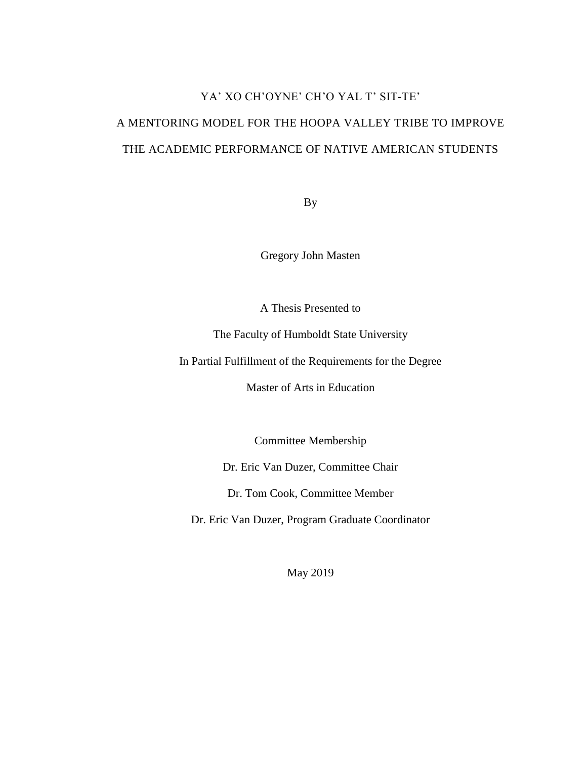# YA' XO CH'OYNE' CH'O YAL T' SIT-TE'

# A MENTORING MODEL FOR THE HOOPA VALLEY TRIBE TO IMPROVE THE ACADEMIC PERFORMANCE OF NATIVE AMERICAN STUDENTS

By

Gregory John Masten

A Thesis Presented to

The Faculty of Humboldt State University

In Partial Fulfillment of the Requirements for the Degree

Master of Arts in Education

Committee Membership

Dr. Eric Van Duzer, Committee Chair

Dr. Tom Cook, Committee Member

Dr. Eric Van Duzer, Program Graduate Coordinator

May 2019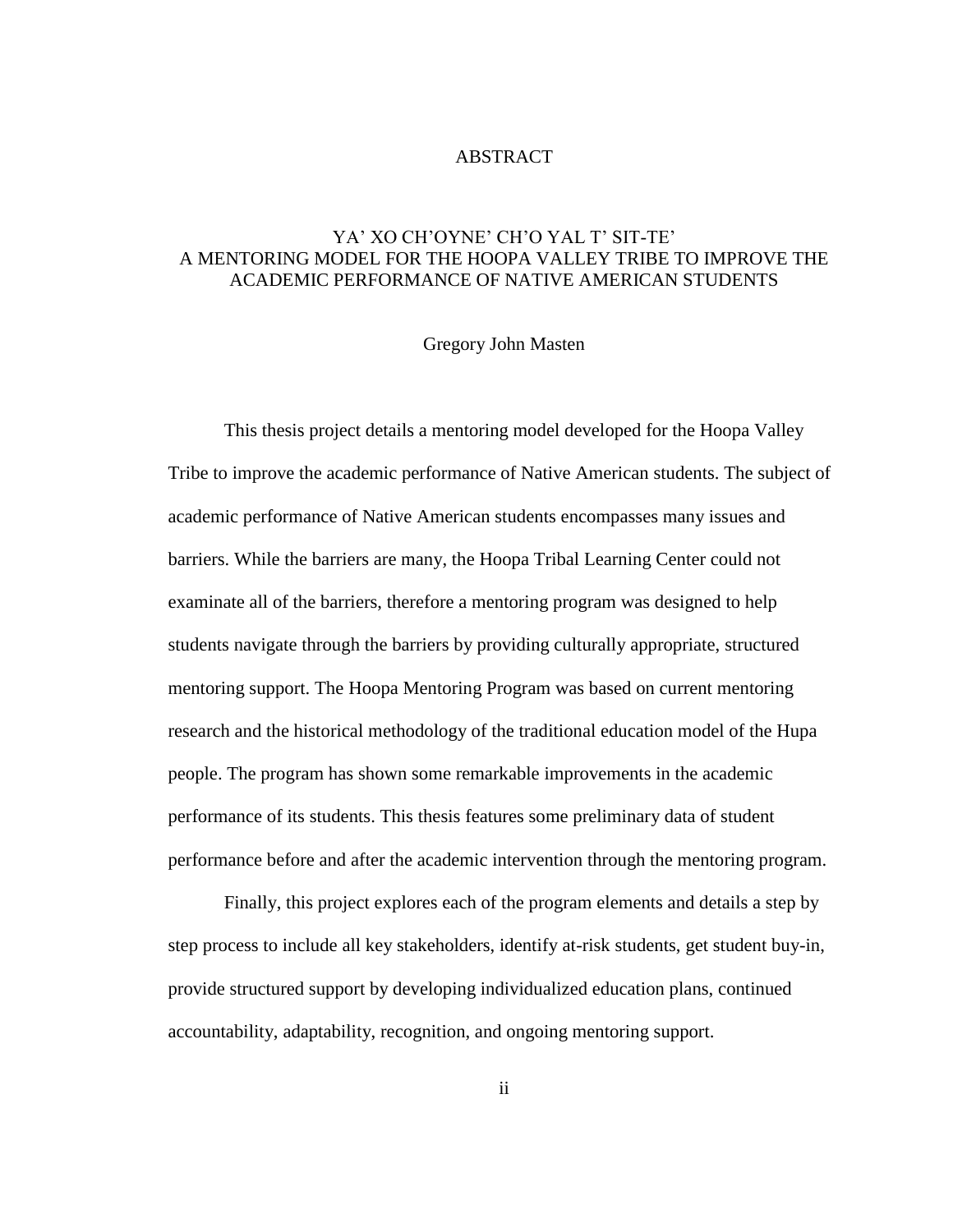# ABSTRACT

## YA' XO CH'OYNE' CH'O YAL T' SIT-TE'
## A MENTORING MODEL FOR THE HOOPA VALLEY TRIBE TO IMPROVE THE ACADEMIC PERFORMANCE OF NATIVE AMERICAN STUDENTS

Gregory John Masten

This thesis project details a mentoring model developed for the Hoopa Valley Tribe to improve the academic performance of Native American students. The subject of academic performance of Native American students encompasses many issues and barriers. While the barriers are many, the Hoopa Tribal Learning Center could not examinate all of the barriers, therefore a mentoring program was designed to help students navigate through the barriers by providing culturally appropriate, structured mentoring support. The Hoopa Mentoring Program was based on current mentoring research and the historical methodology of the traditional education model of the Hupa people. The program has shown some remarkable improvements in the academic performance of its students. This thesis features some preliminary data of student performance before and after the academic intervention through the mentoring program.

Finally, this project explores each of the program elements and details a step by step process to include all key stakeholders, identify at-risk students, get student buy-in, provide structured support by developing individualized education plans, continued accountability, adaptability, recognition, and ongoing mentoring support.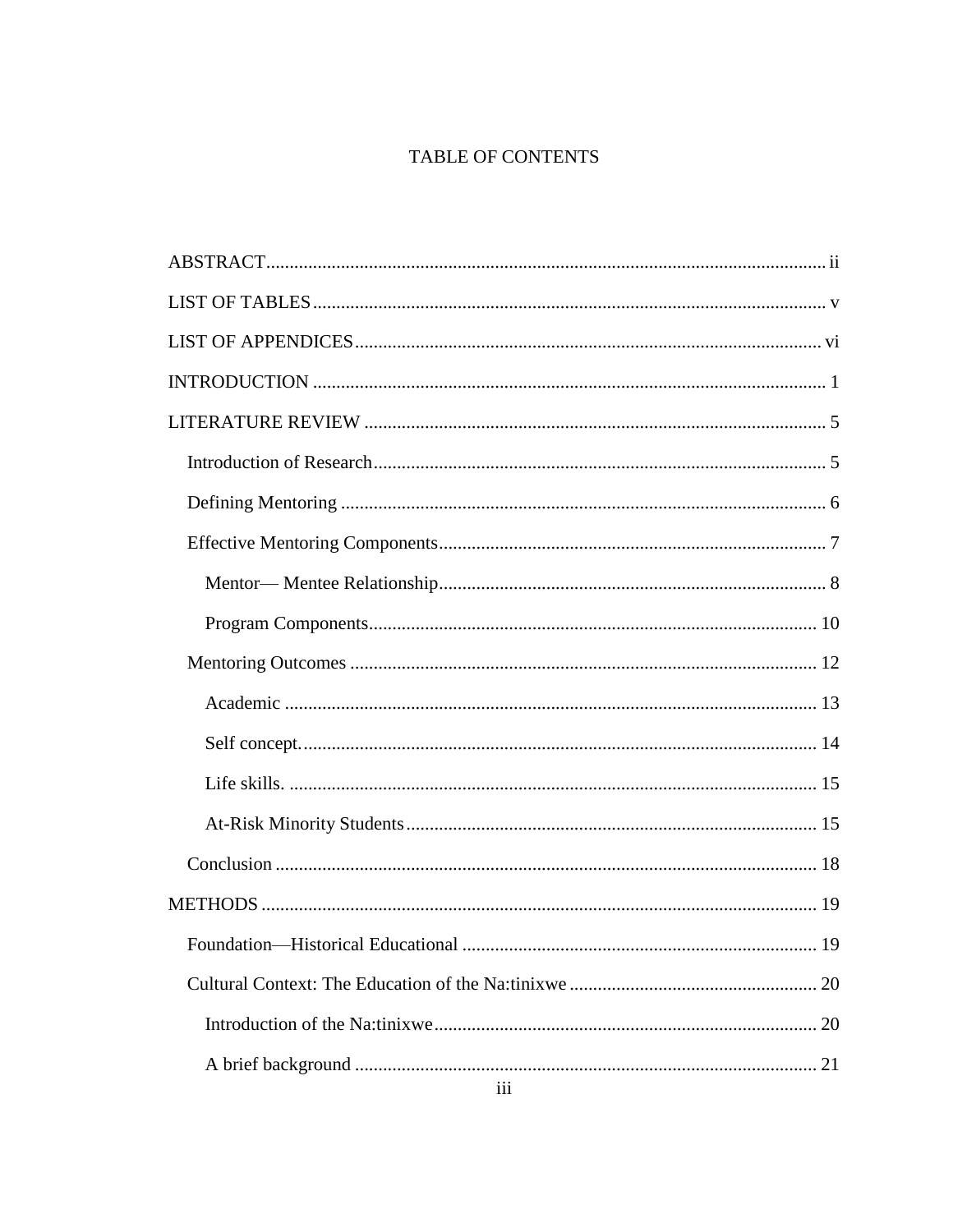# TABLE OF CONTENTS

ABSTRACT ..... ii

LIST OF TABLES ..... v

LIST OF APPENDICES ..... vi

INTRODUCTION ..... 1

LITERATURE REVIEW ..... 5

- Introduction of Research ..... 5
- Defining Mentoring ..... 6
- Effective Mentoring Components ..... 7
  - Mentor— Mentee Relationship ..... 8
  - Program Components ..... 10
- Mentoring Outcomes ..... 12
  - Academic ..... 13
  - Self concept. ..... 14
  - Life skills. ..... 15
  - At-Risk Minority Students ..... 15
- Conclusion ..... 18

METHODS ..... 19

- Foundation—Historical Educational ..... 19
- Cultural Context: The Education of the Na:tinixwe ..... 20
  - Introduction of the Na:tinixwe ..... 20
  - A brief background ..... 21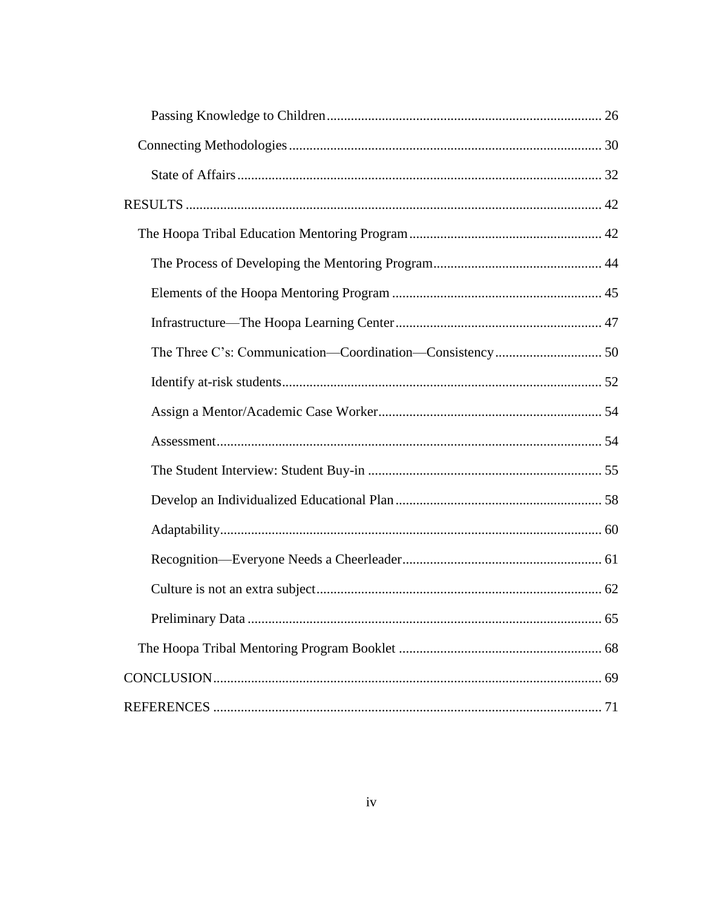Passing Knowledge to Children ........................................................................ 26

Connecting Methodologies ........................................................................ 30

State of Affairs ........................................................................ 32

RESULTS ........................................................................ 42

The Hoopa Tribal Education Mentoring Program ........................................................................ 42

The Process of Developing the Mentoring Program ........................................................................ 44

Elements of the Hoopa Mentoring Program ........................................................................ 45

Infrastructure—The Hoopa Learning Center ........................................................................ 47

The Three C's: Communication—Coordination—Consistency ........................................................................ 50

Identify at-risk students ........................................................................ 52

Assign a Mentor/Academic Case Worker ........................................................................ 54

Assessment ........................................................................ 54

The Student Interview: Student Buy-in ........................................................................ 55

Develop an Individualized Educational Plan ........................................................................ 58

Adaptability ........................................................................ 60

Recognition—Everyone Needs a Cheerleader ........................................................................ 61

Culture is not an extra subject ........................................................................ 62

Preliminary Data ........................................................................ 65

The Hoopa Tribal Mentoring Program Booklet ........................................................................ 68

CONCLUSION ........................................................................ 69

REFERENCES ........................................................................ 71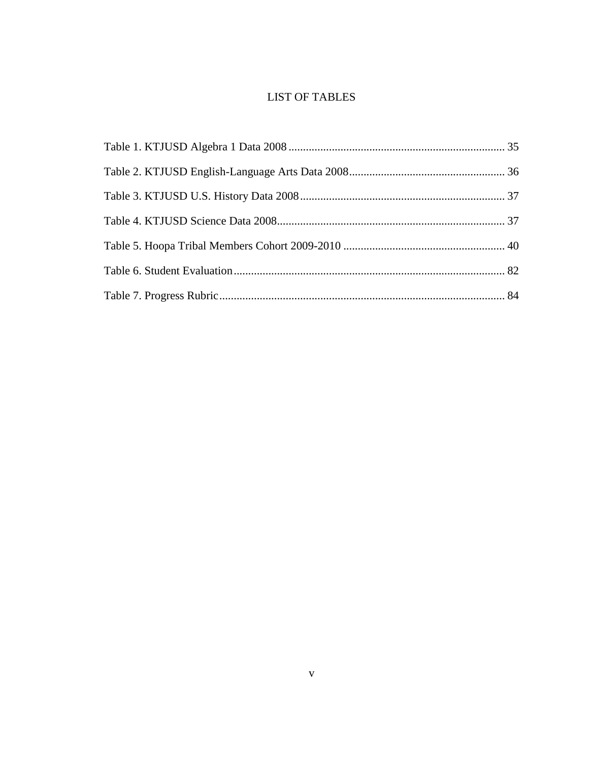# LIST OF TABLES

Table 1. KTJUSD Algebra 1 Data 2008 ........................................................................... 35

Table 2. KTJUSD English-Language Arts Data 2008...................................................... 36

Table 3. KTJUSD U.S. History Data 2008....................................................................... 37

Table 4. KTJUSD Science Data 2008............................................................................... 37

Table 5. Hoopa Tribal Members Cohort 2009-2010 ........................................................ 40

Table 6. Student Evaluation.............................................................................................. 82

Table 7. Progress Rubric................................................................................................... 84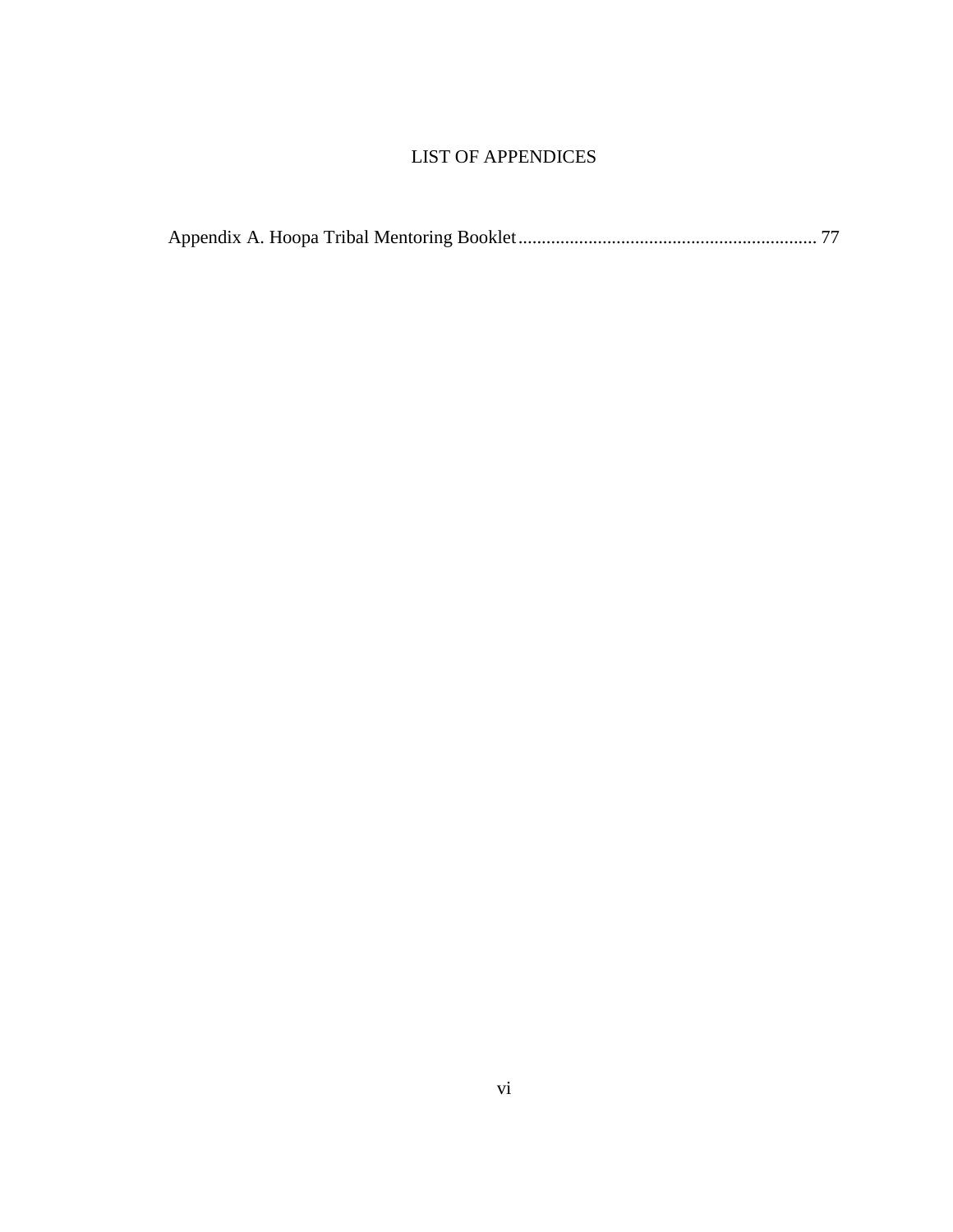# LIST OF APPENDICES

Appendix A. Hoopa Tribal Mentoring Booklet ................................................................ 77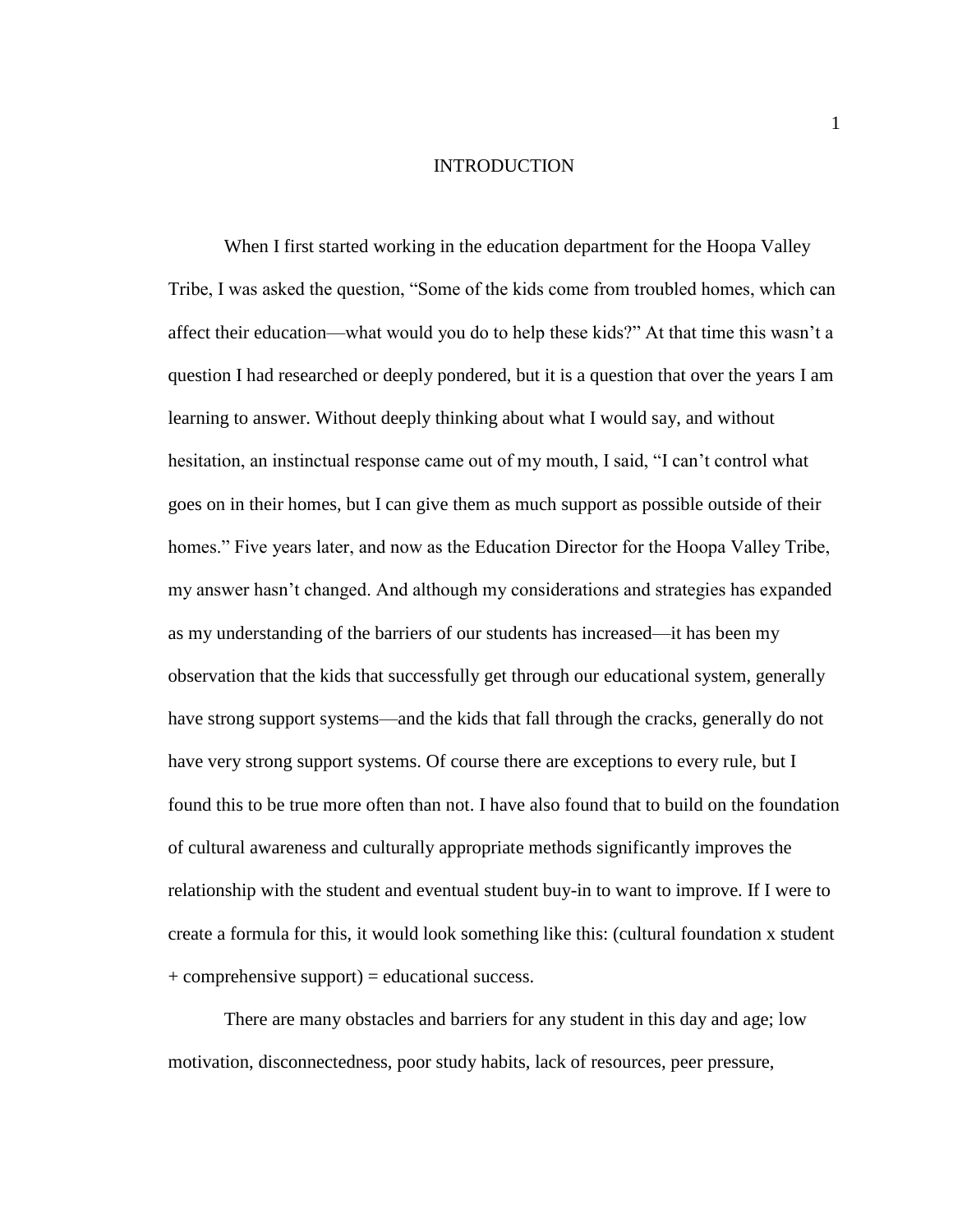# INTRODUCTION

When I first started working in the education department for the Hoopa Valley Tribe, I was asked the question, "Some of the kids come from troubled homes, which can affect their education—what would you do to help these kids?" At that time this wasn't a question I had researched or deeply pondered, but it is a question that over the years I am learning to answer. Without deeply thinking about what I would say, and without hesitation, an instinctual response came out of my mouth, I said, "I can't control what goes on in their homes, but I can give them as much support as possible outside of their homes." Five years later, and now as the Education Director for the Hoopa Valley Tribe, my answer hasn't changed. And although my considerations and strategies has expanded as my understanding of the barriers of our students has increased—it has been my observation that the kids that successfully get through our educational system, generally have strong support systems—and the kids that fall through the cracks, generally do not have very strong support systems. Of course there are exceptions to every rule, but I found this to be true more often than not. I have also found that to build on the foundation of cultural awareness and culturally appropriate methods significantly improves the relationship with the student and eventual student buy-in to want to improve. If I were to create a formula for this, it would look something like this: (cultural foundation x student + comprehensive support) = educational success.

There are many obstacles and barriers for any student in this day and age; low motivation, disconnectedness, poor study habits, lack of resources, peer pressure,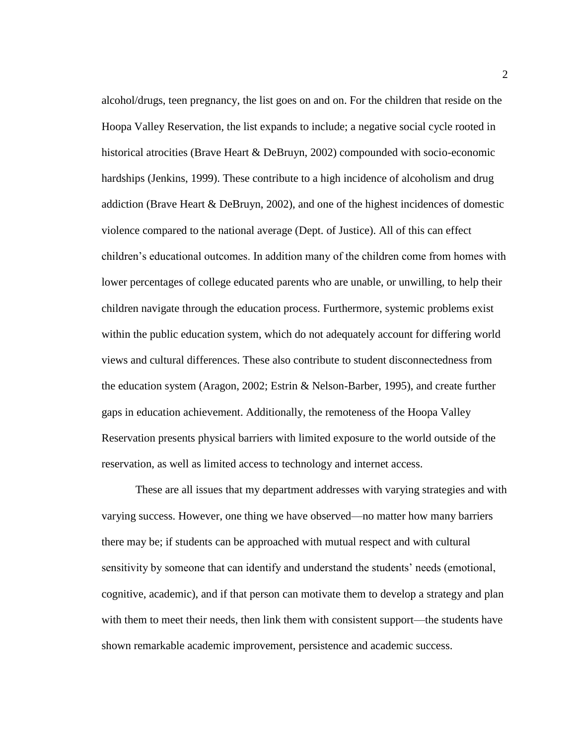alcohol/drugs, teen pregnancy, the list goes on and on. For the children that reside on the Hoopa Valley Reservation, the list expands to include; a negative social cycle rooted in historical atrocities (Brave Heart & DeBruyn, 2002) compounded with socio-economic hardships (Jenkins, 1999). These contribute to a high incidence of alcoholism and drug addiction (Brave Heart & DeBruyn, 2002), and one of the highest incidences of domestic violence compared to the national average (Dept. of Justice). All of this can effect children's educational outcomes. In addition many of the children come from homes with lower percentages of college educated parents who are unable, or unwilling, to help their children navigate through the education process. Furthermore, systemic problems exist within the public education system, which do not adequately account for differing world views and cultural differences. These also contribute to student disconnectedness from the education system (Aragon, 2002; Estrin & Nelson-Barber, 1995), and create further gaps in education achievement. Additionally, the remoteness of the Hoopa Valley Reservation presents physical barriers with limited exposure to the world outside of the reservation, as well as limited access to technology and internet access.

These are all issues that my department addresses with varying strategies and with varying success. However, one thing we have observed—no matter how many barriers there may be; if students can be approached with mutual respect and with cultural sensitivity by someone that can identify and understand the students' needs (emotional, cognitive, academic), and if that person can motivate them to develop a strategy and plan with them to meet their needs, then link them with consistent support—the students have shown remarkable academic improvement, persistence and academic success.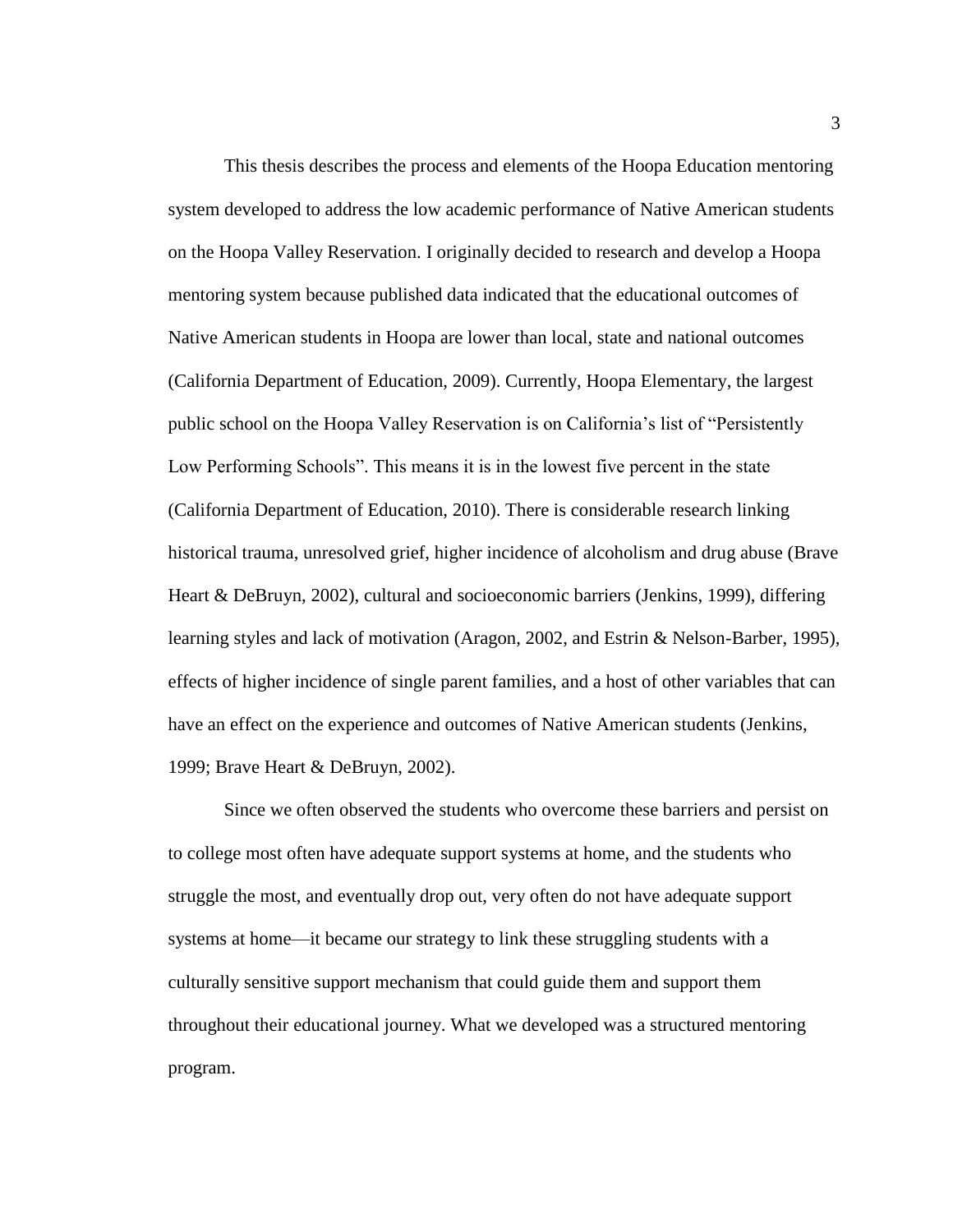This thesis describes the process and elements of the Hoopa Education mentoring system developed to address the low academic performance of Native American students on the Hoopa Valley Reservation. I originally decided to research and develop a Hoopa mentoring system because published data indicated that the educational outcomes of Native American students in Hoopa are lower than local, state and national outcomes (California Department of Education, 2009). Currently, Hoopa Elementary, the largest public school on the Hoopa Valley Reservation is on California's list of "Persistently Low Performing Schools". This means it is in the lowest five percent in the state (California Department of Education, 2010). There is considerable research linking historical trauma, unresolved grief, higher incidence of alcoholism and drug abuse (Brave Heart & DeBruyn, 2002), cultural and socioeconomic barriers (Jenkins, 1999), differing learning styles and lack of motivation (Aragon, 2002, and Estrin & Nelson-Barber, 1995), effects of higher incidence of single parent families, and a host of other variables that can have an effect on the experience and outcomes of Native American students (Jenkins, 1999; Brave Heart & DeBruyn, 2002).

Since we often observed the students who overcome these barriers and persist on to college most often have adequate support systems at home, and the students who struggle the most, and eventually drop out, very often do not have adequate support systems at home—it became our strategy to link these struggling students with a culturally sensitive support mechanism that could guide them and support them throughout their educational journey. What we developed was a structured mentoring program.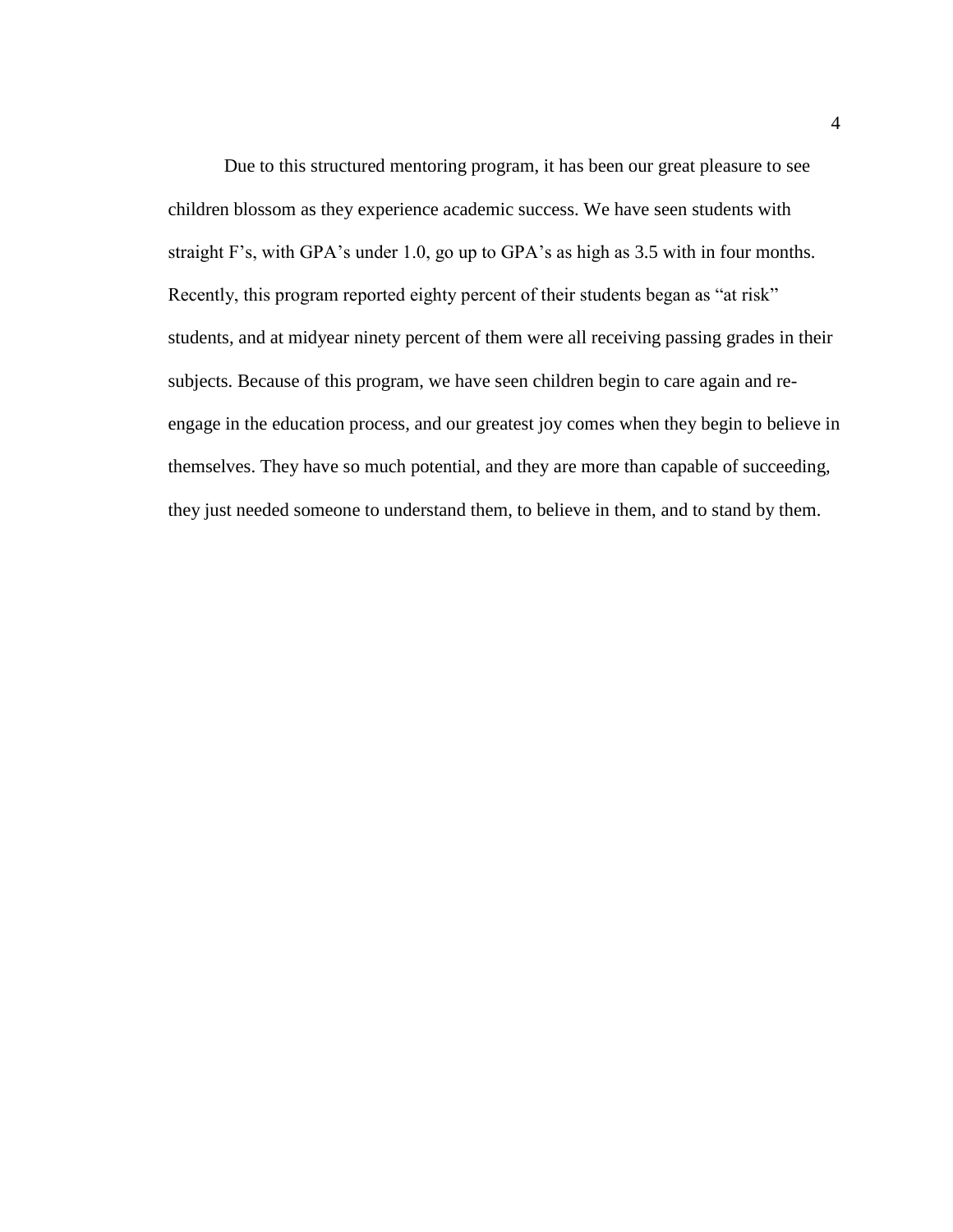Due to this structured mentoring program, it has been our great pleasure to see children blossom as they experience academic success. We have seen students with straight F's, with GPA's under 1.0, go up to GPA's as high as 3.5 with in four months. Recently, this program reported eighty percent of their students began as "at risk" students, and at midyear ninety percent of them were all receiving passing grades in their subjects. Because of this program, we have seen children begin to care again and re-engage in the education process, and our greatest joy comes when they begin to believe in themselves. They have so much potential, and they are more than capable of succeeding, they just needed someone to understand them, to believe in them, and to stand by them.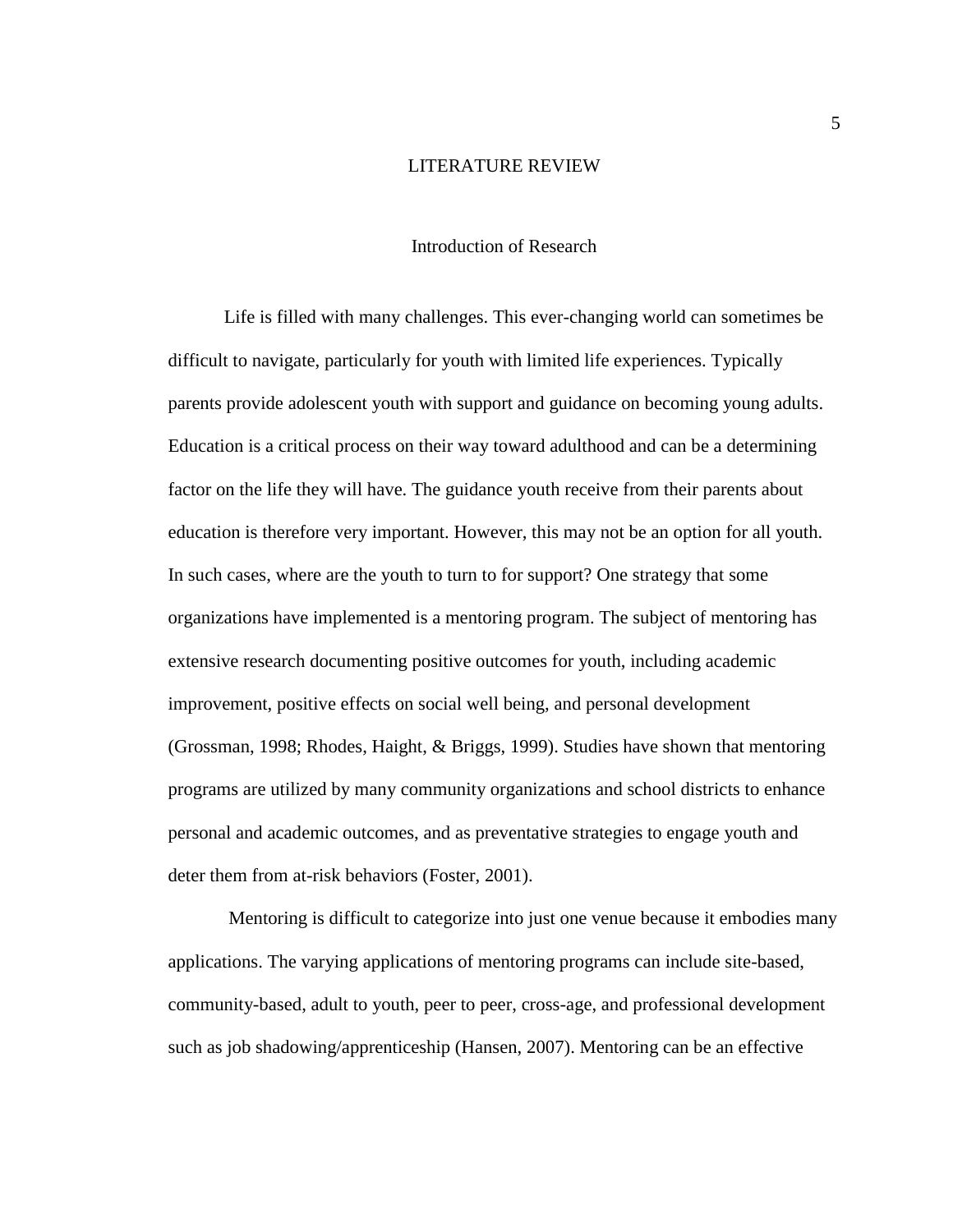# LITERATURE REVIEW

## Introduction of Research

Life is filled with many challenges. This ever-changing world can sometimes be difficult to navigate, particularly for youth with limited life experiences. Typically parents provide adolescent youth with support and guidance on becoming young adults. Education is a critical process on their way toward adulthood and can be a determining factor on the life they will have. The guidance youth receive from their parents about education is therefore very important. However, this may not be an option for all youth. In such cases, where are the youth to turn to for support? One strategy that some organizations have implemented is a mentoring program. The subject of mentoring has extensive research documenting positive outcomes for youth, including academic improvement, positive effects on social well being, and personal development (Grossman, 1998; Rhodes, Haight, & Briggs, 1999). Studies have shown that mentoring programs are utilized by many community organizations and school districts to enhance personal and academic outcomes, and as preventative strategies to engage youth and deter them from at-risk behaviors (Foster, 2001).

Mentoring is difficult to categorize into just one venue because it embodies many applications. The varying applications of mentoring programs can include site-based, community-based, adult to youth, peer to peer, cross-age, and professional development such as job shadowing/apprenticeship (Hansen, 2007). Mentoring can be an effective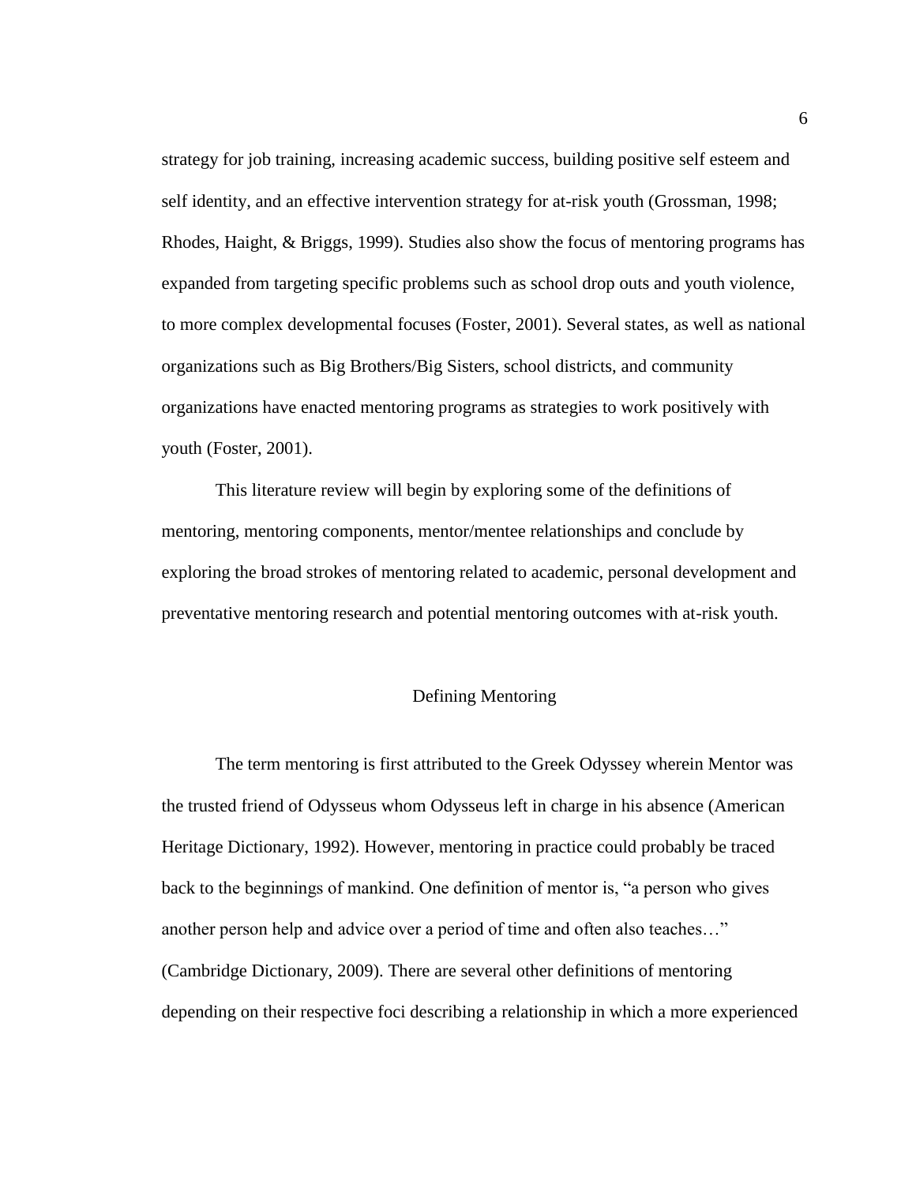strategy for job training, increasing academic success, building positive self esteem and self identity, and an effective intervention strategy for at-risk youth (Grossman, 1998; Rhodes, Haight, & Briggs, 1999). Studies also show the focus of mentoring programs has expanded from targeting specific problems such as school drop outs and youth violence, to more complex developmental focuses (Foster, 2001). Several states, as well as national organizations such as Big Brothers/Big Sisters, school districts, and community organizations have enacted mentoring programs as strategies to work positively with youth (Foster, 2001).

This literature review will begin by exploring some of the definitions of mentoring, mentoring components, mentor/mentee relationships and conclude by exploring the broad strokes of mentoring related to academic, personal development and preventative mentoring research and potential mentoring outcomes with at-risk youth.

## Defining Mentoring

The term mentoring is first attributed to the Greek Odyssey wherein Mentor was the trusted friend of Odysseus whom Odysseus left in charge in his absence (American Heritage Dictionary, 1992). However, mentoring in practice could probably be traced back to the beginnings of mankind. One definition of mentor is, "a person who gives another person help and advice over a period of time and often also teaches…" (Cambridge Dictionary, 2009). There are several other definitions of mentoring depending on their respective foci describing a relationship in which a more experienced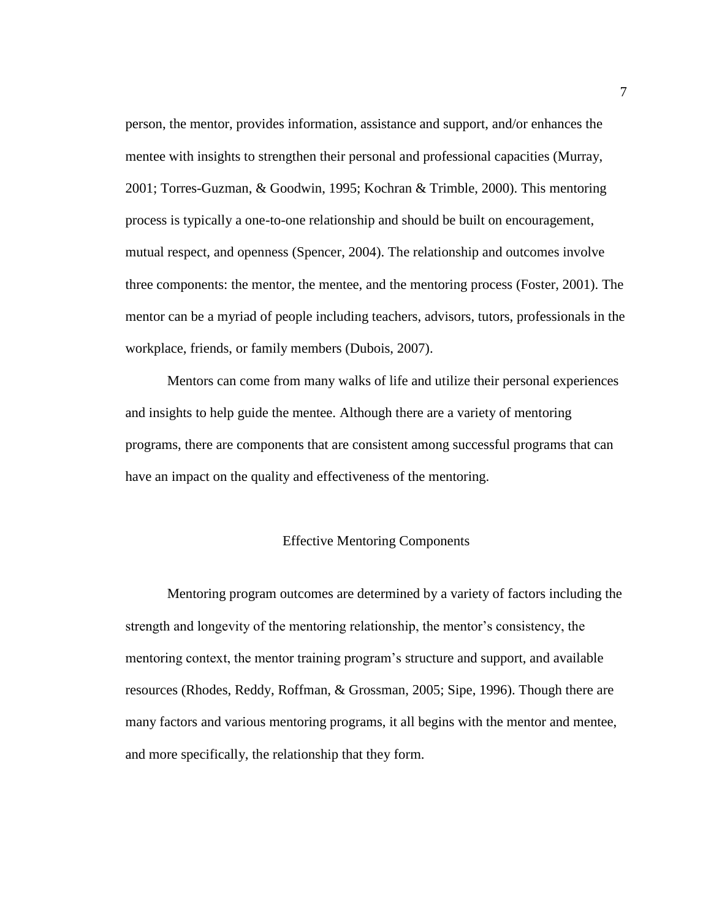person, the mentor, provides information, assistance and support, and/or enhances the mentee with insights to strengthen their personal and professional capacities (Murray, 2001; Torres-Guzman, & Goodwin, 1995; Kochran & Trimble, 2000). This mentoring process is typically a one-to-one relationship and should be built on encouragement, mutual respect, and openness (Spencer, 2004). The relationship and outcomes involve three components: the mentor, the mentee, and the mentoring process (Foster, 2001). The mentor can be a myriad of people including teachers, advisors, tutors, professionals in the workplace, friends, or family members (Dubois, 2007).

Mentors can come from many walks of life and utilize their personal experiences and insights to help guide the mentee. Although there are a variety of mentoring programs, there are components that are consistent among successful programs that can have an impact on the quality and effectiveness of the mentoring.

## Effective Mentoring Components

Mentoring program outcomes are determined by a variety of factors including the strength and longevity of the mentoring relationship, the mentor's consistency, the mentoring context, the mentor training program's structure and support, and available resources (Rhodes, Reddy, Roffman, & Grossman, 2005; Sipe, 1996). Though there are many factors and various mentoring programs, it all begins with the mentor and mentee, and more specifically, the relationship that they form.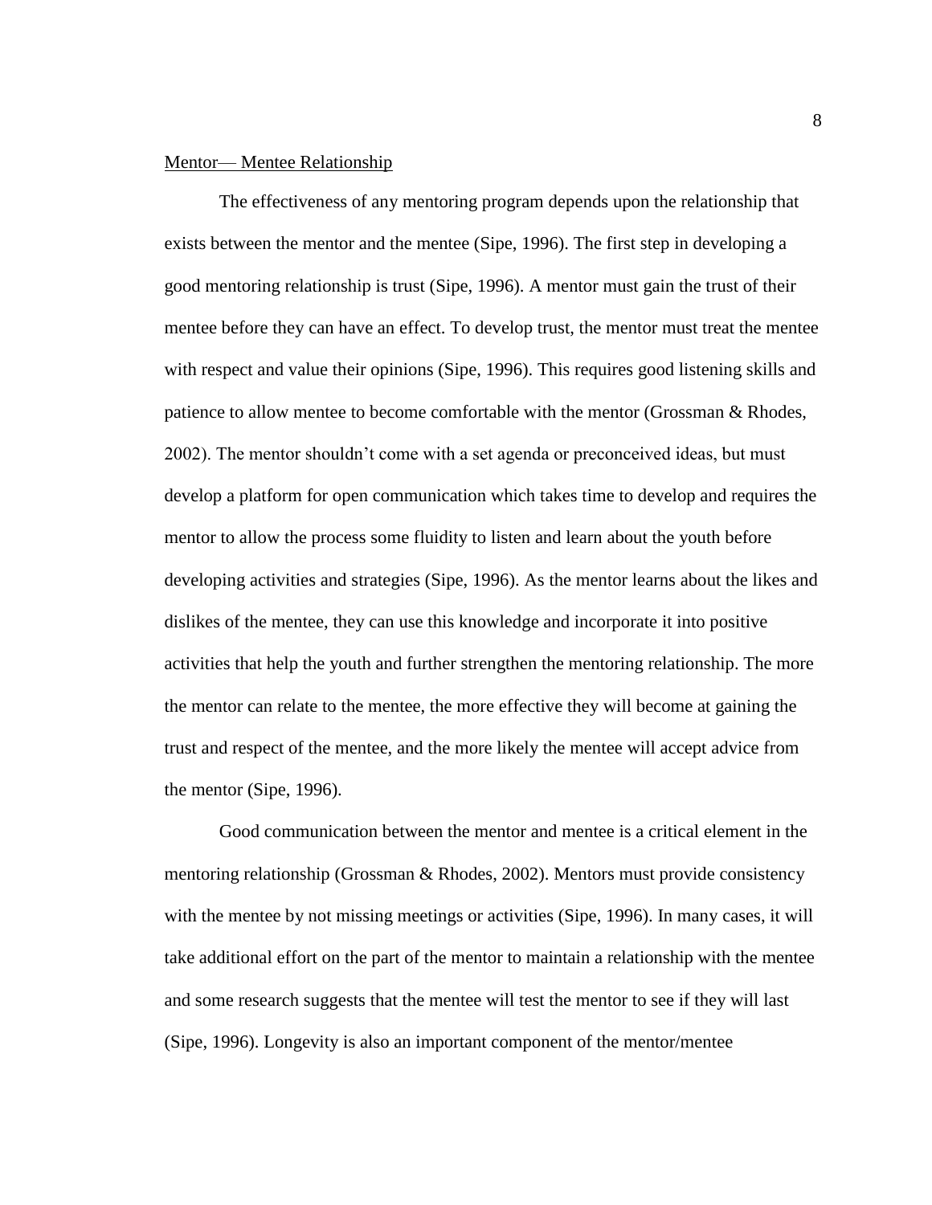<u>Mentor— Mentee Relationship</u>

The effectiveness of any mentoring program depends upon the relationship that exists between the mentor and the mentee (Sipe, 1996). The first step in developing a good mentoring relationship is trust (Sipe, 1996). A mentor must gain the trust of their mentee before they can have an effect. To develop trust, the mentor must treat the mentee with respect and value their opinions (Sipe, 1996). This requires good listening skills and patience to allow mentee to become comfortable with the mentor (Grossman & Rhodes, 2002). The mentor shouldn't come with a set agenda or preconceived ideas, but must develop a platform for open communication which takes time to develop and requires the mentor to allow the process some fluidity to listen and learn about the youth before developing activities and strategies (Sipe, 1996). As the mentor learns about the likes and dislikes of the mentee, they can use this knowledge and incorporate it into positive activities that help the youth and further strengthen the mentoring relationship. The more the mentor can relate to the mentee, the more effective they will become at gaining the trust and respect of the mentee, and the more likely the mentee will accept advice from the mentor (Sipe, 1996).

Good communication between the mentor and mentee is a critical element in the mentoring relationship (Grossman & Rhodes, 2002). Mentors must provide consistency with the mentee by not missing meetings or activities (Sipe, 1996). In many cases, it will take additional effort on the part of the mentor to maintain a relationship with the mentee and some research suggests that the mentee will test the mentor to see if they will last (Sipe, 1996). Longevity is also an important component of the mentor/mentee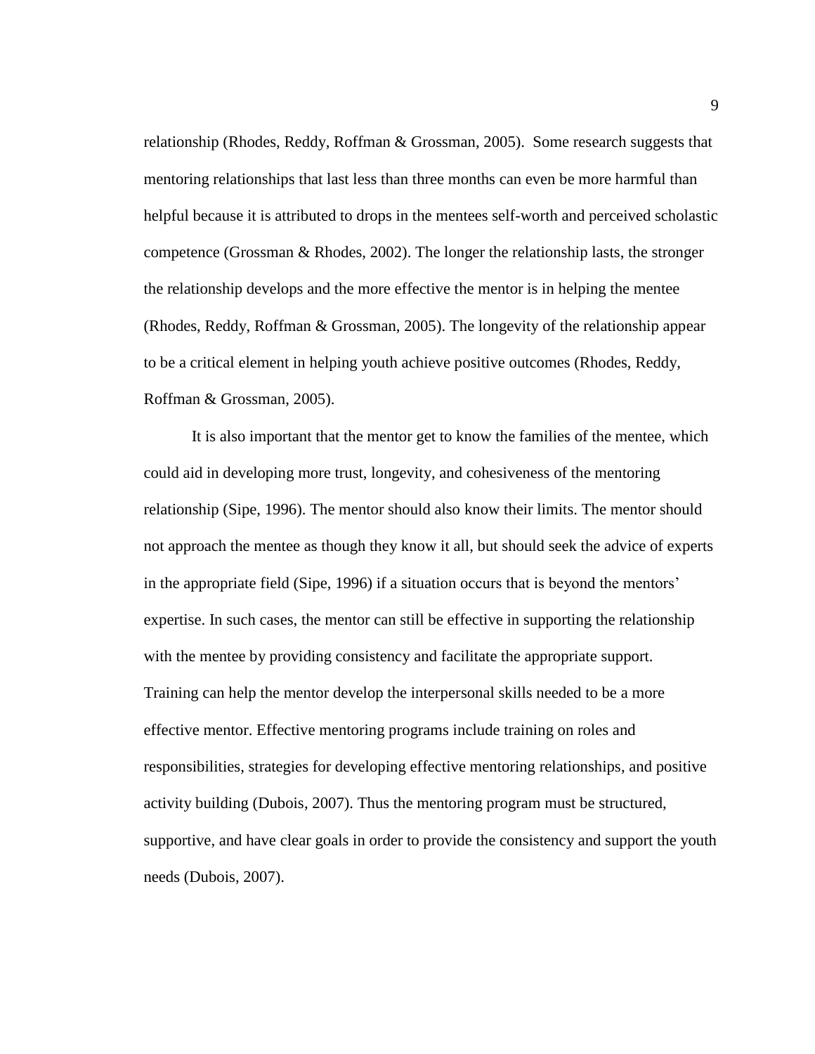relationship (Rhodes, Reddy, Roffman & Grossman, 2005). Some research suggests that mentoring relationships that last less than three months can even be more harmful than helpful because it is attributed to drops in the mentees self-worth and perceived scholastic competence (Grossman & Rhodes, 2002). The longer the relationship lasts, the stronger the relationship develops and the more effective the mentor is in helping the mentee (Rhodes, Reddy, Roffman & Grossman, 2005). The longevity of the relationship appear to be a critical element in helping youth achieve positive outcomes (Rhodes, Reddy, Roffman & Grossman, 2005).

It is also important that the mentor get to know the families of the mentee, which could aid in developing more trust, longevity, and cohesiveness of the mentoring relationship (Sipe, 1996). The mentor should also know their limits. The mentor should not approach the mentee as though they know it all, but should seek the advice of experts in the appropriate field (Sipe, 1996) if a situation occurs that is beyond the mentors' expertise. In such cases, the mentor can still be effective in supporting the relationship with the mentee by providing consistency and facilitate the appropriate support. Training can help the mentor develop the interpersonal skills needed to be a more effective mentor. Effective mentoring programs include training on roles and responsibilities, strategies for developing effective mentoring relationships, and positive activity building (Dubois, 2007). Thus the mentoring program must be structured, supportive, and have clear goals in order to provide the consistency and support the youth needs (Dubois, 2007).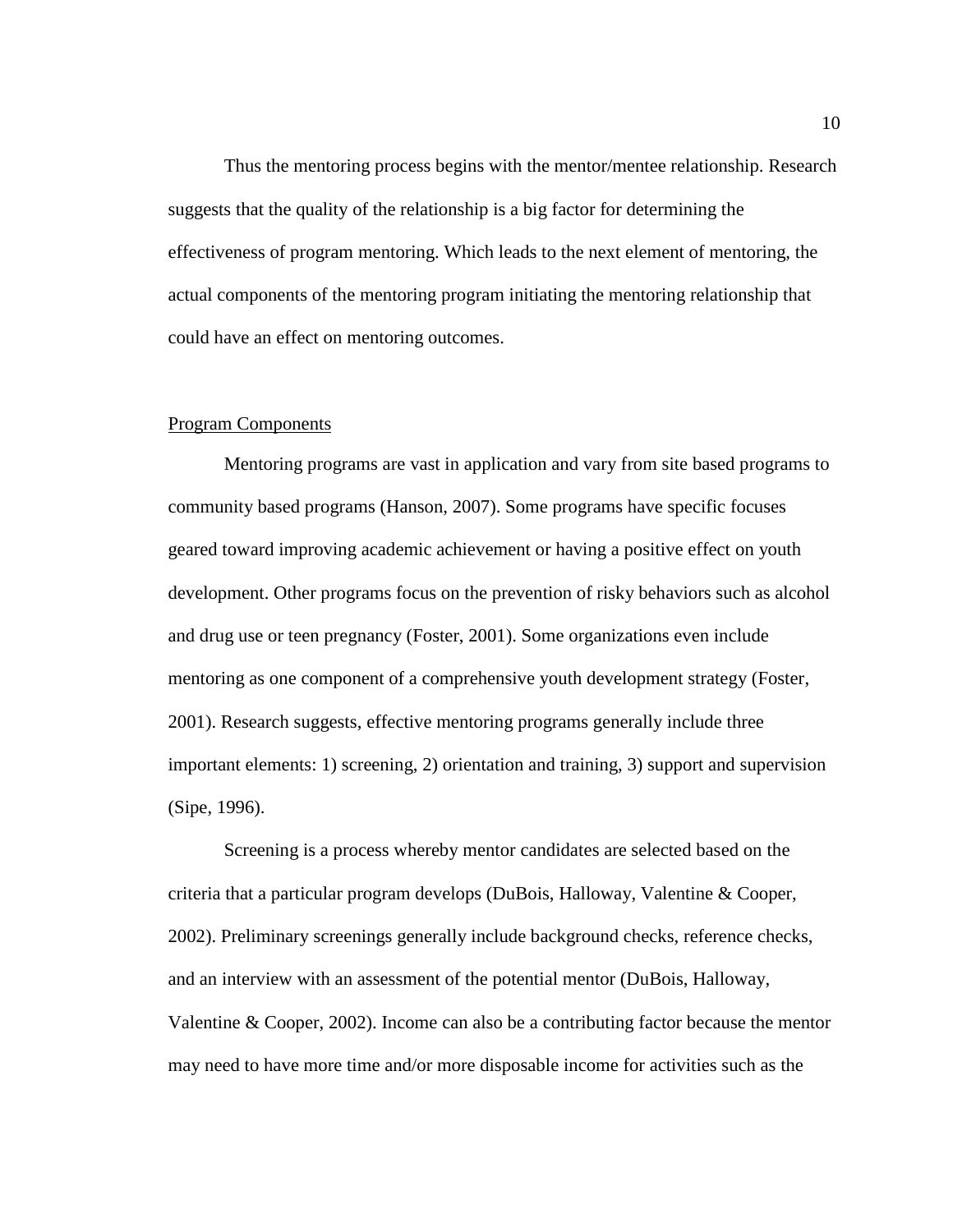Thus the mentoring process begins with the mentor/mentee relationship. Research suggests that the quality of the relationship is a big factor for determining the effectiveness of program mentoring. Which leads to the next element of mentoring, the actual components of the mentoring program initiating the mentoring relationship that could have an effect on mentoring outcomes.

## Program Components

Mentoring programs are vast in application and vary from site based programs to community based programs (Hanson, 2007). Some programs have specific focuses geared toward improving academic achievement or having a positive effect on youth development. Other programs focus on the prevention of risky behaviors such as alcohol and drug use or teen pregnancy (Foster, 2001). Some organizations even include mentoring as one component of a comprehensive youth development strategy (Foster, 2001). Research suggests, effective mentoring programs generally include three important elements: 1) screening, 2) orientation and training, 3) support and supervision (Sipe, 1996).

Screening is a process whereby mentor candidates are selected based on the criteria that a particular program develops (DuBois, Halloway, Valentine & Cooper, 2002). Preliminary screenings generally include background checks, reference checks, and an interview with an assessment of the potential mentor (DuBois, Halloway, Valentine & Cooper, 2002). Income can also be a contributing factor because the mentor may need to have more time and/or more disposable income for activities such as the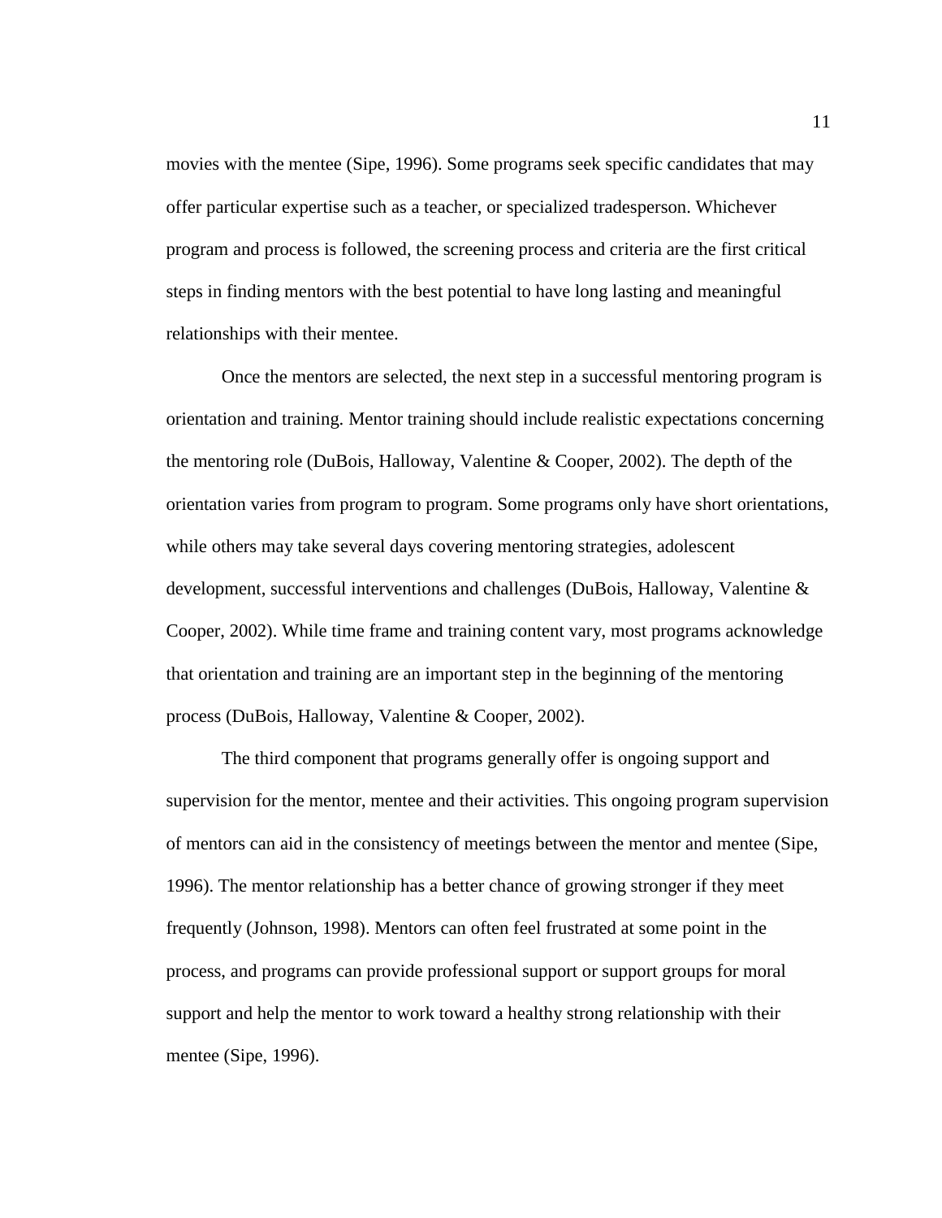movies with the mentee (Sipe, 1996). Some programs seek specific candidates that may offer particular expertise such as a teacher, or specialized tradesperson. Whichever program and process is followed, the screening process and criteria are the first critical steps in finding mentors with the best potential to have long lasting and meaningful relationships with their mentee.

Once the mentors are selected, the next step in a successful mentoring program is orientation and training. Mentor training should include realistic expectations concerning the mentoring role (DuBois, Halloway, Valentine & Cooper, 2002). The depth of the orientation varies from program to program. Some programs only have short orientations, while others may take several days covering mentoring strategies, adolescent development, successful interventions and challenges (DuBois, Halloway, Valentine & Cooper, 2002). While time frame and training content vary, most programs acknowledge that orientation and training are an important step in the beginning of the mentoring process (DuBois, Halloway, Valentine & Cooper, 2002).

The third component that programs generally offer is ongoing support and supervision for the mentor, mentee and their activities. This ongoing program supervision of mentors can aid in the consistency of meetings between the mentor and mentee (Sipe, 1996). The mentor relationship has a better chance of growing stronger if they meet frequently (Johnson, 1998). Mentors can often feel frustrated at some point in the process, and programs can provide professional support or support groups for moral support and help the mentor to work toward a healthy strong relationship with their mentee (Sipe, 1996).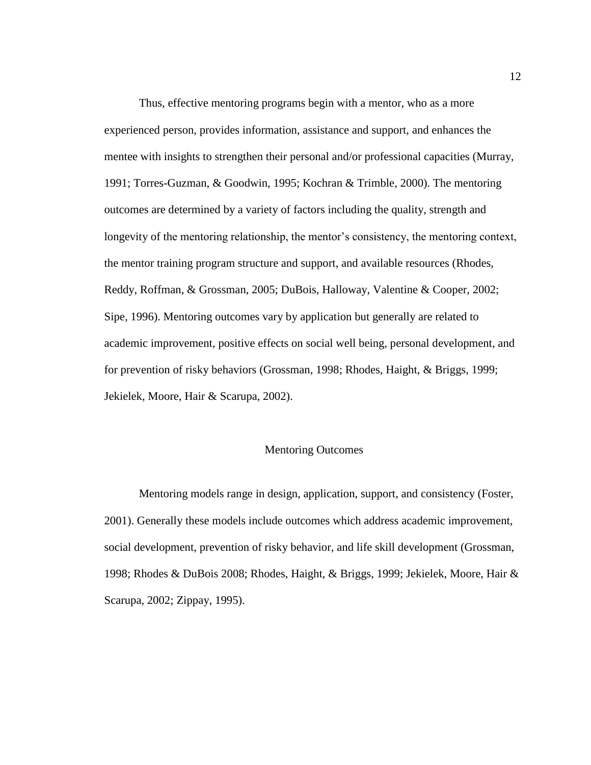Thus, effective mentoring programs begin with a mentor, who as a more experienced person, provides information, assistance and support, and enhances the mentee with insights to strengthen their personal and/or professional capacities (Murray, 1991; Torres-Guzman, & Goodwin, 1995; Kochran & Trimble, 2000). The mentoring outcomes are determined by a variety of factors including the quality, strength and longevity of the mentoring relationship, the mentor's consistency, the mentoring context, the mentor training program structure and support, and available resources (Rhodes, Reddy, Roffman, & Grossman, 2005; DuBois, Halloway, Valentine & Cooper, 2002; Sipe, 1996). Mentoring outcomes vary by application but generally are related to academic improvement, positive effects on social well being, personal development, and for prevention of risky behaviors (Grossman, 1998; Rhodes, Haight, & Briggs, 1999; Jekielek, Moore, Hair & Scarupa, 2002).

## Mentoring Outcomes

Mentoring models range in design, application, support, and consistency (Foster, 2001). Generally these models include outcomes which address academic improvement, social development, prevention of risky behavior, and life skill development (Grossman, 1998; Rhodes & DuBois 2008; Rhodes, Haight, & Briggs, 1999; Jekielek, Moore, Hair & Scarupa, 2002; Zippay, 1995).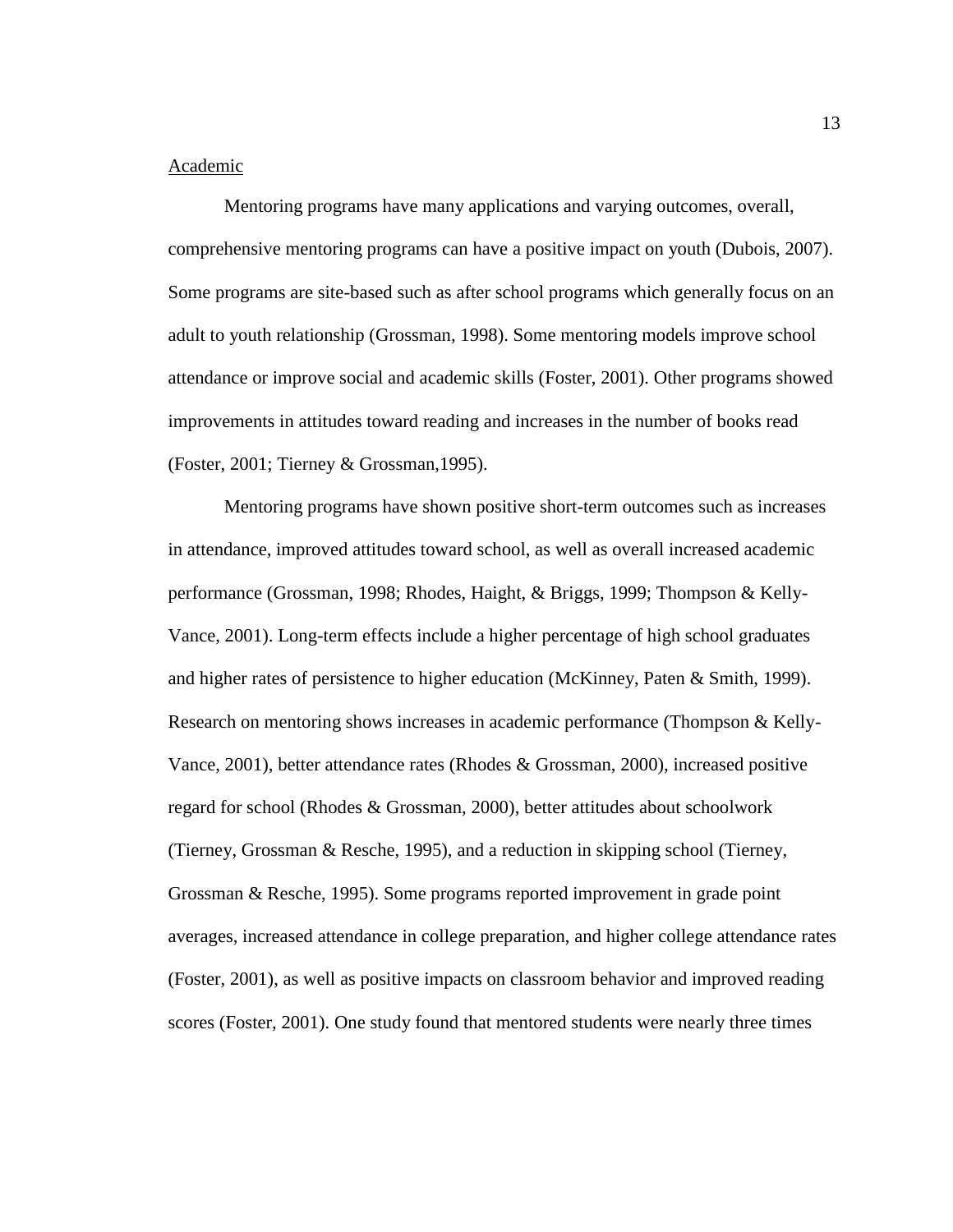Academic

Mentoring programs have many applications and varying outcomes, overall, comprehensive mentoring programs can have a positive impact on youth (Dubois, 2007). Some programs are site-based such as after school programs which generally focus on an adult to youth relationship (Grossman, 1998). Some mentoring models improve school attendance or improve social and academic skills (Foster, 2001). Other programs showed improvements in attitudes toward reading and increases in the number of books read (Foster, 2001; Tierney & Grossman,1995).

Mentoring programs have shown positive short-term outcomes such as increases in attendance, improved attitudes toward school, as well as overall increased academic performance (Grossman, 1998; Rhodes, Haight, & Briggs, 1999; Thompson & Kelly-Vance, 2001). Long-term effects include a higher percentage of high school graduates and higher rates of persistence to higher education (McKinney, Paten & Smith, 1999). Research on mentoring shows increases in academic performance (Thompson & Kelly-Vance, 2001), better attendance rates (Rhodes & Grossman, 2000), increased positive regard for school (Rhodes & Grossman, 2000), better attitudes about schoolwork (Tierney, Grossman & Resche, 1995), and a reduction in skipping school (Tierney, Grossman & Resche, 1995). Some programs reported improvement in grade point averages, increased attendance in college preparation, and higher college attendance rates (Foster, 2001), as well as positive impacts on classroom behavior and improved reading scores (Foster, 2001). One study found that mentored students were nearly three times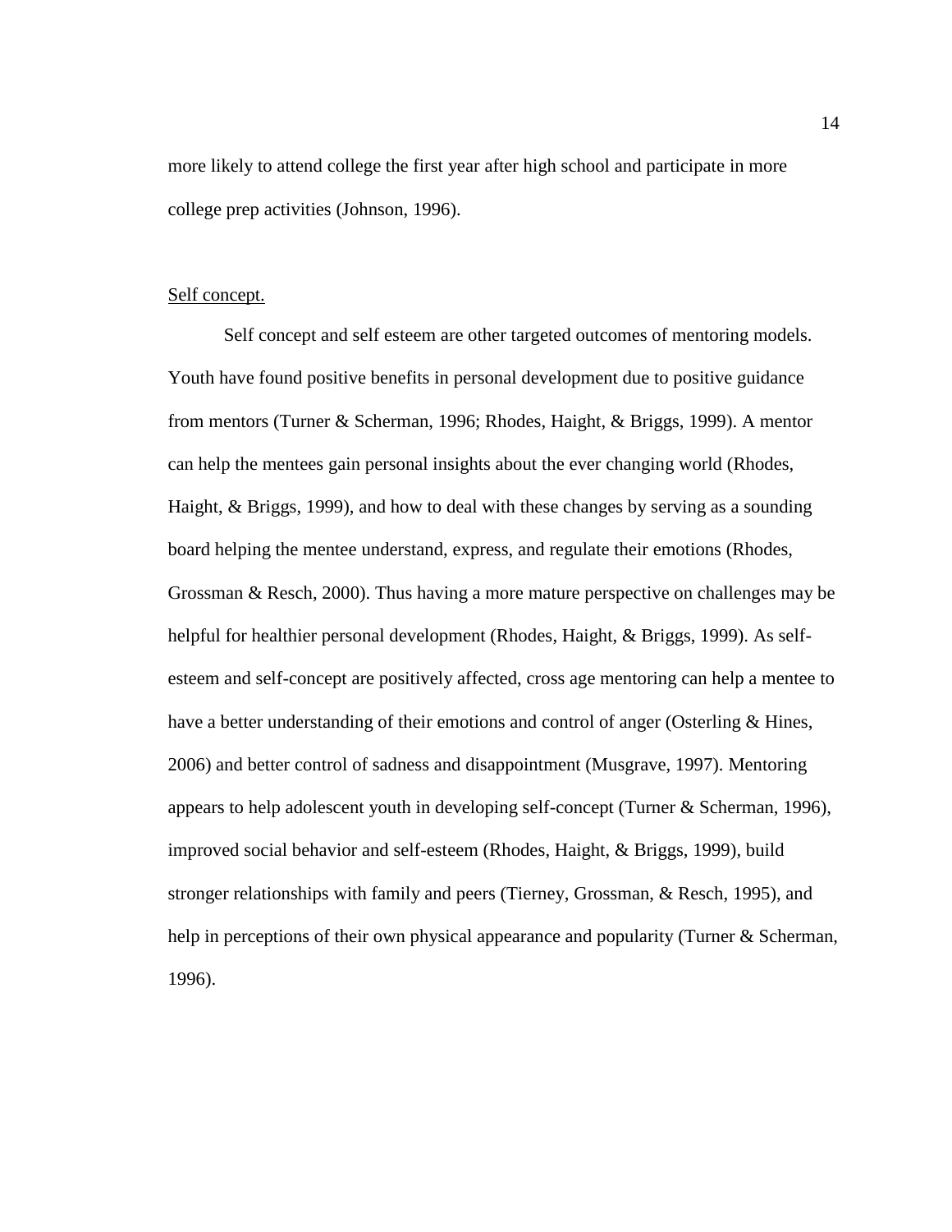more likely to attend college the first year after high school and participate in more college prep activities (Johnson, 1996).

<u>Self concept.</u>

Self concept and self esteem are other targeted outcomes of mentoring models. Youth have found positive benefits in personal development due to positive guidance from mentors (Turner & Scherman, 1996; Rhodes, Haight, & Briggs, 1999). A mentor can help the mentees gain personal insights about the ever changing world (Rhodes, Haight, & Briggs, 1999), and how to deal with these changes by serving as a sounding board helping the mentee understand, express, and regulate their emotions (Rhodes, Grossman & Resch, 2000). Thus having a more mature perspective on challenges may be helpful for healthier personal development (Rhodes, Haight, & Briggs, 1999). As self-esteem and self-concept are positively affected, cross age mentoring can help a mentee to have a better understanding of their emotions and control of anger (Osterling & Hines, 2006) and better control of sadness and disappointment (Musgrave, 1997). Mentoring appears to help adolescent youth in developing self-concept (Turner & Scherman, 1996), improved social behavior and self-esteem (Rhodes, Haight, & Briggs, 1999), build stronger relationships with family and peers (Tierney, Grossman, & Resch, 1995), and help in perceptions of their own physical appearance and popularity (Turner & Scherman, 1996).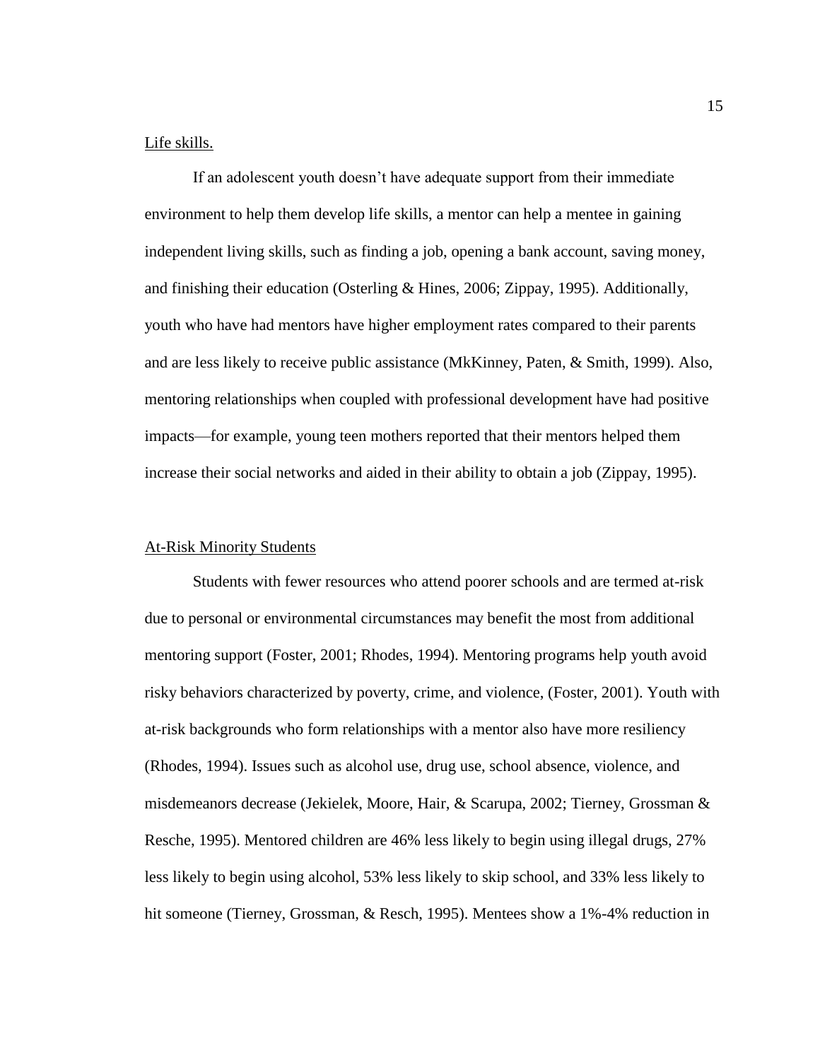Life skills.

If an adolescent youth doesn't have adequate support from their immediate environment to help them develop life skills, a mentor can help a mentee in gaining independent living skills, such as finding a job, opening a bank account, saving money, and finishing their education (Osterling & Hines, 2006; Zippay, 1995). Additionally, youth who have had mentors have higher employment rates compared to their parents and are less likely to receive public assistance (MkKinney, Paten, & Smith, 1999). Also, mentoring relationships when coupled with professional development have had positive impacts—for example, young teen mothers reported that their mentors helped them increase their social networks and aided in their ability to obtain a job (Zippay, 1995).

## At-Risk Minority Students

Students with fewer resources who attend poorer schools and are termed at-risk due to personal or environmental circumstances may benefit the most from additional mentoring support (Foster, 2001; Rhodes, 1994). Mentoring programs help youth avoid risky behaviors characterized by poverty, crime, and violence, (Foster, 2001). Youth with at-risk backgrounds who form relationships with a mentor also have more resiliency (Rhodes, 1994). Issues such as alcohol use, drug use, school absence, violence, and misdemeanors decrease (Jekielek, Moore, Hair, & Scarupa, 2002; Tierney, Grossman & Resche, 1995). Mentored children are 46% less likely to begin using illegal drugs, 27% less likely to begin using alcohol, 53% less likely to skip school, and 33% less likely to hit someone (Tierney, Grossman, & Resch, 1995). Mentees show a 1%-4% reduction in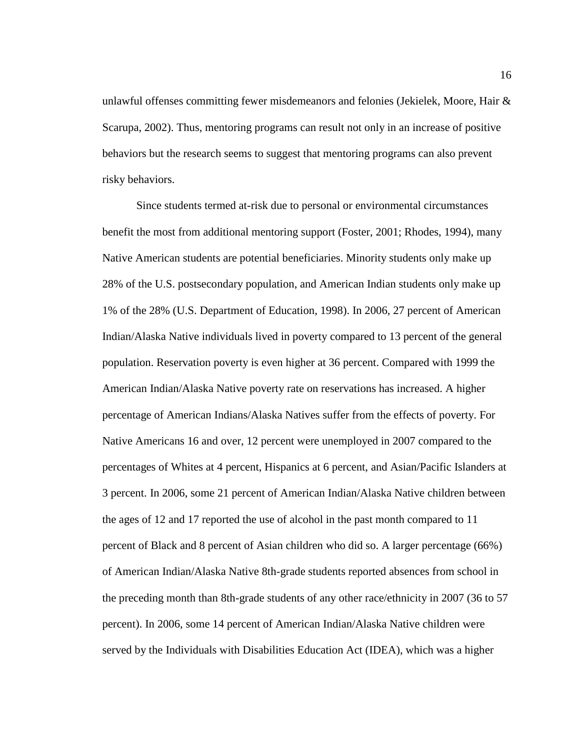unlawful offenses committing fewer misdemeanors and felonies (Jekielek, Moore, Hair & Scarupa, 2002). Thus, mentoring programs can result not only in an increase of positive behaviors but the research seems to suggest that mentoring programs can also prevent risky behaviors.

Since students termed at-risk due to personal or environmental circumstances benefit the most from additional mentoring support (Foster, 2001; Rhodes, 1994), many Native American students are potential beneficiaries. Minority students only make up 28% of the U.S. postsecondary population, and American Indian students only make up 1% of the 28% (U.S. Department of Education, 1998). In 2006, 27 percent of American Indian/Alaska Native individuals lived in poverty compared to 13 percent of the general population. Reservation poverty is even higher at 36 percent. Compared with 1999 the American Indian/Alaska Native poverty rate on reservations has increased. A higher percentage of American Indians/Alaska Natives suffer from the effects of poverty. For Native Americans 16 and over, 12 percent were unemployed in 2007 compared to the percentages of Whites at 4 percent, Hispanics at 6 percent, and Asian/Pacific Islanders at 3 percent. In 2006, some 21 percent of American Indian/Alaska Native children between the ages of 12 and 17 reported the use of alcohol in the past month compared to 11 percent of Black and 8 percent of Asian children who did so. A larger percentage (66%) of American Indian/Alaska Native 8th-grade students reported absences from school in the preceding month than 8th-grade students of any other race/ethnicity in 2007 (36 to 57 percent). In 2006, some 14 percent of American Indian/Alaska Native children were served by the Individuals with Disabilities Education Act (IDEA), which was a higher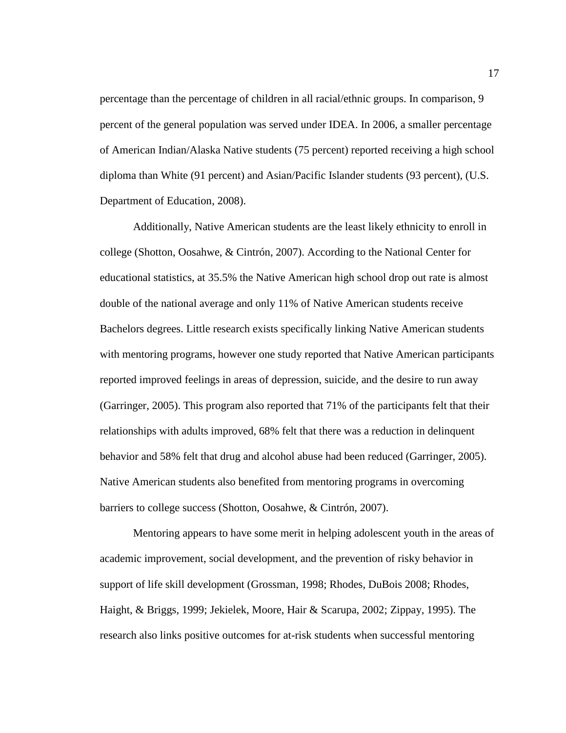percentage than the percentage of children in all racial/ethnic groups. In comparison, 9 percent of the general population was served under IDEA. In 2006, a smaller percentage of American Indian/Alaska Native students (75 percent) reported receiving a high school diploma than White (91 percent) and Asian/Pacific Islander students (93 percent), (U.S. Department of Education, 2008).

Additionally, Native American students are the least likely ethnicity to enroll in college (Shotton, Oosahwe, & Cintrón, 2007). According to the National Center for educational statistics, at 35.5% the Native American high school drop out rate is almost double of the national average and only 11% of Native American students receive Bachelors degrees. Little research exists specifically linking Native American students with mentoring programs, however one study reported that Native American participants reported improved feelings in areas of depression, suicide, and the desire to run away (Garringer, 2005). This program also reported that 71% of the participants felt that their relationships with adults improved, 68% felt that there was a reduction in delinquent behavior and 58% felt that drug and alcohol abuse had been reduced (Garringer, 2005). Native American students also benefited from mentoring programs in overcoming barriers to college success (Shotton, Oosahwe, & Cintrón, 2007).

Mentoring appears to have some merit in helping adolescent youth in the areas of academic improvement, social development, and the prevention of risky behavior in support of life skill development (Grossman, 1998; Rhodes, DuBois 2008; Rhodes, Haight, & Briggs, 1999; Jekielek, Moore, Hair & Scarupa, 2002; Zippay, 1995). The research also links positive outcomes for at-risk students when successful mentoring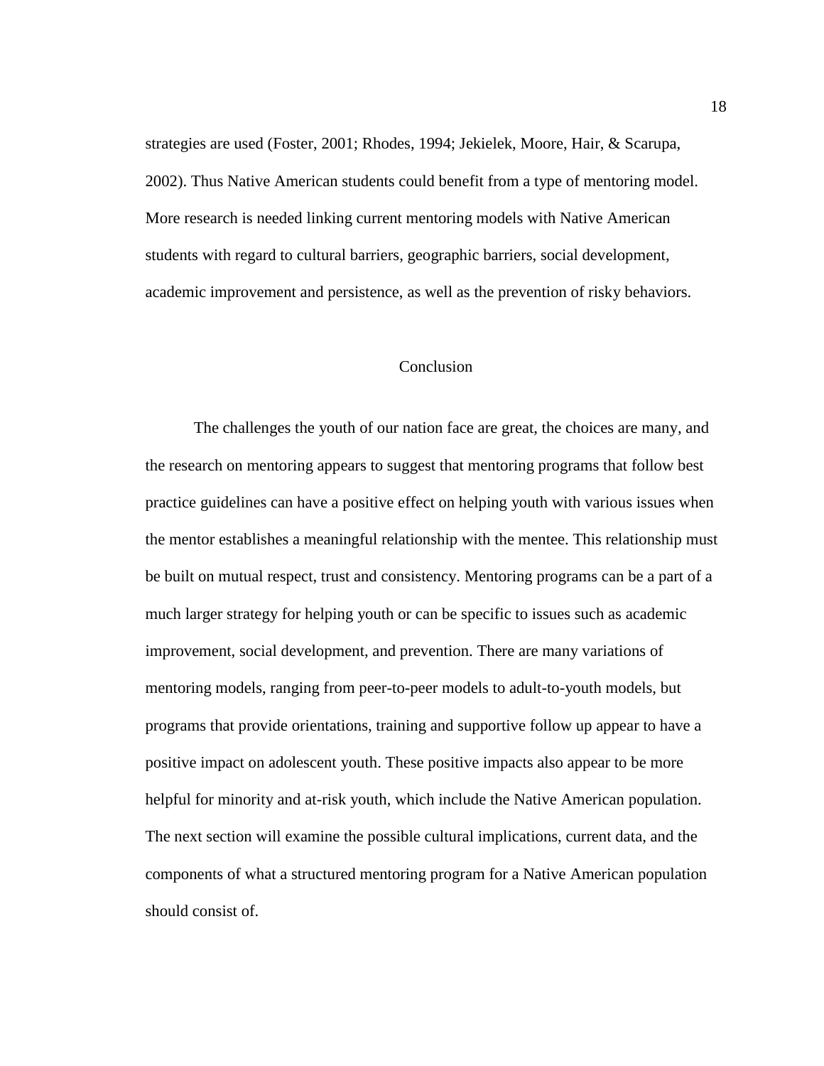strategies are used (Foster, 2001; Rhodes, 1994; Jekielek, Moore, Hair, & Scarupa, 2002). Thus Native American students could benefit from a type of mentoring model. More research is needed linking current mentoring models with Native American students with regard to cultural barriers, geographic barriers, social development, academic improvement and persistence, as well as the prevention of risky behaviors.

## Conclusion

The challenges the youth of our nation face are great, the choices are many, and the research on mentoring appears to suggest that mentoring programs that follow best practice guidelines can have a positive effect on helping youth with various issues when the mentor establishes a meaningful relationship with the mentee. This relationship must be built on mutual respect, trust and consistency. Mentoring programs can be a part of a much larger strategy for helping youth or can be specific to issues such as academic improvement, social development, and prevention. There are many variations of mentoring models, ranging from peer-to-peer models to adult-to-youth models, but programs that provide orientations, training and supportive follow up appear to have a positive impact on adolescent youth. These positive impacts also appear to be more helpful for minority and at-risk youth, which include the Native American population. The next section will examine the possible cultural implications, current data, and the components of what a structured mentoring program for a Native American population should consist of.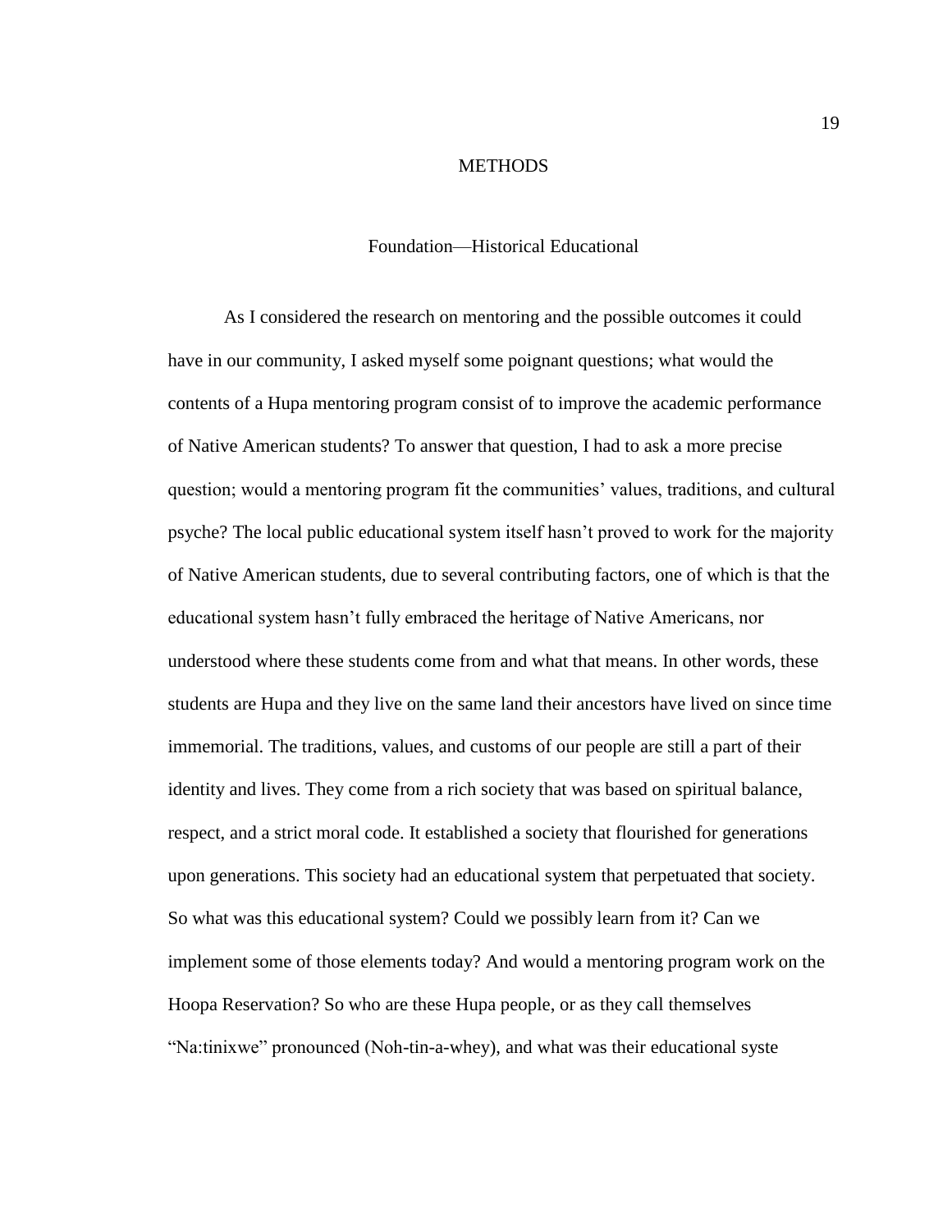# METHODS

## Foundation—Historical Educational

As I considered the research on mentoring and the possible outcomes it could have in our community, I asked myself some poignant questions; what would the contents of a Hupa mentoring program consist of to improve the academic performance of Native American students? To answer that question, I had to ask a more precise question; would a mentoring program fit the communities' values, traditions, and cultural psyche? The local public educational system itself hasn't proved to work for the majority of Native American students, due to several contributing factors, one of which is that the educational system hasn't fully embraced the heritage of Native Americans, nor understood where these students come from and what that means. In other words, these students are Hupa and they live on the same land their ancestors have lived on since time immemorial. The traditions, values, and customs of our people are still a part of their identity and lives. They come from a rich society that was based on spiritual balance, respect, and a strict moral code. It established a society that flourished for generations upon generations. This society had an educational system that perpetuated that society. So what was this educational system? Could we possibly learn from it? Can we implement some of those elements today? And would a mentoring program work on the Hoopa Reservation? So who are these Hupa people, or as they call themselves "Na:tinixwe" pronounced (Noh-tin-a-whey), and what was their educational syste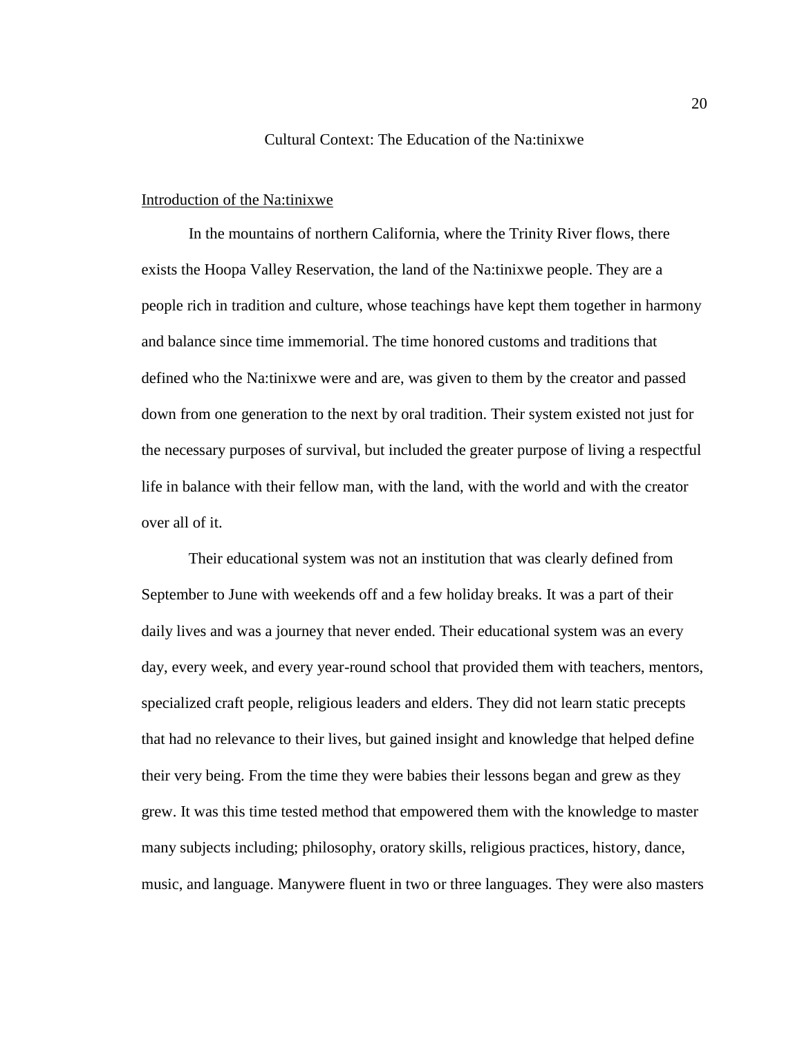# Cultural Context: The Education of the Na:tinixwe

## Introduction of the Na:tinixwe

In the mountains of northern California, where the Trinity River flows, there exists the Hoopa Valley Reservation, the land of the Na:tinixwe people. They are a people rich in tradition and culture, whose teachings have kept them together in harmony and balance since time immemorial. The time honored customs and traditions that defined who the Na:tinixwe were and are, was given to them by the creator and passed down from one generation to the next by oral tradition. Their system existed not just for the necessary purposes of survival, but included the greater purpose of living a respectful life in balance with their fellow man, with the land, with the world and with the creator over all of it.

Their educational system was not an institution that was clearly defined from September to June with weekends off and a few holiday breaks. It was a part of their daily lives and was a journey that never ended. Their educational system was an every day, every week, and every year-round school that provided them with teachers, mentors, specialized craft people, religious leaders and elders. They did not learn static precepts that had no relevance to their lives, but gained insight and knowledge that helped define their very being. From the time they were babies their lessons began and grew as they grew. It was this time tested method that empowered them with the knowledge to master many subjects including; philosophy, oratory skills, religious practices, history, dance, music, and language. Manywere fluent in two or three languages. They were also masters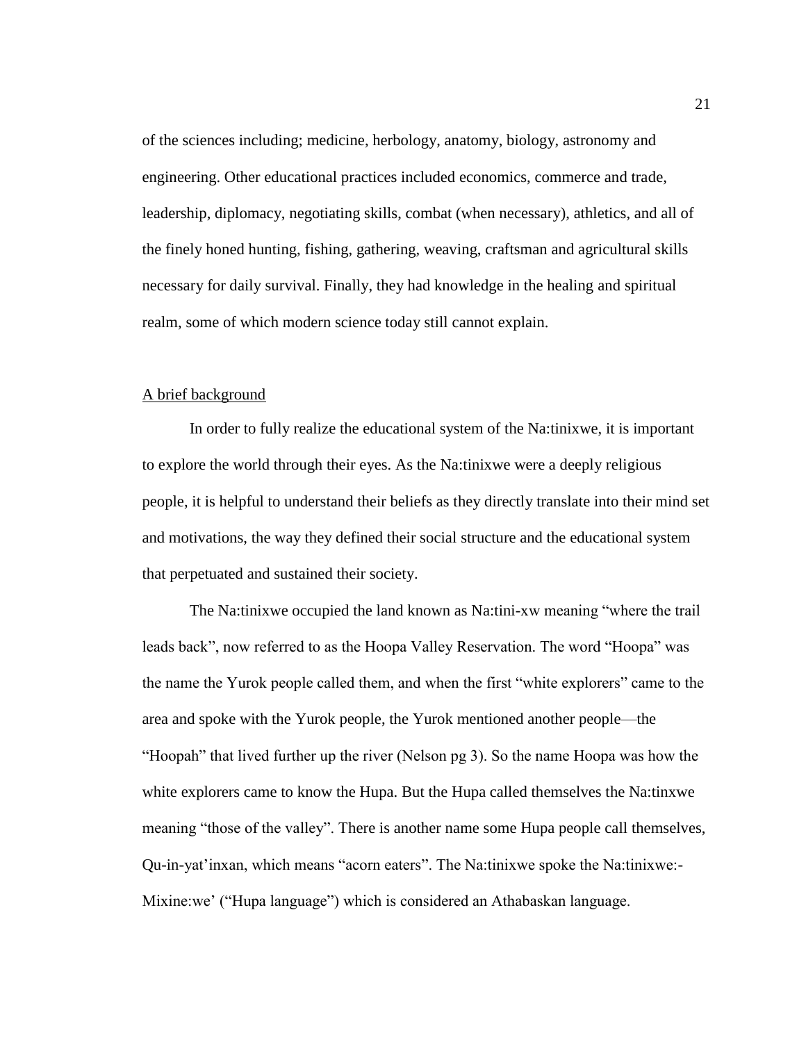of the sciences including; medicine, herbology, anatomy, biology, astronomy and engineering. Other educational practices included economics, commerce and trade, leadership, diplomacy, negotiating skills, combat (when necessary), athletics, and all of the finely honed hunting, fishing, gathering, weaving, craftsman and agricultural skills necessary for daily survival. Finally, they had knowledge in the healing and spiritual realm, some of which modern science today still cannot explain.

<u>A brief background</u>

In order to fully realize the educational system of the Na:tinixwe, it is important to explore the world through their eyes. As the Na:tinixwe were a deeply religious people, it is helpful to understand their beliefs as they directly translate into their mind set and motivations, the way they defined their social structure and the educational system that perpetuated and sustained their society.

The Na:tinixwe occupied the land known as Na:tini-xw meaning "where the trail leads back", now referred to as the Hoopa Valley Reservation. The word "Hoopa" was the name the Yurok people called them, and when the first "white explorers" came to the area and spoke with the Yurok people, the Yurok mentioned another people—the "Hoopah" that lived further up the river (Nelson pg 3). So the name Hoopa was how the white explorers came to know the Hupa. But the Hupa called themselves the Na:tinxwe meaning "those of the valley". There is another name some Hupa people call themselves, Qu-in-yat'inxan, which means "acorn eaters". The Na:tinixwe spoke the Na:tinixwe:-Mixine:we' ("Hupa language") which is considered an Athabaskan language.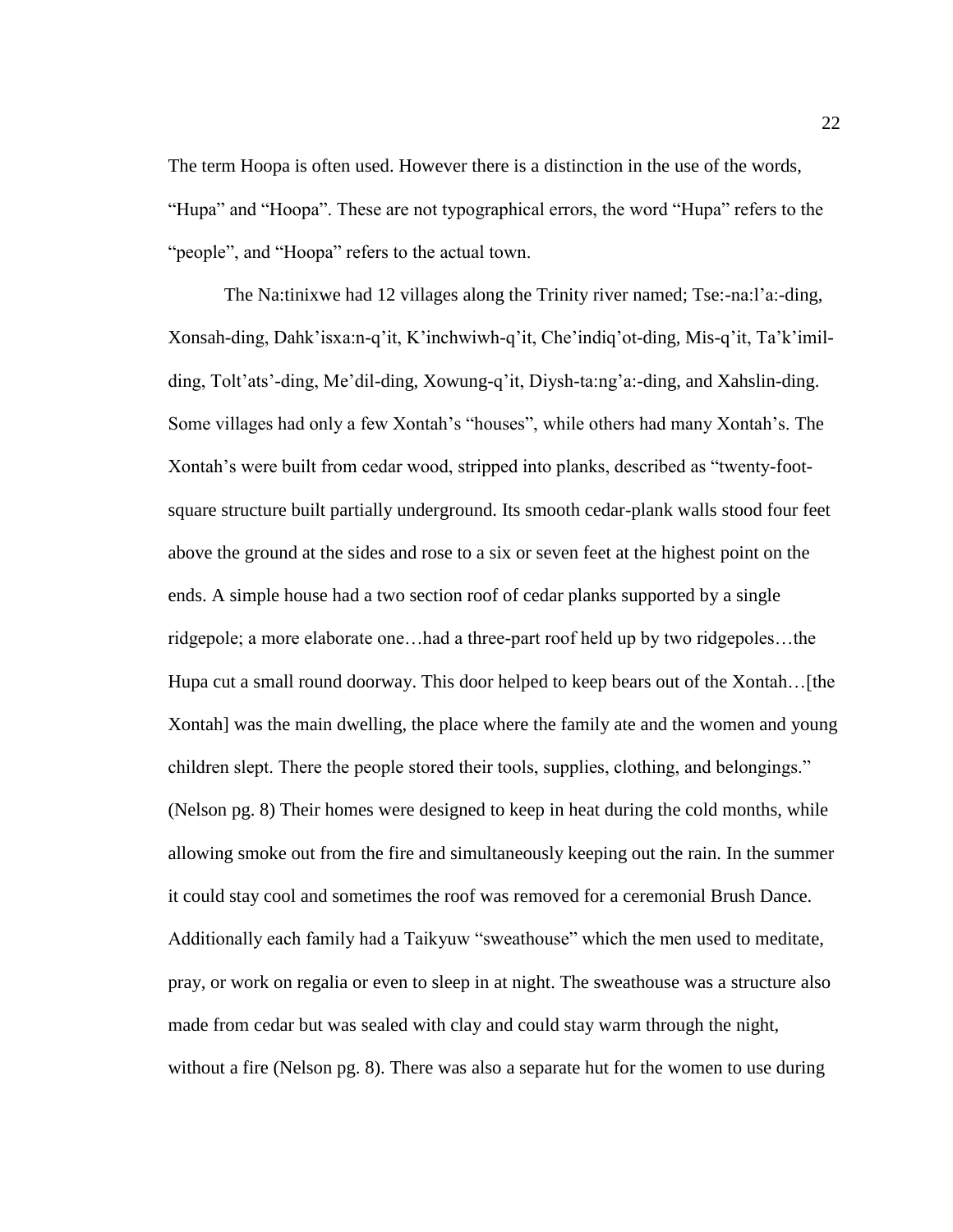The term Hoopa is often used. However there is a distinction in the use of the words, “Hupa” and “Hoopa”. These are not typographical errors, the word “Hupa” refers to the “people”, and “Hoopa” refers to the actual town.

The Na:tinixwe had 12 villages along the Trinity river named; Tse:-na:l’a:-ding, Xonsah-ding, Dahk’isxa:n-q’it, K’inchwiwh-q’it, Che’indiq’ot-ding, Mis-q’it, Ta’k’imil-ding, Tolt’ats’-ding, Me’dil-ding, Xowung-q’it, Diysh-ta:ng’a:-ding, and Xahslin-ding. Some villages had only a few Xontah’s “houses”, while others had many Xontah’s. The Xontah’s were built from cedar wood, stripped into planks, described as “twenty-foot-square structure built partially underground. Its smooth cedar-plank walls stood four feet above the ground at the sides and rose to a six or seven feet at the highest point on the ends. A simple house had a two section roof of cedar planks supported by a single ridgepole; a more elaborate one…had a three-part roof held up by two ridgepoles…the Hupa cut a small round doorway. This door helped to keep bears out of the Xontah…[the Xontah] was the main dwelling, the place where the family ate and the women and young children slept. There the people stored their tools, supplies, clothing, and belongings.” (Nelson pg. 8) Their homes were designed to keep in heat during the cold months, while allowing smoke out from the fire and simultaneously keeping out the rain. In the summer it could stay cool and sometimes the roof was removed for a ceremonial Brush Dance. Additionally each family had a Taikyuw “sweathouse” which the men used to meditate, pray, or work on regalia or even to sleep in at night. The sweathouse was a structure also made from cedar but was sealed with clay and could stay warm through the night, without a fire (Nelson pg. 8). There was also a separate hut for the women to use during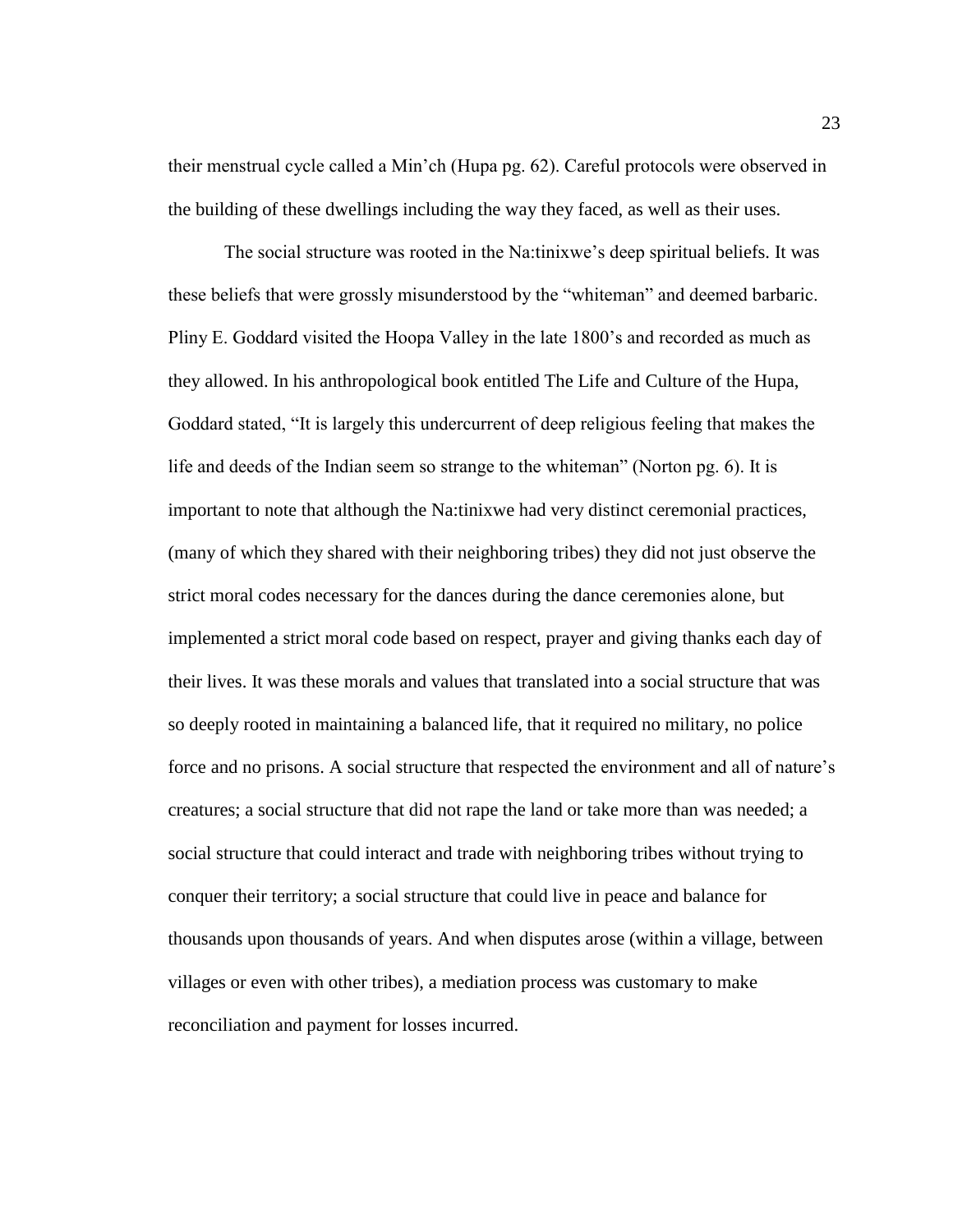their menstrual cycle called a Min'ch (Hupa pg. 62). Careful protocols were observed in the building of these dwellings including the way they faced, as well as their uses.

The social structure was rooted in the Na:tinixwe's deep spiritual beliefs. It was these beliefs that were grossly misunderstood by the "whiteman" and deemed barbaric. Pliny E. Goddard visited the Hoopa Valley in the late 1800's and recorded as much as they allowed. In his anthropological book entitled The Life and Culture of the Hupa, Goddard stated, "It is largely this undercurrent of deep religious feeling that makes the life and deeds of the Indian seem so strange to the whiteman" (Norton pg. 6). It is important to note that although the Na:tinixwe had very distinct ceremonial practices, (many of which they shared with their neighboring tribes) they did not just observe the strict moral codes necessary for the dances during the dance ceremonies alone, but implemented a strict moral code based on respect, prayer and giving thanks each day of their lives. It was these morals and values that translated into a social structure that was so deeply rooted in maintaining a balanced life, that it required no military, no police force and no prisons. A social structure that respected the environment and all of nature's creatures; a social structure that did not rape the land or take more than was needed; a social structure that could interact and trade with neighboring tribes without trying to conquer their territory; a social structure that could live in peace and balance for thousands upon thousands of years. And when disputes arose (within a village, between villages or even with other tribes), a mediation process was customary to make reconciliation and payment for losses incurred.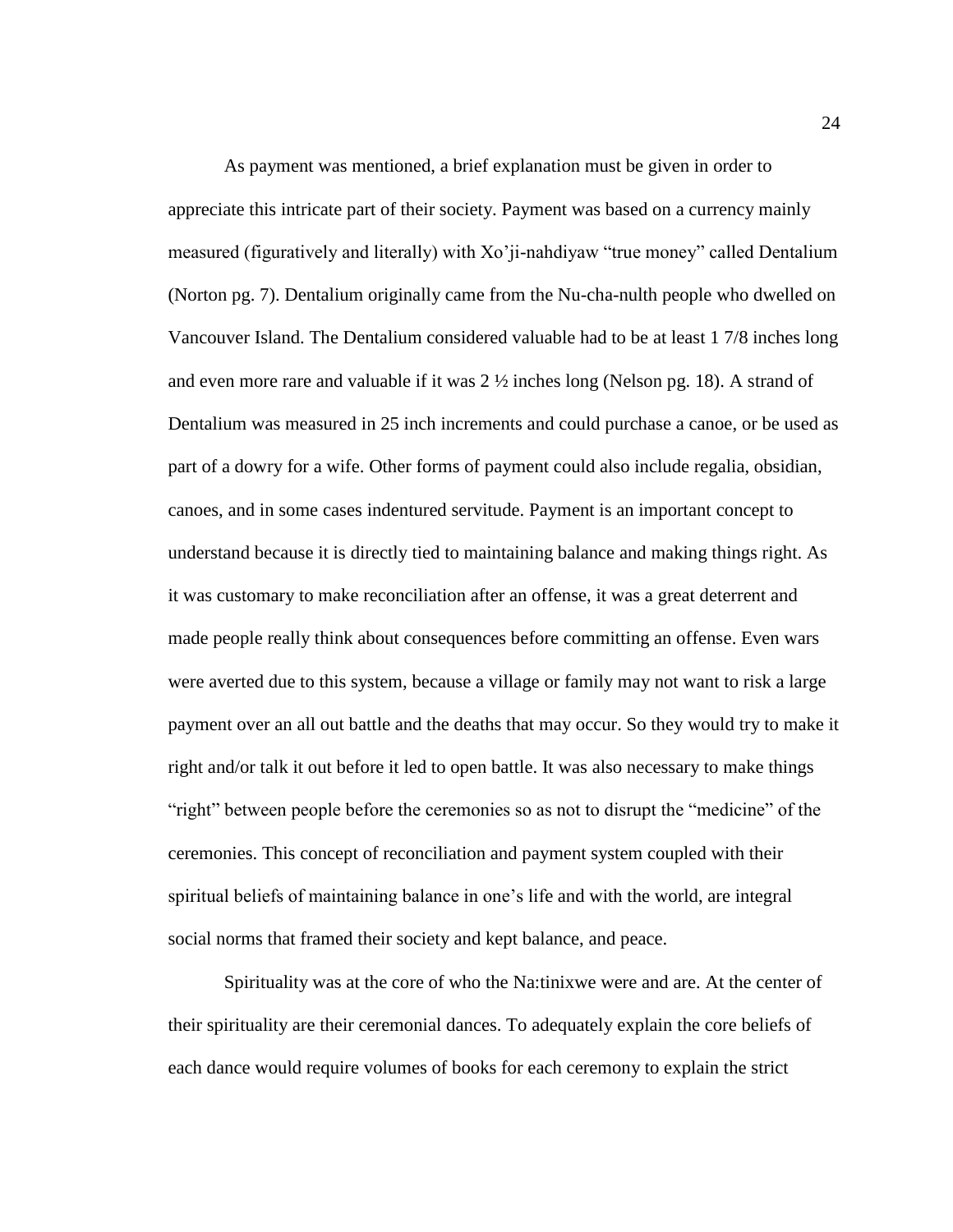As payment was mentioned, a brief explanation must be given in order to appreciate this intricate part of their society. Payment was based on a currency mainly measured (figuratively and literally) with Xo'ji-nahdiyaw "true money" called Dentalium (Norton pg. 7). Dentalium originally came from the Nu-cha-nulth people who dwelled on Vancouver Island. The Dentalium considered valuable had to be at least 1 7/8 inches long and even more rare and valuable if it was 2 ½ inches long (Nelson pg. 18). A strand of Dentalium was measured in 25 inch increments and could purchase a canoe, or be used as part of a dowry for a wife. Other forms of payment could also include regalia, obsidian, canoes, and in some cases indentured servitude. Payment is an important concept to understand because it is directly tied to maintaining balance and making things right. As it was customary to make reconciliation after an offense, it was a great deterrent and made people really think about consequences before committing an offense. Even wars were averted due to this system, because a village or family may not want to risk a large payment over an all out battle and the deaths that may occur. So they would try to make it right and/or talk it out before it led to open battle. It was also necessary to make things "right" between people before the ceremonies so as not to disrupt the "medicine" of the ceremonies. This concept of reconciliation and payment system coupled with their spiritual beliefs of maintaining balance in one's life and with the world, are integral social norms that framed their society and kept balance, and peace.

Spirituality was at the core of who the Na:tinixwe were and are. At the center of their spirituality are their ceremonial dances. To adequately explain the core beliefs of each dance would require volumes of books for each ceremony to explain the strict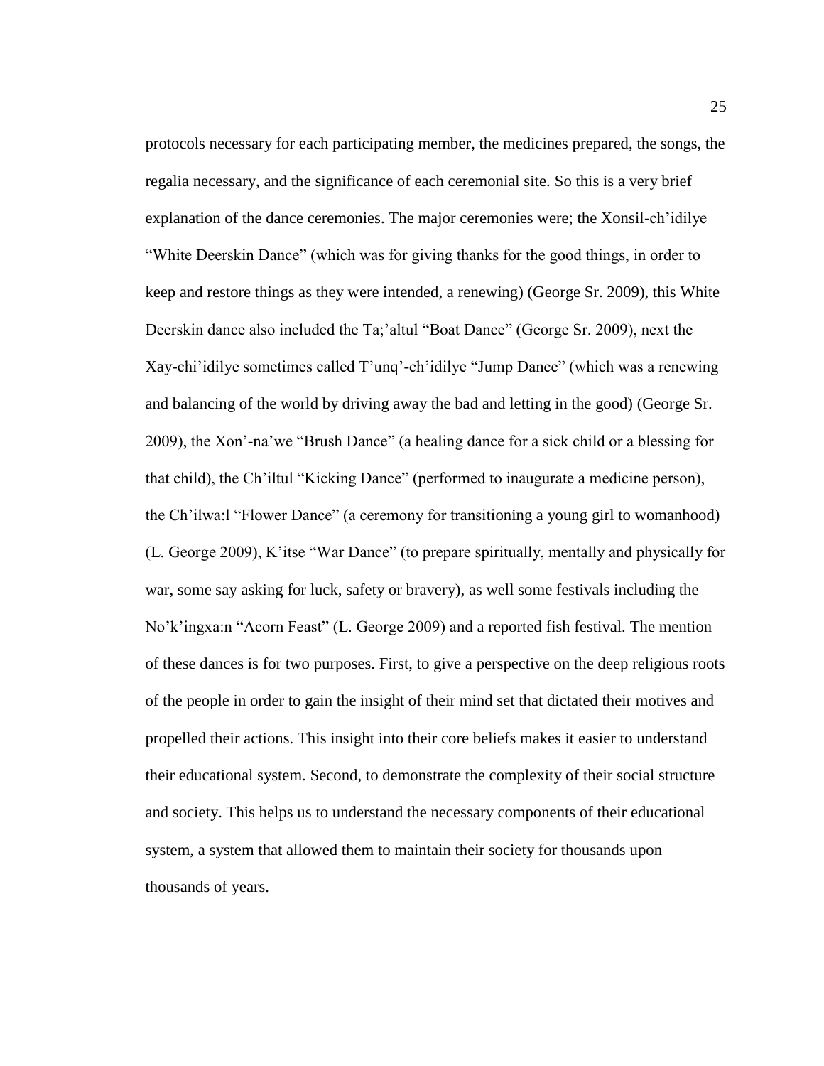protocols necessary for each participating member, the medicines prepared, the songs, the regalia necessary, and the significance of each ceremonial site. So this is a very brief explanation of the dance ceremonies. The major ceremonies were; the Xonsil-ch'idilye "White Deerskin Dance" (which was for giving thanks for the good things, in order to keep and restore things as they were intended, a renewing) (George Sr. 2009), this White Deerskin dance also included the Ta;'altul "Boat Dance" (George Sr. 2009), next the Xay-chi'idilye sometimes called T'unq'-ch'idilye "Jump Dance" (which was a renewing and balancing of the world by driving away the bad and letting in the good) (George Sr. 2009), the Xon'-na'we "Brush Dance" (a healing dance for a sick child or a blessing for that child), the Ch'iltul "Kicking Dance" (performed to inaugurate a medicine person), the Ch'ilwa:l "Flower Dance" (a ceremony for transitioning a young girl to womanhood) (L. George 2009), K'itse "War Dance" (to prepare spiritually, mentally and physically for war, some say asking for luck, safety or bravery), as well some festivals including the No'k'ingxa:n "Acorn Feast" (L. George 2009) and a reported fish festival. The mention of these dances is for two purposes. First, to give a perspective on the deep religious roots of the people in order to gain the insight of their mind set that dictated their motives and propelled their actions. This insight into their core beliefs makes it easier to understand their educational system. Second, to demonstrate the complexity of their social structure and society. This helps us to understand the necessary components of their educational system, a system that allowed them to maintain their society for thousands upon thousands of years.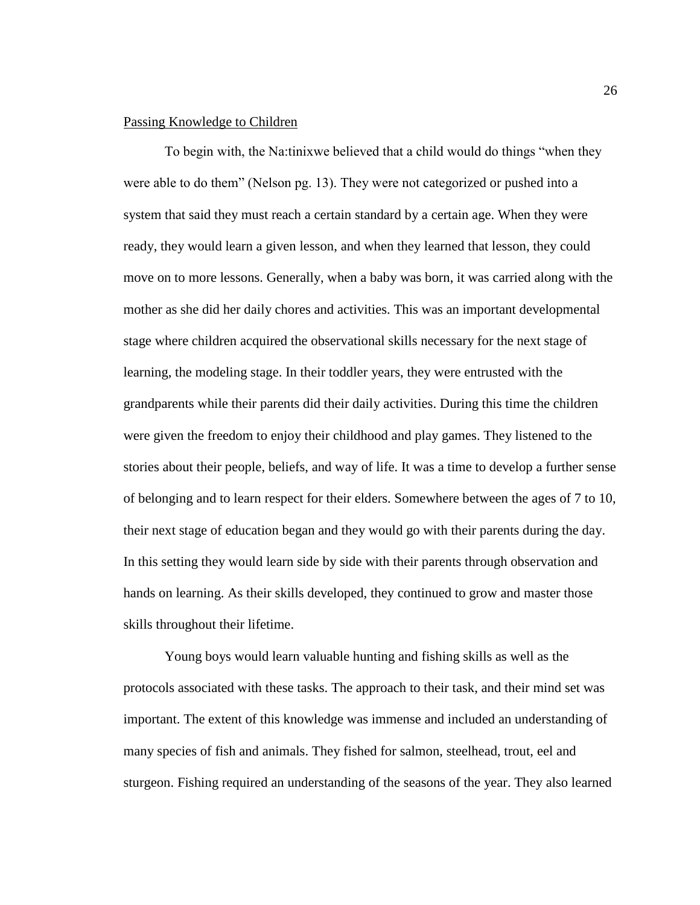<u>Passing Knowledge to Children</u>

To begin with, the Na:tinixwe believed that a child would do things "when they were able to do them" (Nelson pg. 13). They were not categorized or pushed into a system that said they must reach a certain standard by a certain age. When they were ready, they would learn a given lesson, and when they learned that lesson, they could move on to more lessons. Generally, when a baby was born, it was carried along with the mother as she did her daily chores and activities. This was an important developmental stage where children acquired the observational skills necessary for the next stage of learning, the modeling stage. In their toddler years, they were entrusted with the grandparents while their parents did their daily activities. During this time the children were given the freedom to enjoy their childhood and play games. They listened to the stories about their people, beliefs, and way of life. It was a time to develop a further sense of belonging and to learn respect for their elders. Somewhere between the ages of 7 to 10, their next stage of education began and they would go with their parents during the day. In this setting they would learn side by side with their parents through observation and hands on learning. As their skills developed, they continued to grow and master those skills throughout their lifetime.

Young boys would learn valuable hunting and fishing skills as well as the protocols associated with these tasks. The approach to their task, and their mind set was important. The extent of this knowledge was immense and included an understanding of many species of fish and animals. They fished for salmon, steelhead, trout, eel and sturgeon. Fishing required an understanding of the seasons of the year. They also learned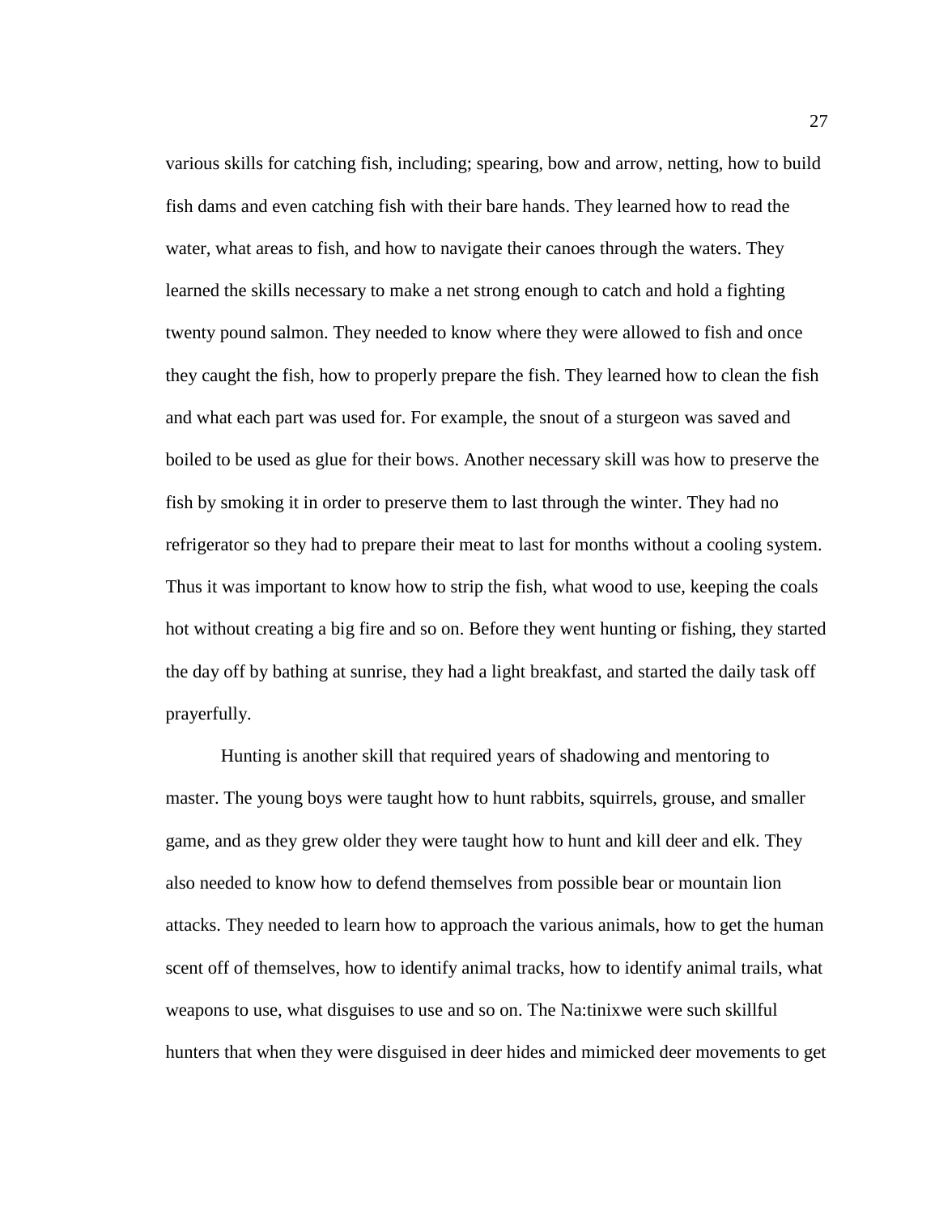various skills for catching fish, including; spearing, bow and arrow, netting, how to build fish dams and even catching fish with their bare hands. They learned how to read the water, what areas to fish, and how to navigate their canoes through the waters. They learned the skills necessary to make a net strong enough to catch and hold a fighting twenty pound salmon. They needed to know where they were allowed to fish and once they caught the fish, how to properly prepare the fish. They learned how to clean the fish and what each part was used for. For example, the snout of a sturgeon was saved and boiled to be used as glue for their bows. Another necessary skill was how to preserve the fish by smoking it in order to preserve them to last through the winter. They had no refrigerator so they had to prepare their meat to last for months without a cooling system. Thus it was important to know how to strip the fish, what wood to use, keeping the coals hot without creating a big fire and so on. Before they went hunting or fishing, they started the day off by bathing at sunrise, they had a light breakfast, and started the daily task off prayerfully.

Hunting is another skill that required years of shadowing and mentoring to master. The young boys were taught how to hunt rabbits, squirrels, grouse, and smaller game, and as they grew older they were taught how to hunt and kill deer and elk. They also needed to know how to defend themselves from possible bear or mountain lion attacks. They needed to learn how to approach the various animals, how to get the human scent off of themselves, how to identify animal tracks, how to identify animal trails, what weapons to use, what disguises to use and so on. The Na:tinixwe were such skillful hunters that when they were disguised in deer hides and mimicked deer movements to get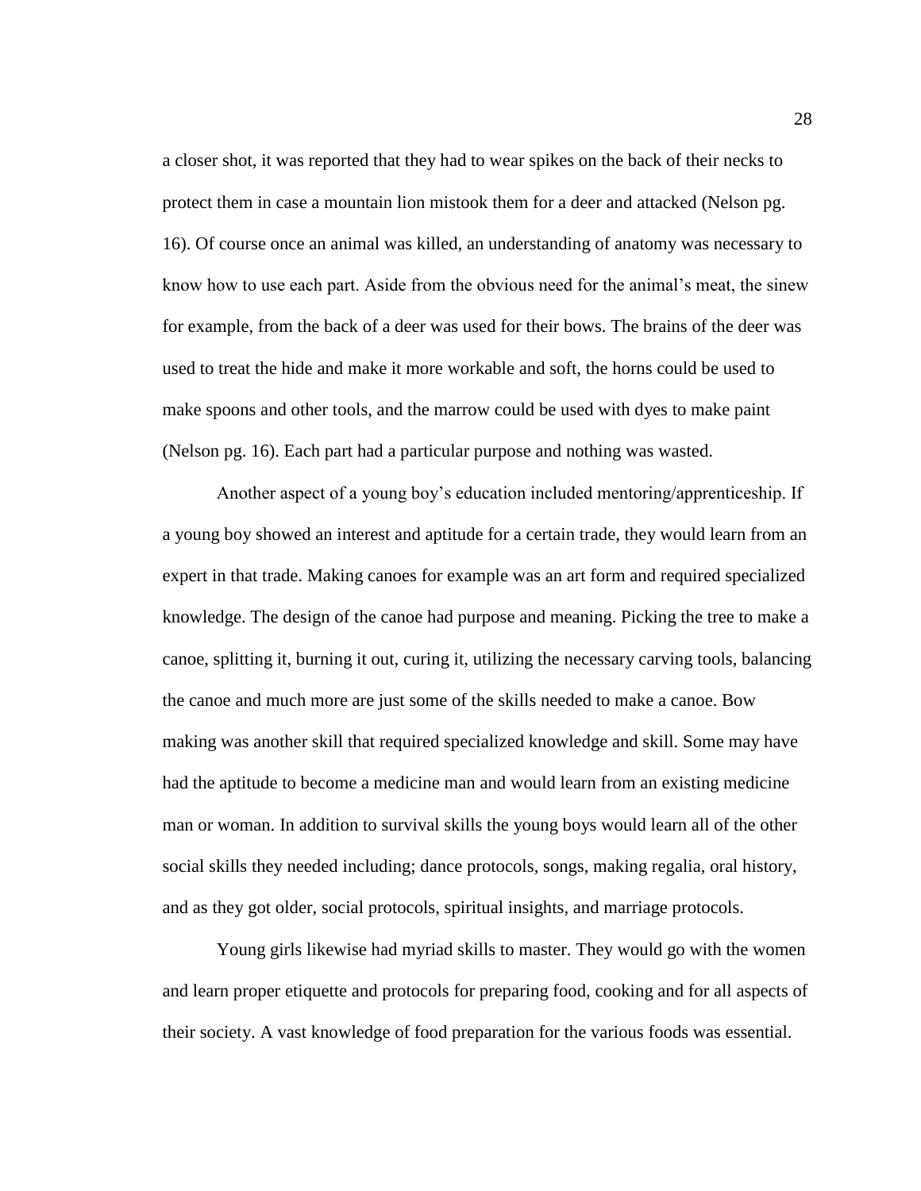a closer shot, it was reported that they had to wear spikes on the back of their necks to protect them in case a mountain lion mistook them for a deer and attacked (Nelson pg. 16). Of course once an animal was killed, an understanding of anatomy was necessary to know how to use each part. Aside from the obvious need for the animal's meat, the sinew for example, from the back of a deer was used for their bows. The brains of the deer was used to treat the hide and make it more workable and soft, the horns could be used to make spoons and other tools, and the marrow could be used with dyes to make paint (Nelson pg. 16). Each part had a particular purpose and nothing was wasted.

Another aspect of a young boy's education included mentoring/apprenticeship. If a young boy showed an interest and aptitude for a certain trade, they would learn from an expert in that trade. Making canoes for example was an art form and required specialized knowledge. The design of the canoe had purpose and meaning. Picking the tree to make a canoe, splitting it, burning it out, curing it, utilizing the necessary carving tools, balancing the canoe and much more are just some of the skills needed to make a canoe. Bow making was another skill that required specialized knowledge and skill. Some may have had the aptitude to become a medicine man and would learn from an existing medicine man or woman. In addition to survival skills the young boys would learn all of the other social skills they needed including; dance protocols, songs, making regalia, oral history, and as they got older, social protocols, spiritual insights, and marriage protocols.

Young girls likewise had myriad skills to master. They would go with the women and learn proper etiquette and protocols for preparing food, cooking and for all aspects of their society. A vast knowledge of food preparation for the various foods was essential.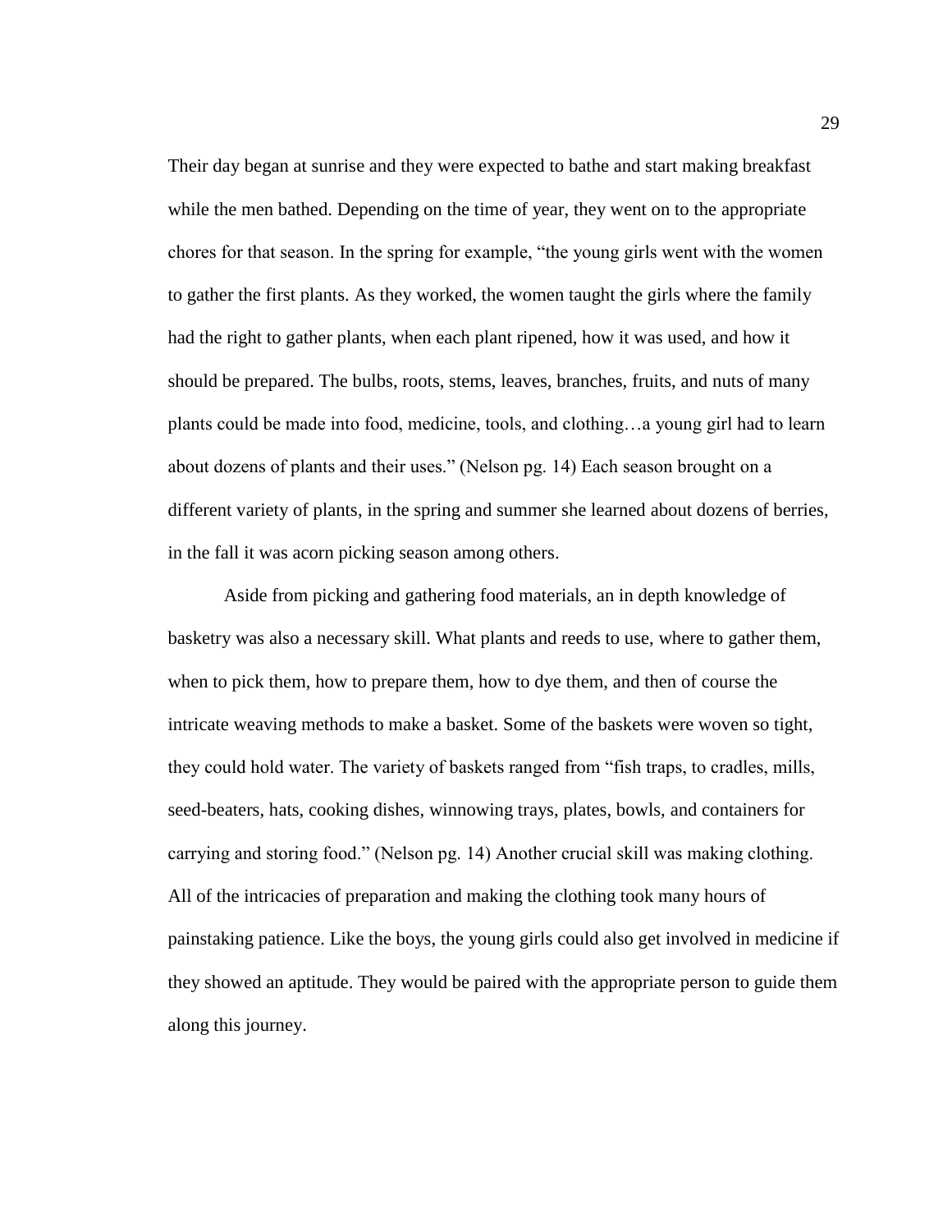Their day began at sunrise and they were expected to bathe and start making breakfast while the men bathed. Depending on the time of year, they went on to the appropriate chores for that season. In the spring for example, "the young girls went with the women to gather the first plants. As they worked, the women taught the girls where the family had the right to gather plants, when each plant ripened, how it was used, and how it should be prepared. The bulbs, roots, stems, leaves, branches, fruits, and nuts of many plants could be made into food, medicine, tools, and clothing…a young girl had to learn about dozens of plants and their uses." (Nelson pg. 14) Each season brought on a different variety of plants, in the spring and summer she learned about dozens of berries, in the fall it was acorn picking season among others.

Aside from picking and gathering food materials, an in depth knowledge of basketry was also a necessary skill. What plants and reeds to use, where to gather them, when to pick them, how to prepare them, how to dye them, and then of course the intricate weaving methods to make a basket. Some of the baskets were woven so tight, they could hold water. The variety of baskets ranged from "fish traps, to cradles, mills, seed-beaters, hats, cooking dishes, winnowing trays, plates, bowls, and containers for carrying and storing food." (Nelson pg. 14) Another crucial skill was making clothing. All of the intricacies of preparation and making the clothing took many hours of painstaking patience. Like the boys, the young girls could also get involved in medicine if they showed an aptitude. They would be paired with the appropriate person to guide them along this journey.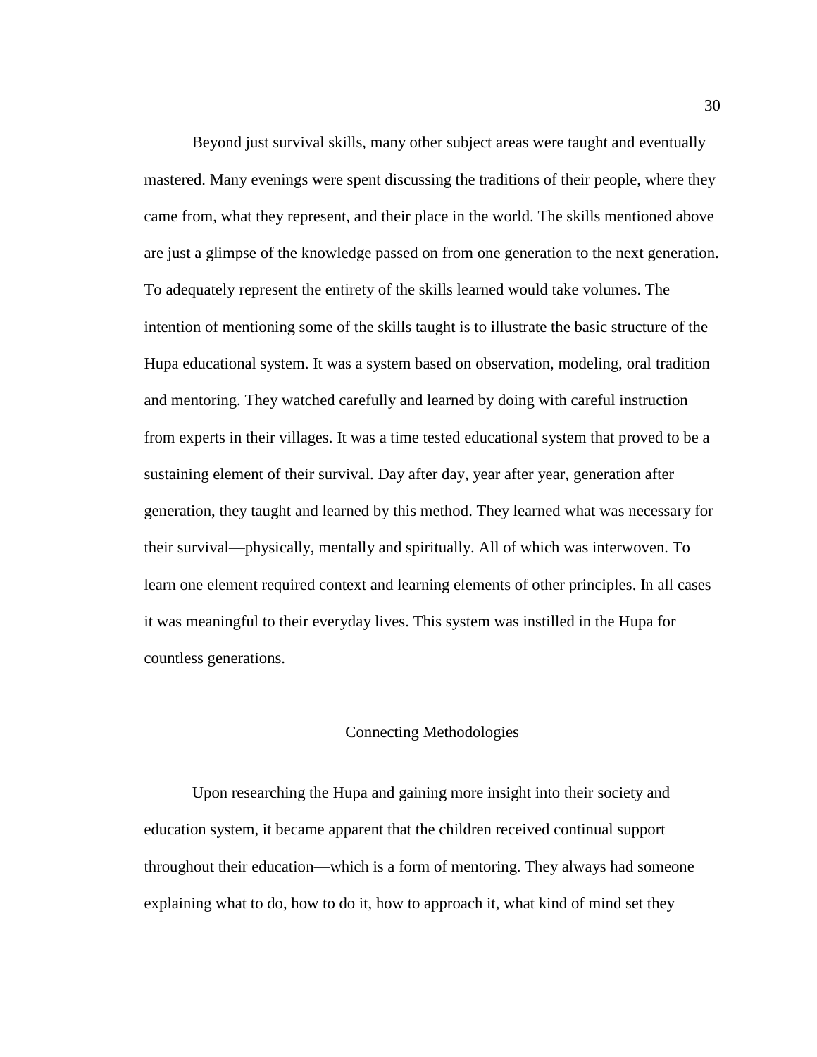Beyond just survival skills, many other subject areas were taught and eventually mastered. Many evenings were spent discussing the traditions of their people, where they came from, what they represent, and their place in the world. The skills mentioned above are just a glimpse of the knowledge passed on from one generation to the next generation. To adequately represent the entirety of the skills learned would take volumes. The intention of mentioning some of the skills taught is to illustrate the basic structure of the Hupa educational system. It was a system based on observation, modeling, oral tradition and mentoring. They watched carefully and learned by doing with careful instruction from experts in their villages. It was a time tested educational system that proved to be a sustaining element of their survival. Day after day, year after year, generation after generation, they taught and learned by this method. They learned what was necessary for their survival—physically, mentally and spiritually. All of which was interwoven. To learn one element required context and learning elements of other principles. In all cases it was meaningful to their everyday lives. This system was instilled in the Hupa for countless generations.

## Connecting Methodologies

Upon researching the Hupa and gaining more insight into their society and education system, it became apparent that the children received continual support throughout their education—which is a form of mentoring. They always had someone explaining what to do, how to do it, how to approach it, what kind of mind set they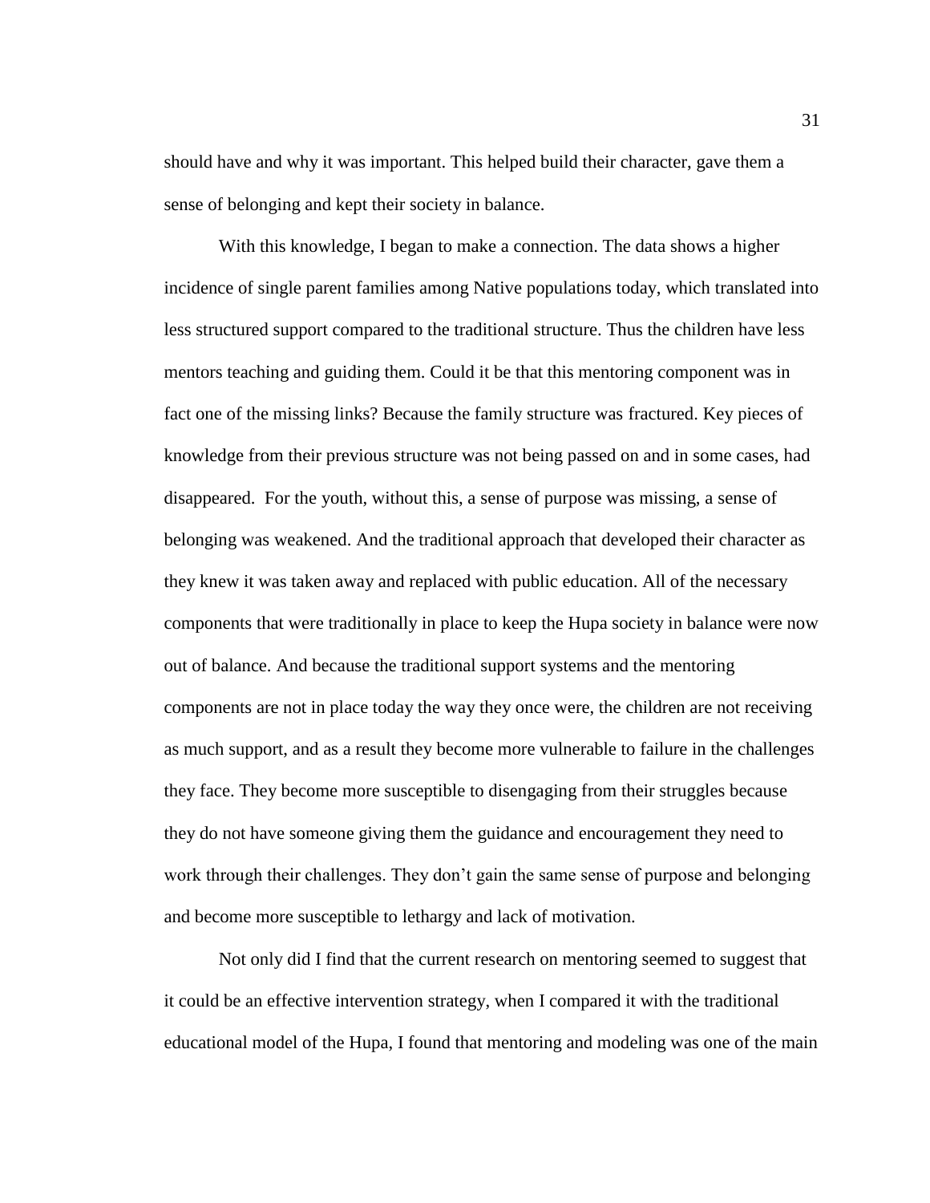should have and why it was important. This helped build their character, gave them a sense of belonging and kept their society in balance.

With this knowledge, I began to make a connection. The data shows a higher incidence of single parent families among Native populations today, which translated into less structured support compared to the traditional structure. Thus the children have less mentors teaching and guiding them. Could it be that this mentoring component was in fact one of the missing links? Because the family structure was fractured. Key pieces of knowledge from their previous structure was not being passed on and in some cases, had disappeared. For the youth, without this, a sense of purpose was missing, a sense of belonging was weakened. And the traditional approach that developed their character as they knew it was taken away and replaced with public education. All of the necessary components that were traditionally in place to keep the Hupa society in balance were now out of balance. And because the traditional support systems and the mentoring components are not in place today the way they once were, the children are not receiving as much support, and as a result they become more vulnerable to failure in the challenges they face. They become more susceptible to disengaging from their struggles because they do not have someone giving them the guidance and encouragement they need to work through their challenges. They don't gain the same sense of purpose and belonging and become more susceptible to lethargy and lack of motivation.

Not only did I find that the current research on mentoring seemed to suggest that it could be an effective intervention strategy, when I compared it with the traditional educational model of the Hupa, I found that mentoring and modeling was one of the main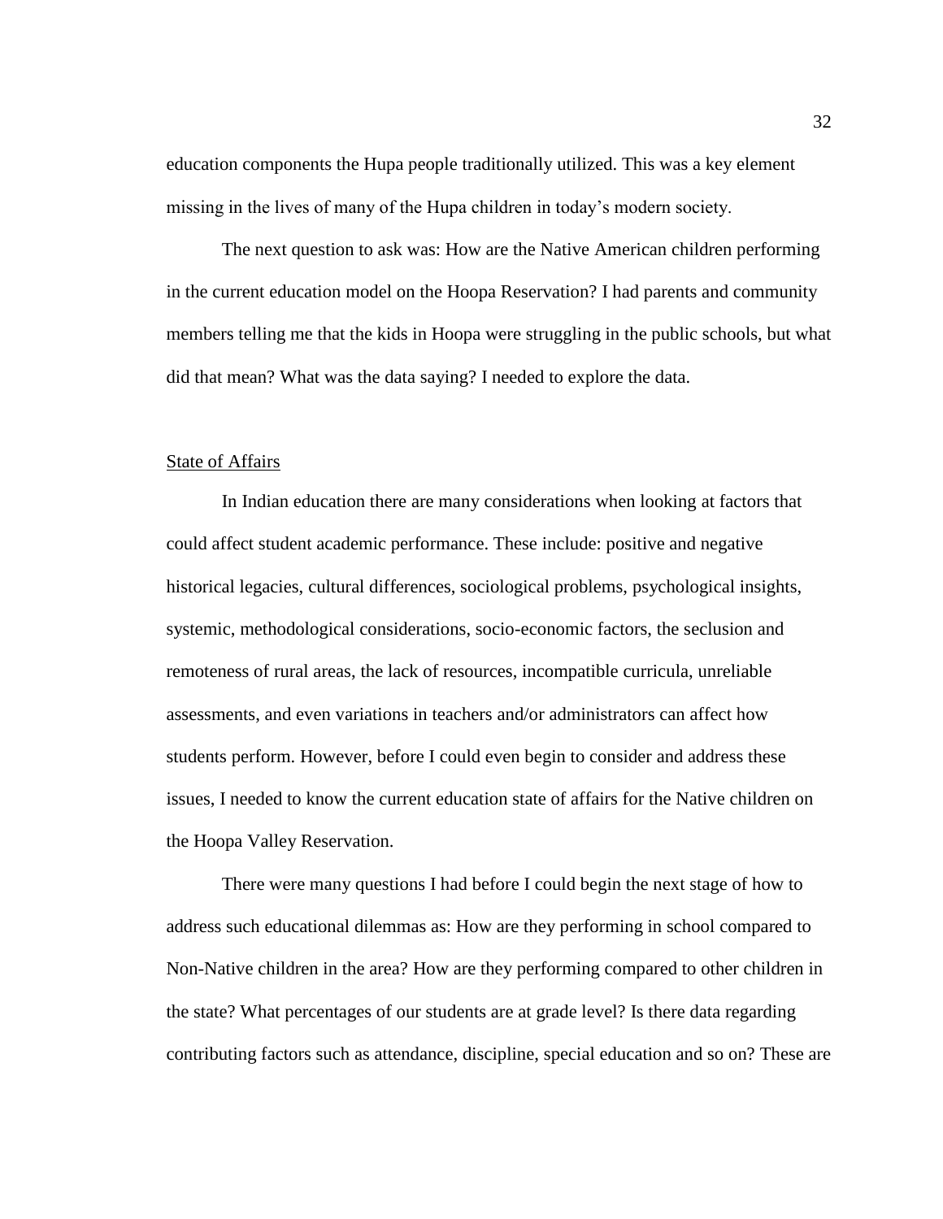education components the Hupa people traditionally utilized. This was a key element missing in the lives of many of the Hupa children in today's modern society.

The next question to ask was: How are the Native American children performing in the current education model on the Hoopa Reservation? I had parents and community members telling me that the kids in Hoopa were struggling in the public schools, but what did that mean? What was the data saying? I needed to explore the data.

## State of Affairs

In Indian education there are many considerations when looking at factors that could affect student academic performance. These include: positive and negative historical legacies, cultural differences, sociological problems, psychological insights, systemic, methodological considerations, socio-economic factors, the seclusion and remoteness of rural areas, the lack of resources, incompatible curricula, unreliable assessments, and even variations in teachers and/or administrators can affect how students perform. However, before I could even begin to consider and address these issues, I needed to know the current education state of affairs for the Native children on the Hoopa Valley Reservation.

There were many questions I had before I could begin the next stage of how to address such educational dilemmas as: How are they performing in school compared to Non-Native children in the area? How are they performing compared to other children in the state? What percentages of our students are at grade level? Is there data regarding contributing factors such as attendance, discipline, special education and so on? These are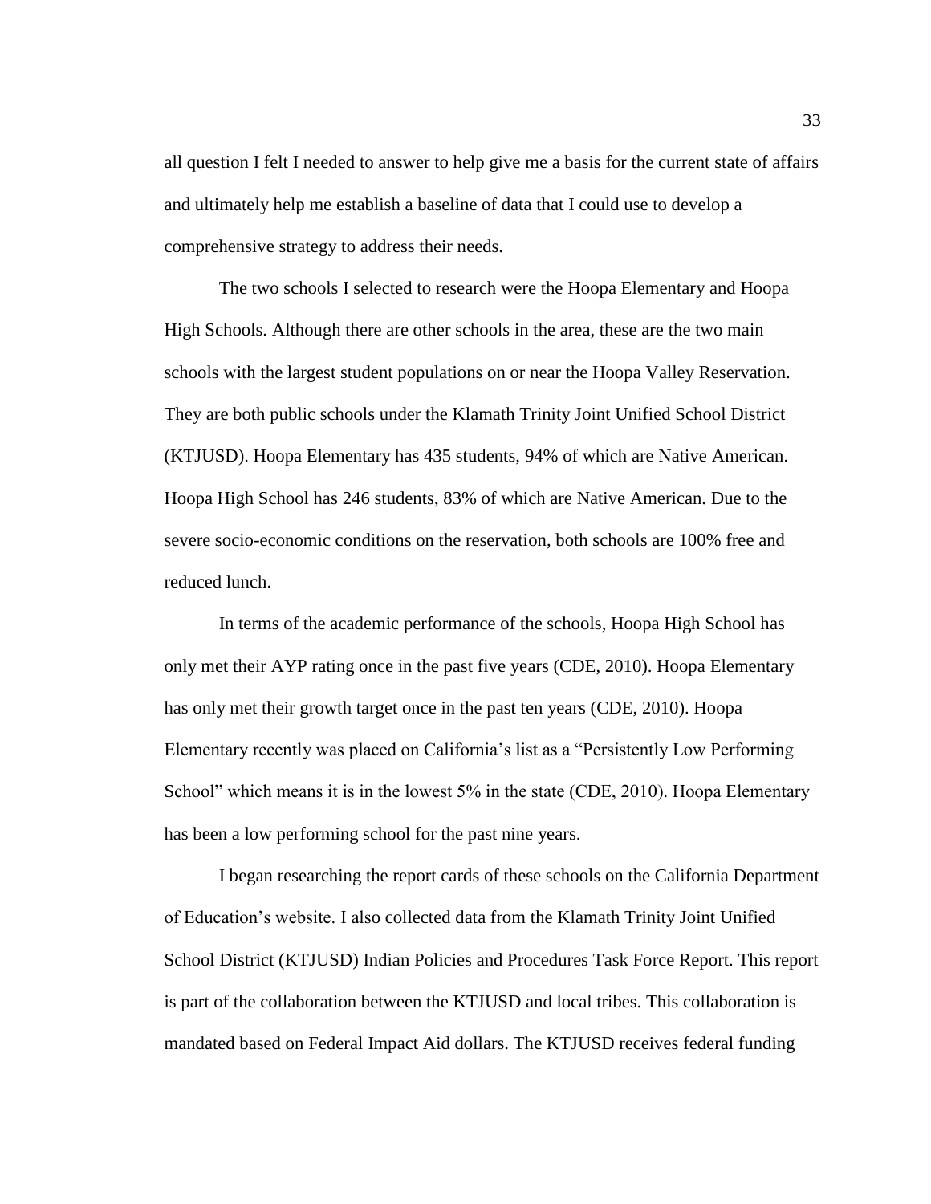all question I felt I needed to answer to help give me a basis for the current state of affairs and ultimately help me establish a baseline of data that I could use to develop a comprehensive strategy to address their needs.

The two schools I selected to research were the Hoopa Elementary and Hoopa High Schools. Although there are other schools in the area, these are the two main schools with the largest student populations on or near the Hoopa Valley Reservation. They are both public schools under the Klamath Trinity Joint Unified School District (KTJUSD). Hoopa Elementary has 435 students, 94% of which are Native American. Hoopa High School has 246 students, 83% of which are Native American. Due to the severe socio-economic conditions on the reservation, both schools are 100% free and reduced lunch.

In terms of the academic performance of the schools, Hoopa High School has only met their AYP rating once in the past five years (CDE, 2010). Hoopa Elementary has only met their growth target once in the past ten years (CDE, 2010). Hoopa Elementary recently was placed on California's list as a "Persistently Low Performing School" which means it is in the lowest 5% in the state (CDE, 2010). Hoopa Elementary has been a low performing school for the past nine years.

I began researching the report cards of these schools on the California Department of Education's website. I also collected data from the Klamath Trinity Joint Unified School District (KTJUSD) Indian Policies and Procedures Task Force Report. This report is part of the collaboration between the KTJUSD and local tribes. This collaboration is mandated based on Federal Impact Aid dollars. The KTJUSD receives federal funding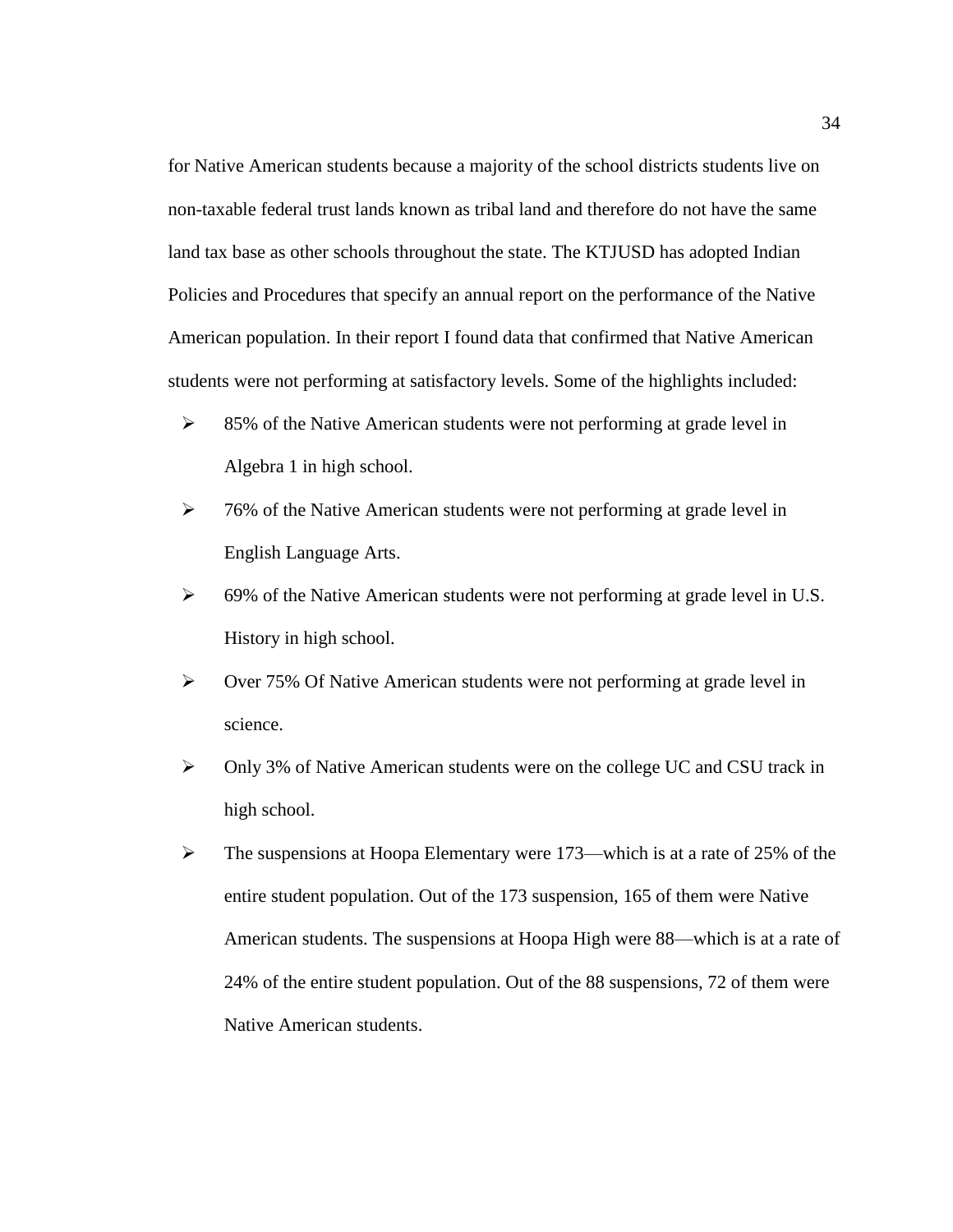for Native American students because a majority of the school districts students live on non-taxable federal trust lands known as tribal land and therefore do not have the same land tax base as other schools throughout the state. The KTJUSD has adopted Indian Policies and Procedures that specify an annual report on the performance of the Native American population. In their report I found data that confirmed that Native American students were not performing at satisfactory levels. Some of the highlights included:

- 85% of the Native American students were not performing at grade level in Algebra 1 in high school.
- 76% of the Native American students were not performing at grade level in English Language Arts.
- 69% of the Native American students were not performing at grade level in U.S. History in high school.
- Over 75% Of Native American students were not performing at grade level in science.
- Only 3% of Native American students were on the college UC and CSU track in high school.
- The suspensions at Hoopa Elementary were 173—which is at a rate of 25% of the entire student population. Out of the 173 suspension, 165 of them were Native American students. The suspensions at Hoopa High were 88—which is at a rate of 24% of the entire student population. Out of the 88 suspensions, 72 of them were Native American students.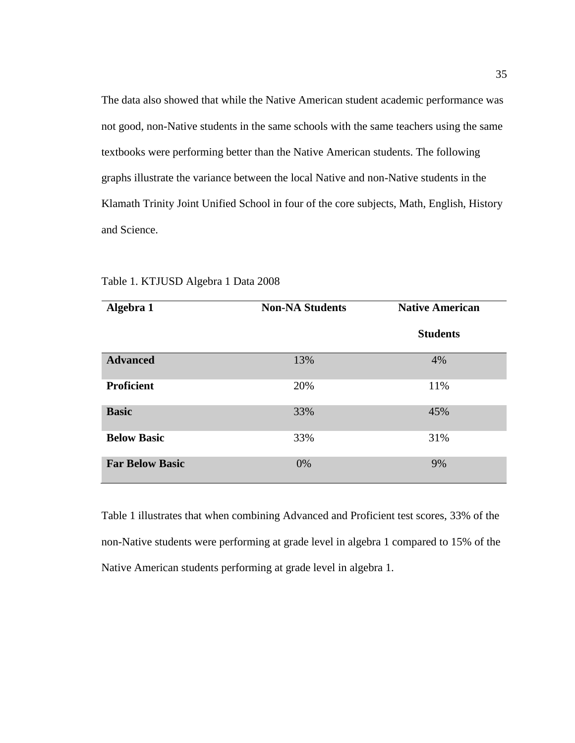The data also showed that while the Native American student academic performance was not good, non-Native students in the same schools with the same teachers using the same textbooks were performing better than the Native American students. The following graphs illustrate the variance between the local Native and non-Native students in the Klamath Trinity Joint Unified School in four of the core subjects, Math, English, History and Science.

Table 1. KTJUSD Algebra 1 Data 2008

| **Algebra 1** | **Non-NA Students** | **Native American Students** |
|---|---|---|
| **Advanced** | 13% | 4% |
| **Proficient** | 20% | 11% |
| **Basic** | 33% | 45% |
| **Below Basic** | 33% | 31% |
| **Far Below Basic** | 0% | 9% |

Table 1 illustrates that when combining Advanced and Proficient test scores, 33% of the non-Native students were performing at grade level in algebra 1 compared to 15% of the Native American students performing at grade level in algebra 1.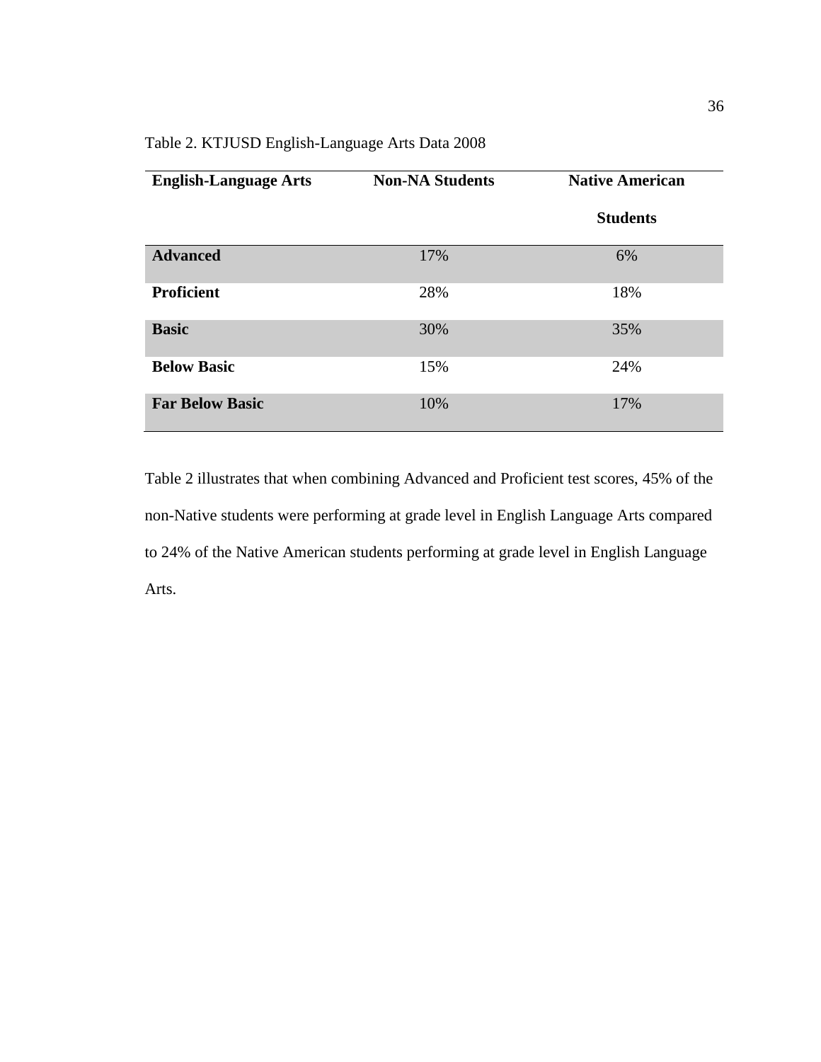Table 2. KTJUSD English-Language Arts Data 2008

| English-Language Arts | Non-NA Students | Native American Students |
| --- | --- | --- |
| **Advanced** | 17% | 6% |
| **Proficient** | 28% | 18% |
| **Basic** | 30% | 35% |
| **Below Basic** | 15% | 24% |
| **Far Below Basic** | 10% | 17% |

Table 2 illustrates that when combining Advanced and Proficient test scores, 45% of the non-Native students were performing at grade level in English Language Arts compared to 24% of the Native American students performing at grade level in English Language Arts.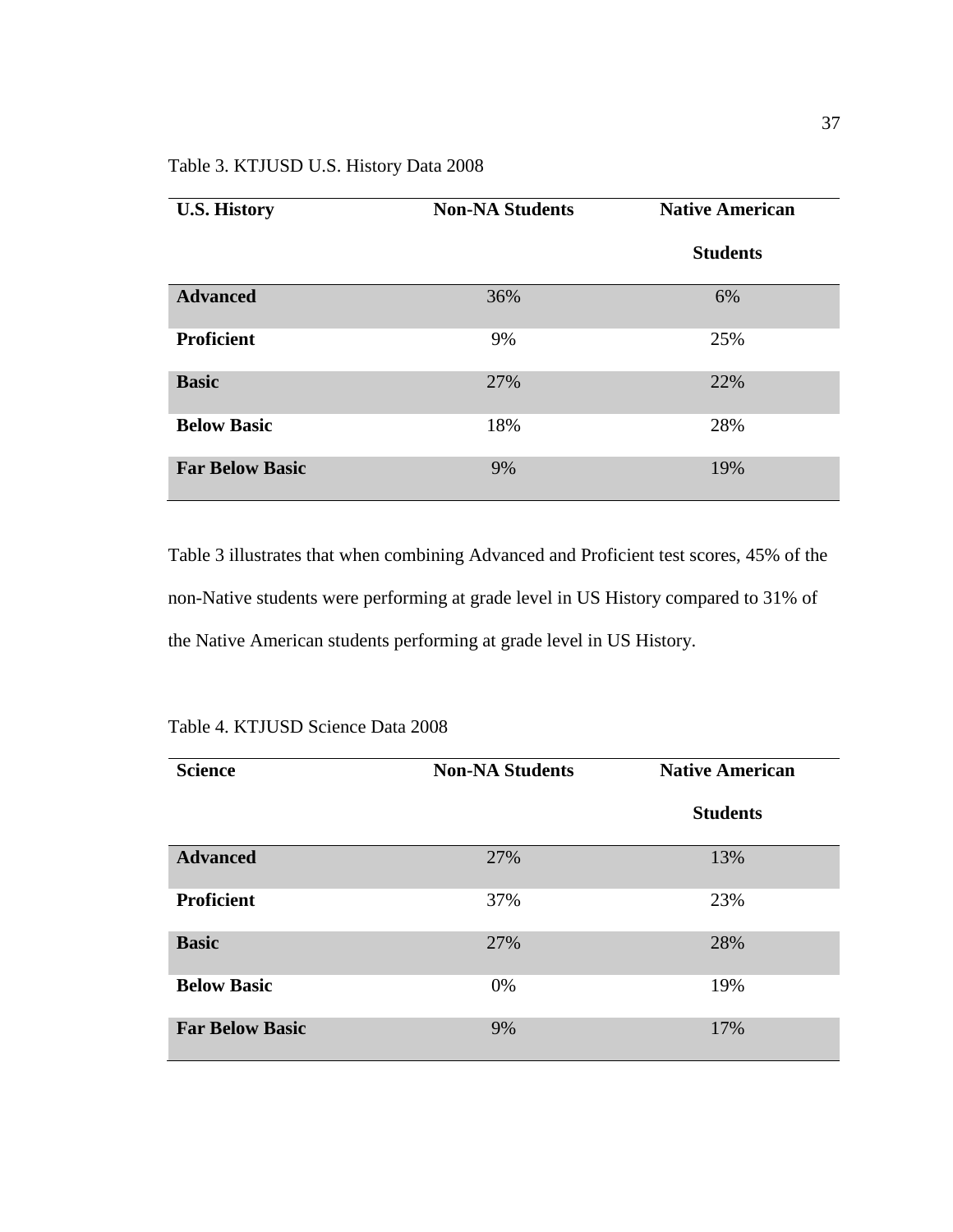Table 3. KTJUSD U.S. History Data 2008

| **U.S. History** | **Non-NA Students** | **Native American Students** |
|---|---|---|
| **Advanced** | 36% | 6% |
| **Proficient** | 9% | 25% |
| **Basic** | 27% | 22% |
| **Below Basic** | 18% | 28% |
| **Far Below Basic** | 9% | 19% |

Table 3 illustrates that when combining Advanced and Proficient test scores, 45% of the non-Native students were performing at grade level in US History compared to 31% of the Native American students performing at grade level in US History.

Table 4. KTJUSD Science Data 2008

| **Science** | **Non-NA Students** | **Native American Students** |
|---|---|---|
| **Advanced** | 27% | 13% |
| **Proficient** | 37% | 23% |
| **Basic** | 27% | 28% |
| **Below Basic** | 0% | 19% |
| **Far Below Basic** | 9% | 17% |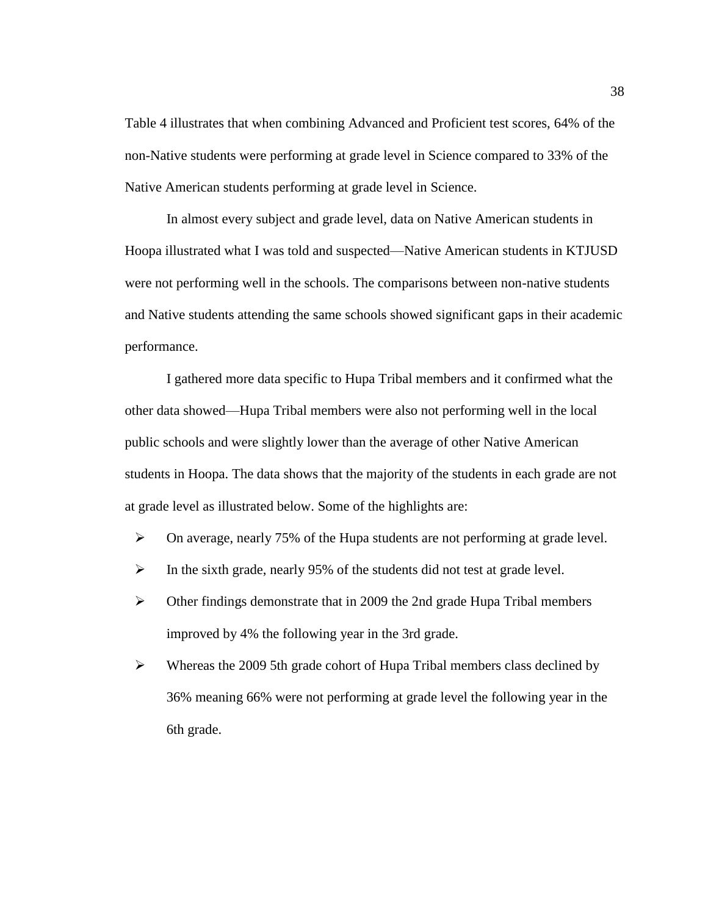Table 4 illustrates that when combining Advanced and Proficient test scores, 64% of the non-Native students were performing at grade level in Science compared to 33% of the Native American students performing at grade level in Science.

In almost every subject and grade level, data on Native American students in Hoopa illustrated what I was told and suspected—Native American students in KTJUSD were not performing well in the schools. The comparisons between non-native students and Native students attending the same schools showed significant gaps in their academic performance.

I gathered more data specific to Hupa Tribal members and it confirmed what the other data showed—Hupa Tribal members were also not performing well in the local public schools and were slightly lower than the average of other Native American students in Hoopa. The data shows that the majority of the students in each grade are not at grade level as illustrated below. Some of the highlights are:

- On average, nearly 75% of the Hupa students are not performing at grade level.
- In the sixth grade, nearly 95% of the students did not test at grade level.
- Other findings demonstrate that in 2009 the 2nd grade Hupa Tribal members improved by 4% the following year in the 3rd grade.
- Whereas the 2009 5th grade cohort of Hupa Tribal members class declined by 36% meaning 66% were not performing at grade level the following year in the 6th grade.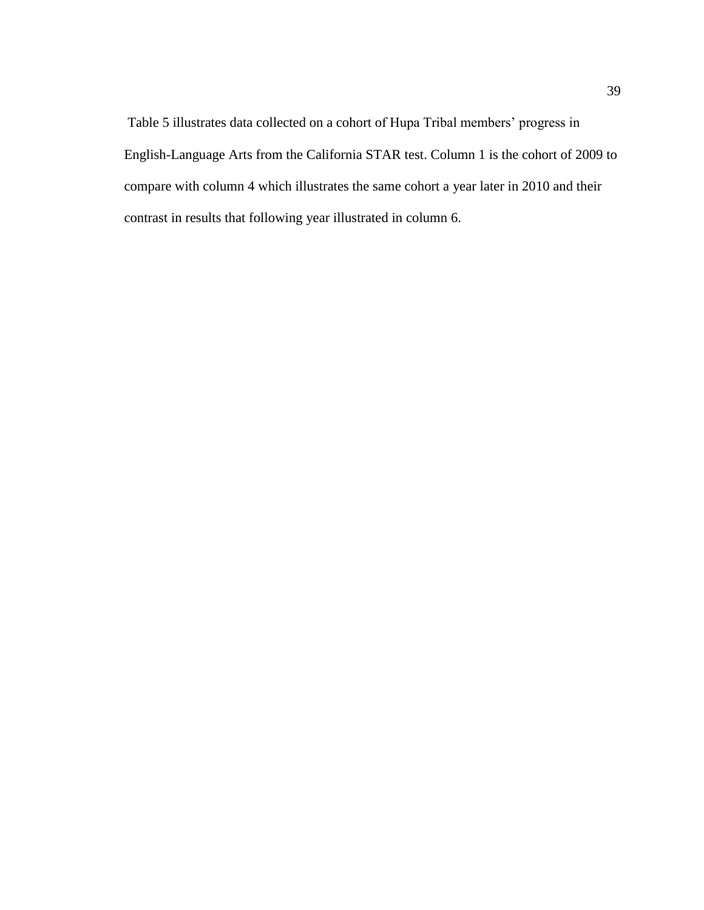Table 5 illustrates data collected on a cohort of Hupa Tribal members' progress in English-Language Arts from the California STAR test. Column 1 is the cohort of 2009 to compare with column 4 which illustrates the same cohort a year later in 2010 and their contrast in results that following year illustrated in column 6.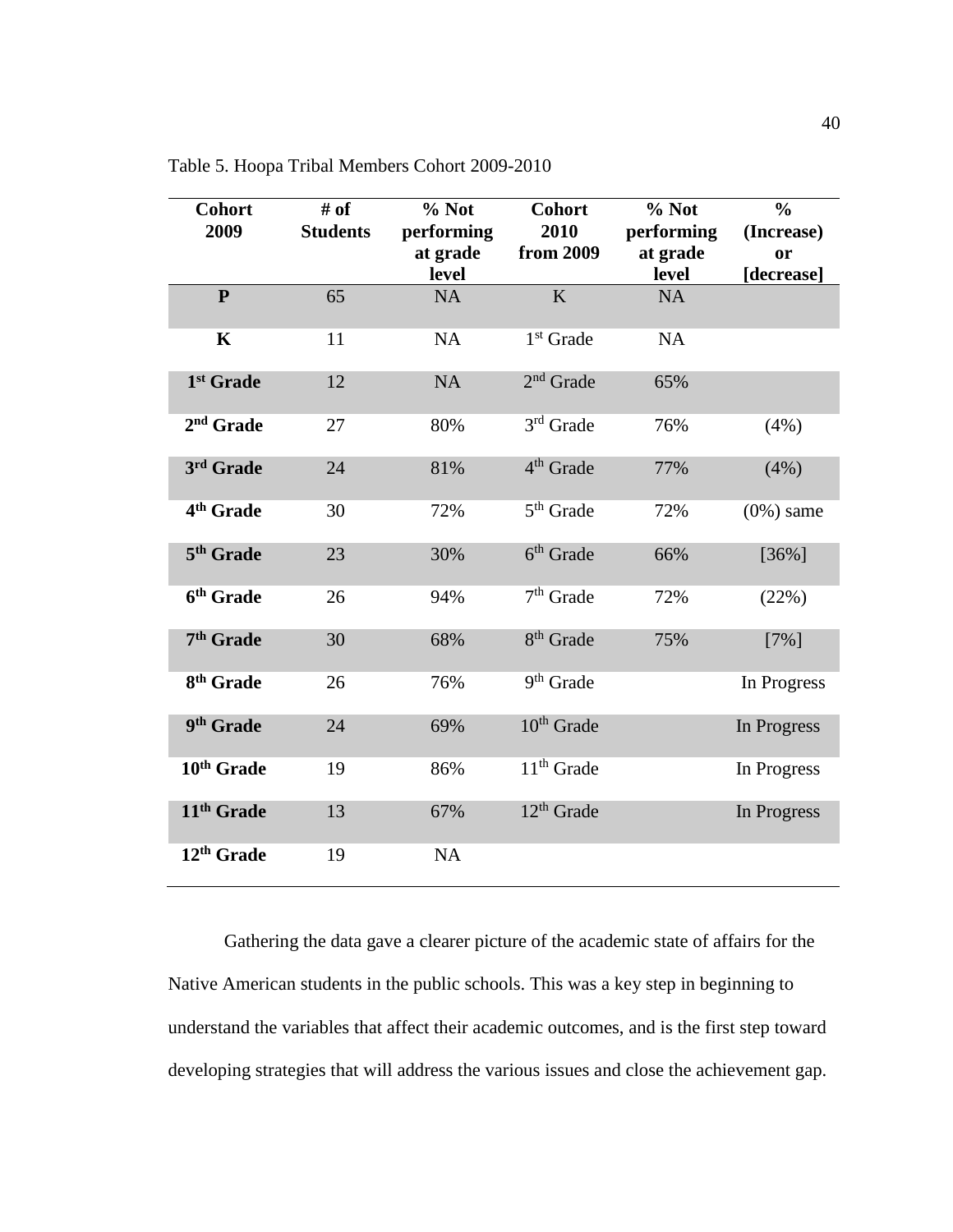Table 5. Hoopa Tribal Members Cohort 2009-2010

| Cohort 2009 | # of Students | % Not performing at grade level | Cohort 2010 from 2009 | % Not performing at grade level | % (Increase) or [decrease] |
|---|---|---|---|---|---|
| **P** | 65 | NA | K | NA | |
| **K** | 11 | NA | 1st Grade | NA | |
| **1st Grade** | 12 | NA | 2nd Grade | 65% | |
| **2nd Grade** | 27 | 80% | 3rd Grade | 76% | (4%) |
| **3rd Grade** | 24 | 81% | 4th Grade | 77% | (4%) |
| **4th Grade** | 30 | 72% | 5th Grade | 72% | (0%) same |
| **5th Grade** | 23 | 30% | 6th Grade | 66% | [36%] |
| **6th Grade** | 26 | 94% | 7th Grade | 72% | (22%) |
| **7th Grade** | 30 | 68% | 8th Grade | 75% | [7%] |
| **8th Grade** | 26 | 76% | 9th Grade | | In Progress |
| **9th Grade** | 24 | 69% | 10th Grade | | In Progress |
| **10th Grade** | 19 | 86% | 11th Grade | | In Progress |
| **11th Grade** | 13 | 67% | 12th Grade | | In Progress |
| **12th Grade** | 19 | NA | | | |

Gathering the data gave a clearer picture of the academic state of affairs for the Native American students in the public schools. This was a key step in beginning to understand the variables that affect their academic outcomes, and is the first step toward developing strategies that will address the various issues and close the achievement gap.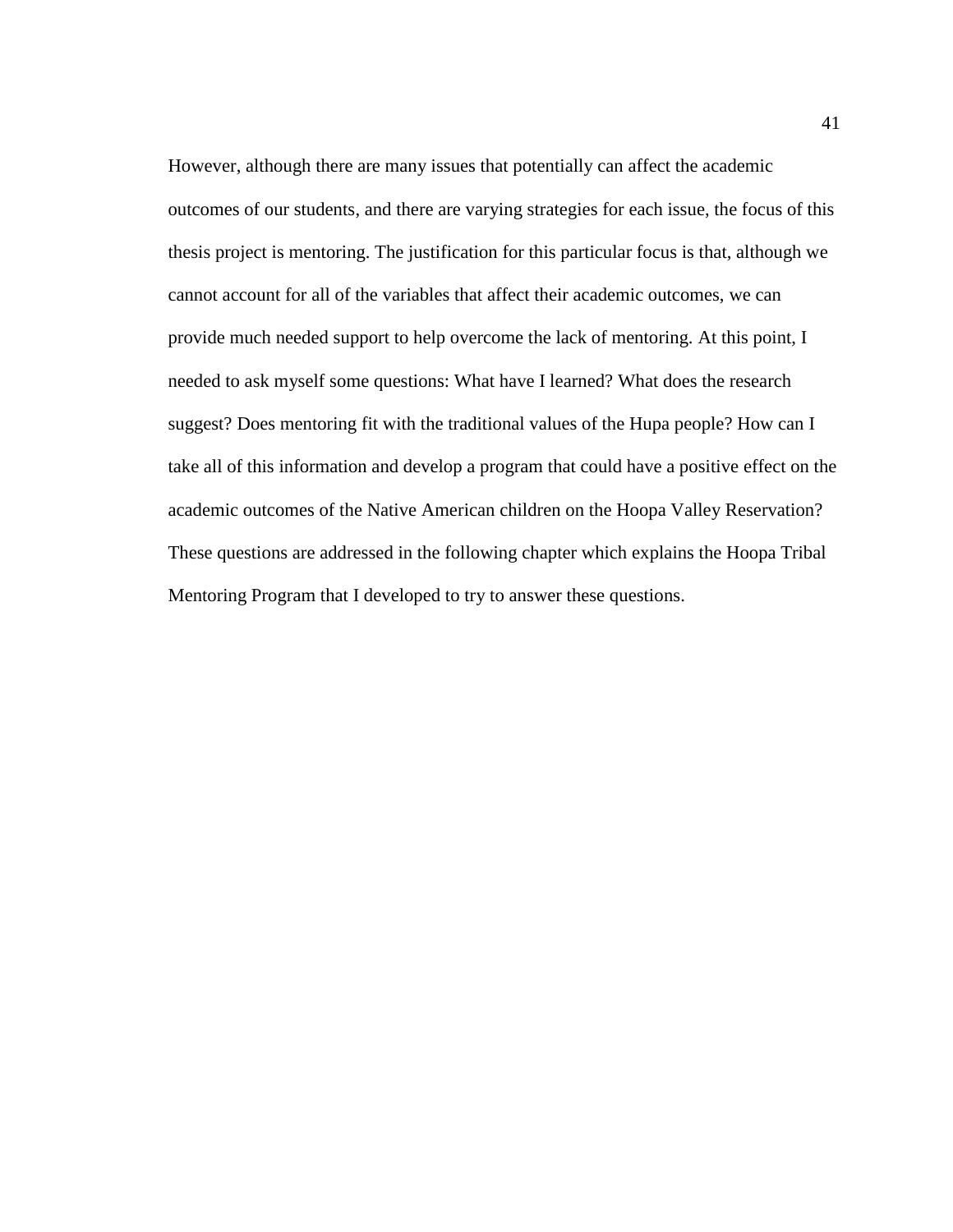However, although there are many issues that potentially can affect the academic outcomes of our students, and there are varying strategies for each issue, the focus of this thesis project is mentoring. The justification for this particular focus is that, although we cannot account for all of the variables that affect their academic outcomes, we can provide much needed support to help overcome the lack of mentoring. At this point, I needed to ask myself some questions: What have I learned? What does the research suggest? Does mentoring fit with the traditional values of the Hupa people? How can I take all of this information and develop a program that could have a positive effect on the academic outcomes of the Native American children on the Hoopa Valley Reservation? These questions are addressed in the following chapter which explains the Hoopa Tribal Mentoring Program that I developed to try to answer these questions.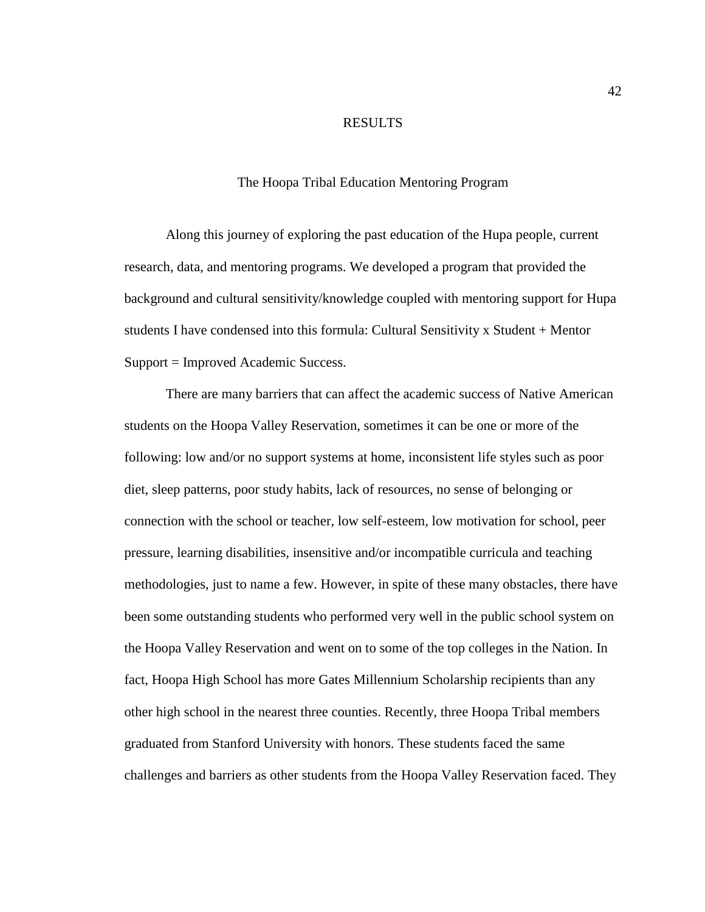# RESULTS

## The Hoopa Tribal Education Mentoring Program

Along this journey of exploring the past education of the Hupa people, current research, data, and mentoring programs. We developed a program that provided the background and cultural sensitivity/knowledge coupled with mentoring support for Hupa students I have condensed into this formula: Cultural Sensitivity x Student + Mentor Support = Improved Academic Success.

There are many barriers that can affect the academic success of Native American students on the Hoopa Valley Reservation, sometimes it can be one or more of the following: low and/or no support systems at home, inconsistent life styles such as poor diet, sleep patterns, poor study habits, lack of resources, no sense of belonging or connection with the school or teacher, low self-esteem, low motivation for school, peer pressure, learning disabilities, insensitive and/or incompatible curricula and teaching methodologies, just to name a few. However, in spite of these many obstacles, there have been some outstanding students who performed very well in the public school system on the Hoopa Valley Reservation and went on to some of the top colleges in the Nation. In fact, Hoopa High School has more Gates Millennium Scholarship recipients than any other high school in the nearest three counties. Recently, three Hoopa Tribal members graduated from Stanford University with honors. These students faced the same challenges and barriers as other students from the Hoopa Valley Reservation faced. They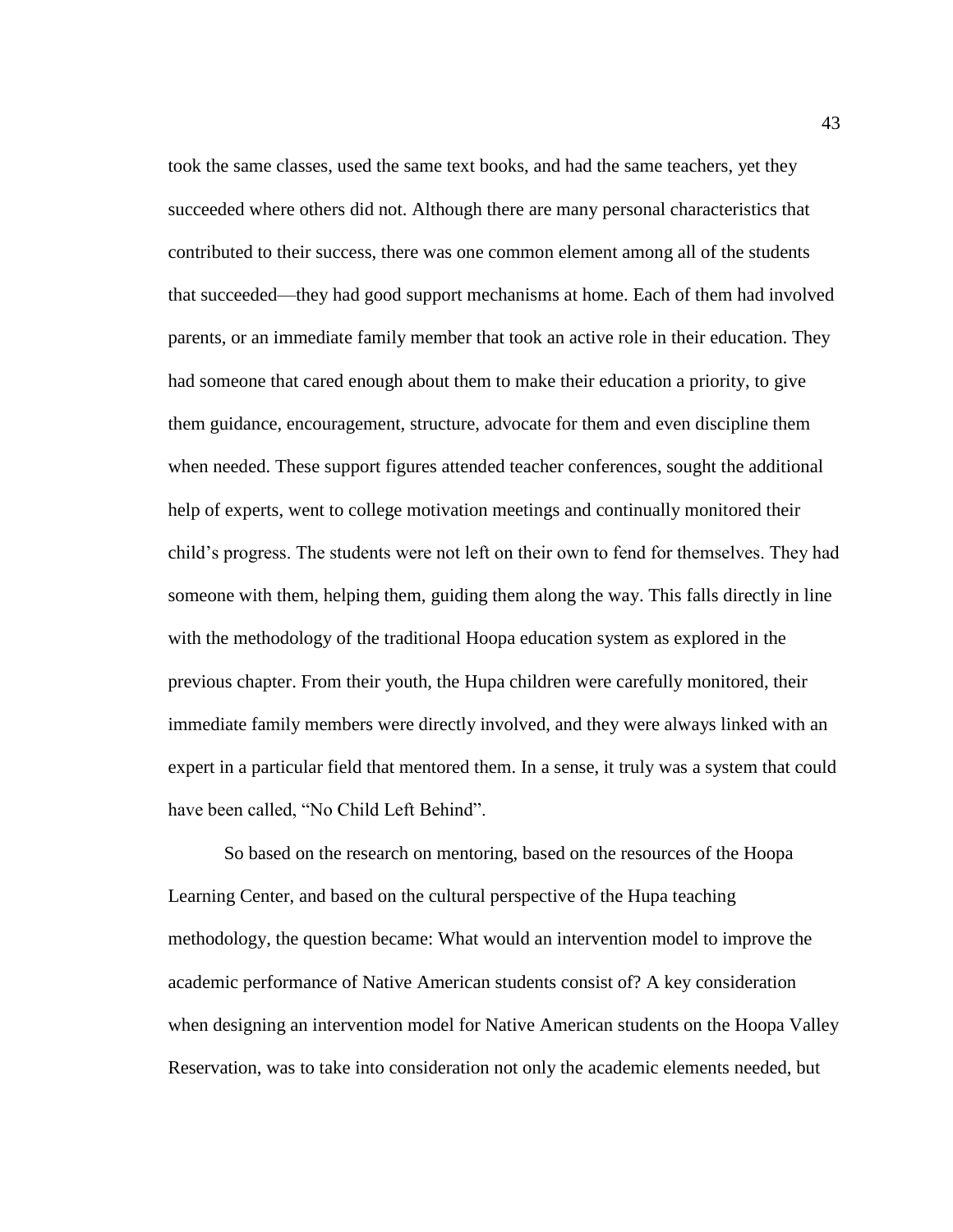took the same classes, used the same text books, and had the same teachers, yet they succeeded where others did not. Although there are many personal characteristics that contributed to their success, there was one common element among all of the students that succeeded—they had good support mechanisms at home. Each of them had involved parents, or an immediate family member that took an active role in their education. They had someone that cared enough about them to make their education a priority, to give them guidance, encouragement, structure, advocate for them and even discipline them when needed. These support figures attended teacher conferences, sought the additional help of experts, went to college motivation meetings and continually monitored their child's progress. The students were not left on their own to fend for themselves. They had someone with them, helping them, guiding them along the way. This falls directly in line with the methodology of the traditional Hoopa education system as explored in the previous chapter. From their youth, the Hupa children were carefully monitored, their immediate family members were directly involved, and they were always linked with an expert in a particular field that mentored them. In a sense, it truly was a system that could have been called, "No Child Left Behind".

So based on the research on mentoring, based on the resources of the Hoopa Learning Center, and based on the cultural perspective of the Hupa teaching methodology, the question became: What would an intervention model to improve the academic performance of Native American students consist of? A key consideration when designing an intervention model for Native American students on the Hoopa Valley Reservation, was to take into consideration not only the academic elements needed, but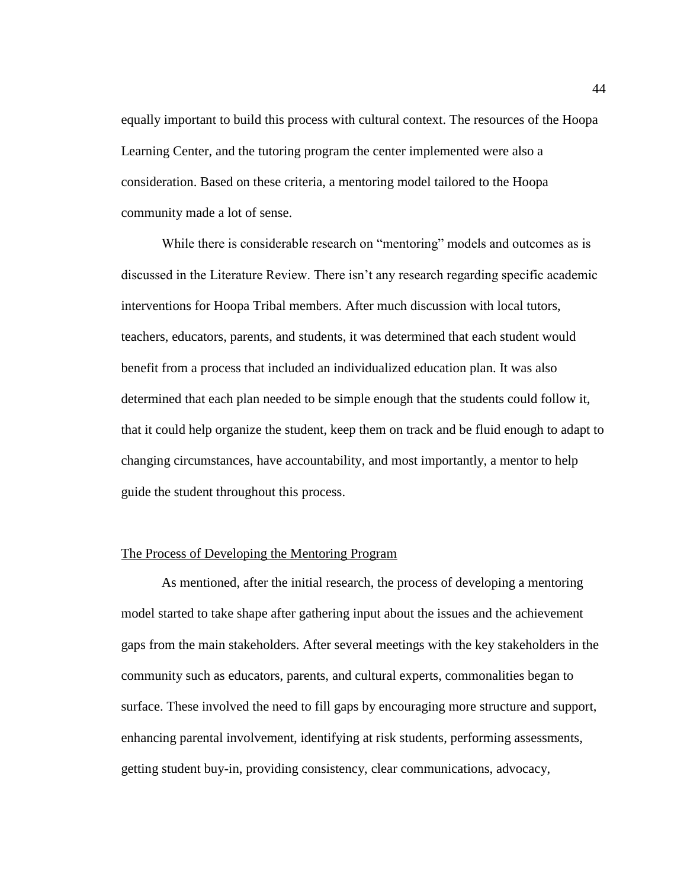equally important to build this process with cultural context. The resources of the Hoopa Learning Center, and the tutoring program the center implemented were also a consideration. Based on these criteria, a mentoring model tailored to the Hoopa community made a lot of sense.

While there is considerable research on "mentoring" models and outcomes as is discussed in the Literature Review. There isn't any research regarding specific academic interventions for Hoopa Tribal members. After much discussion with local tutors, teachers, educators, parents, and students, it was determined that each student would benefit from a process that included an individualized education plan. It was also determined that each plan needed to be simple enough that the students could follow it, that it could help organize the student, keep them on track and be fluid enough to adapt to changing circumstances, have accountability, and most importantly, a mentor to help guide the student throughout this process.

## The Process of Developing the Mentoring Program

As mentioned, after the initial research, the process of developing a mentoring model started to take shape after gathering input about the issues and the achievement gaps from the main stakeholders. After several meetings with the key stakeholders in the community such as educators, parents, and cultural experts, commonalities began to surface. These involved the need to fill gaps by encouraging more structure and support, enhancing parental involvement, identifying at risk students, performing assessments, getting student buy-in, providing consistency, clear communications, advocacy,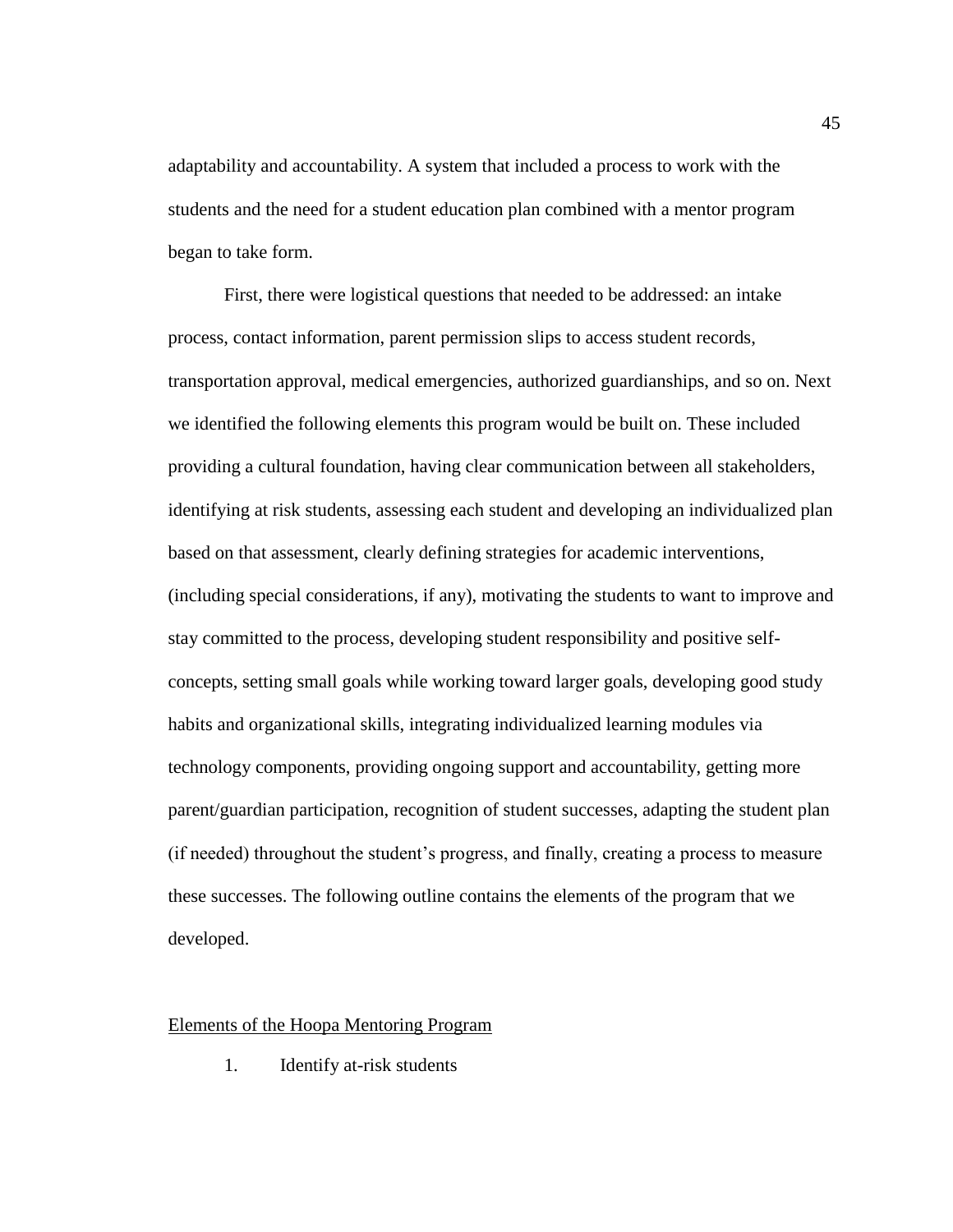adaptability and accountability. A system that included a process to work with the students and the need for a student education plan combined with a mentor program began to take form.

First, there were logistical questions that needed to be addressed: an intake process, contact information, parent permission slips to access student records, transportation approval, medical emergencies, authorized guardianships, and so on. Next we identified the following elements this program would be built on. These included providing a cultural foundation, having clear communication between all stakeholders, identifying at risk students, assessing each student and developing an individualized plan based on that assessment, clearly defining strategies for academic interventions, (including special considerations, if any), motivating the students to want to improve and stay committed to the process, developing student responsibility and positive self-concepts, setting small goals while working toward larger goals, developing good study habits and organizational skills, integrating individualized learning modules via technology components, providing ongoing support and accountability, getting more parent/guardian participation, recognition of student successes, adapting the student plan (if needed) throughout the student's progress, and finally, creating a process to measure these successes. The following outline contains the elements of the program that we developed.

<u>Elements of the Hoopa Mentoring Program</u>

1. Identify at-risk students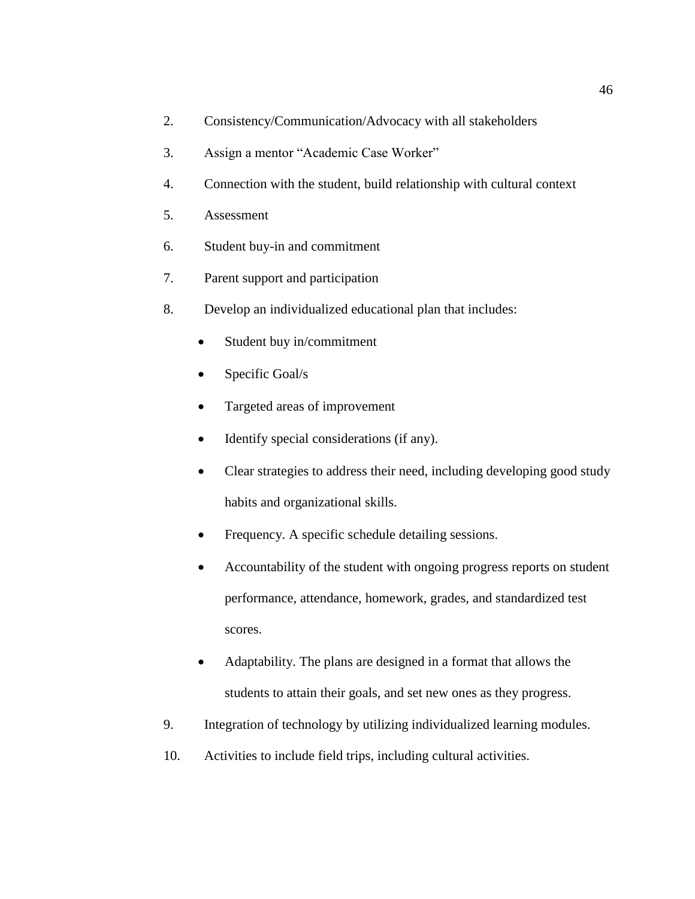2. Consistency/Communication/Advocacy with all stakeholders
3. Assign a mentor "Academic Case Worker"
4. Connection with the student, build relationship with cultural context
5. Assessment
6. Student buy-in and commitment
7. Parent support and participation
8. Develop an individualized educational plan that includes:
    - Student buy in/commitment
    - Specific Goal/s
    - Targeted areas of improvement
    - Identify special considerations (if any).
    - Clear strategies to address their need, including developing good study habits and organizational skills.
    - Frequency. A specific schedule detailing sessions.
    - Accountability of the student with ongoing progress reports on student performance, attendance, homework, grades, and standardized test scores.
    - Adaptability. The plans are designed in a format that allows the students to attain their goals, and set new ones as they progress.
9. Integration of technology by utilizing individualized learning modules.
10. Activities to include field trips, including cultural activities.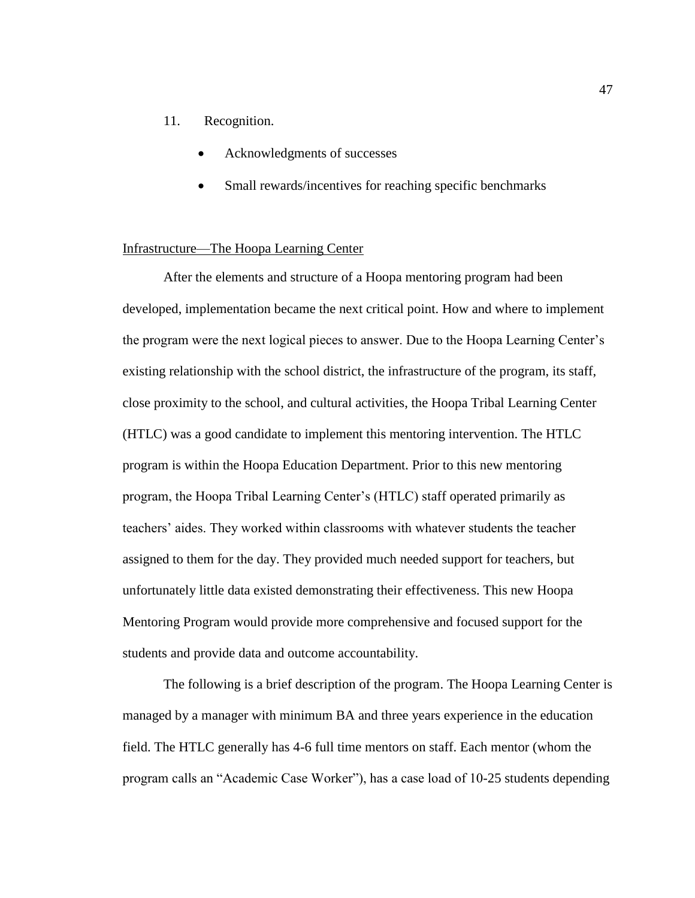11. Recognition.

    - Acknowledgments of successes
    - Small rewards/incentives for reaching specific benchmarks

<u>Infrastructure—The Hoopa Learning Center</u>

After the elements and structure of a Hoopa mentoring program had been developed, implementation became the next critical point. How and where to implement the program were the next logical pieces to answer. Due to the Hoopa Learning Center's existing relationship with the school district, the infrastructure of the program, its staff, close proximity to the school, and cultural activities, the Hoopa Tribal Learning Center (HTLC) was a good candidate to implement this mentoring intervention. The HTLC program is within the Hoopa Education Department. Prior to this new mentoring program, the Hoopa Tribal Learning Center's (HTLC) staff operated primarily as teachers' aides. They worked within classrooms with whatever students the teacher assigned to them for the day. They provided much needed support for teachers, but unfortunately little data existed demonstrating their effectiveness. This new Hoopa Mentoring Program would provide more comprehensive and focused support for the students and provide data and outcome accountability.

The following is a brief description of the program. The Hoopa Learning Center is managed by a manager with minimum BA and three years experience in the education field. The HTLC generally has 4-6 full time mentors on staff. Each mentor (whom the program calls an "Academic Case Worker"), has a case load of 10-25 students depending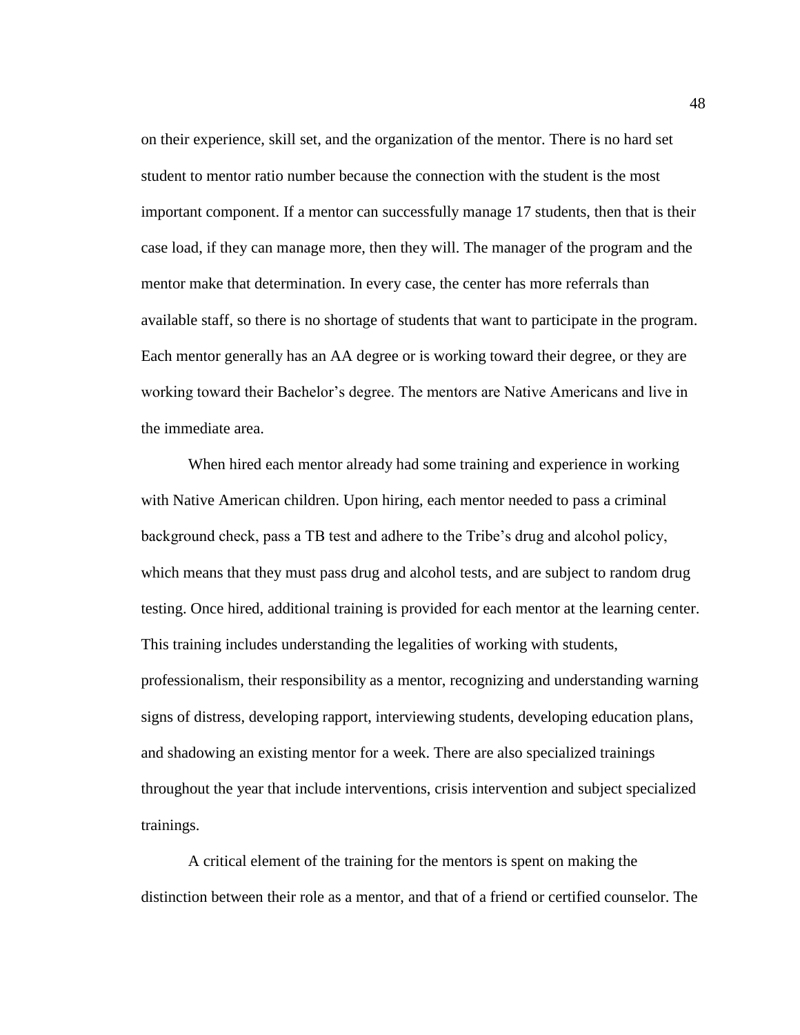on their experience, skill set, and the organization of the mentor. There is no hard set student to mentor ratio number because the connection with the student is the most important component. If a mentor can successfully manage 17 students, then that is their case load, if they can manage more, then they will. The manager of the program and the mentor make that determination. In every case, the center has more referrals than available staff, so there is no shortage of students that want to participate in the program. Each mentor generally has an AA degree or is working toward their degree, or they are working toward their Bachelor's degree. The mentors are Native Americans and live in the immediate area.

When hired each mentor already had some training and experience in working with Native American children. Upon hiring, each mentor needed to pass a criminal background check, pass a TB test and adhere to the Tribe's drug and alcohol policy, which means that they must pass drug and alcohol tests, and are subject to random drug testing. Once hired, additional training is provided for each mentor at the learning center. This training includes understanding the legalities of working with students, professionalism, their responsibility as a mentor, recognizing and understanding warning signs of distress, developing rapport, interviewing students, developing education plans, and shadowing an existing mentor for a week. There are also specialized trainings throughout the year that include interventions, crisis intervention and subject specialized trainings.

A critical element of the training for the mentors is spent on making the distinction between their role as a mentor, and that of a friend or certified counselor. The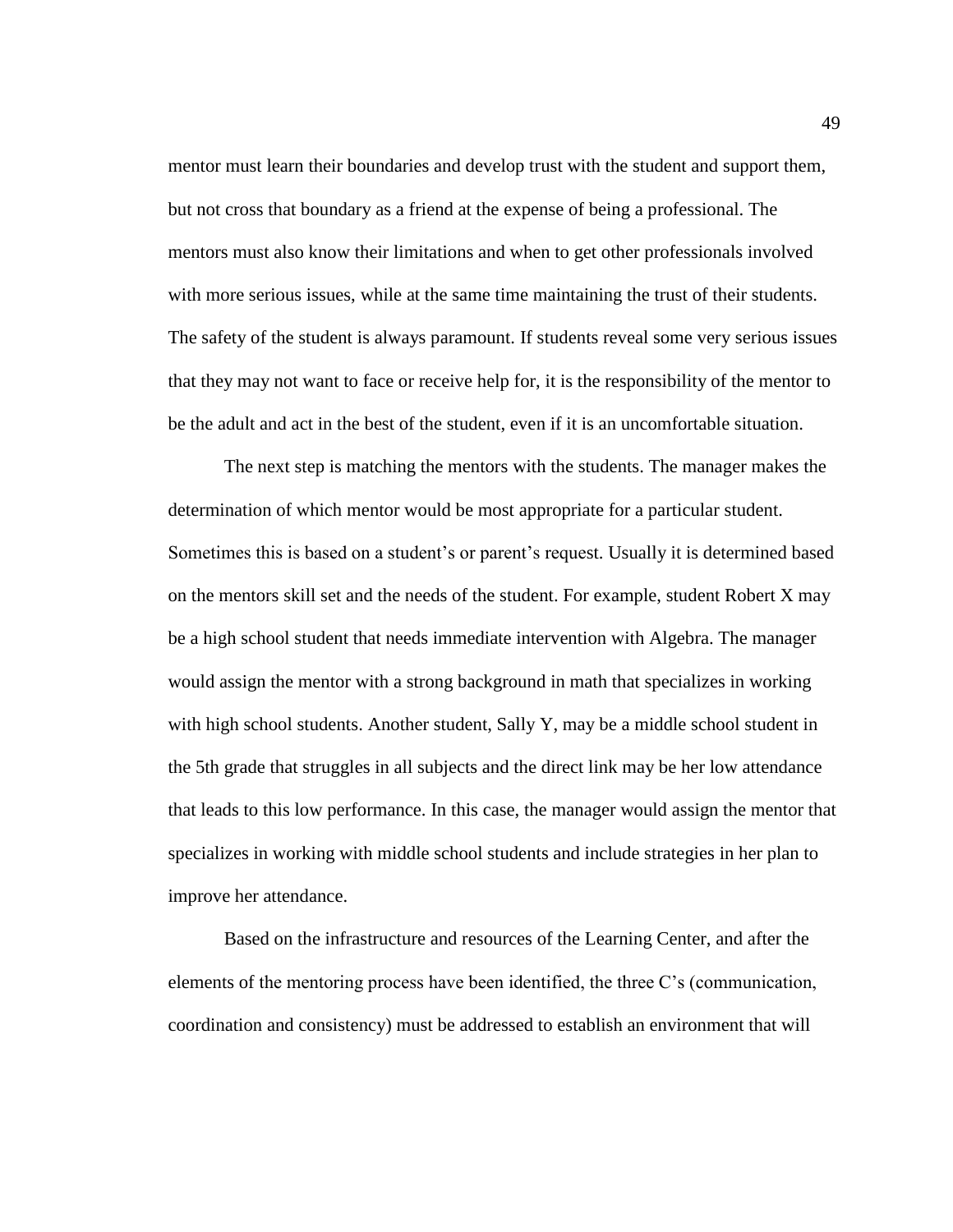mentor must learn their boundaries and develop trust with the student and support them, but not cross that boundary as a friend at the expense of being a professional. The mentors must also know their limitations and when to get other professionals involved with more serious issues, while at the same time maintaining the trust of their students. The safety of the student is always paramount. If students reveal some very serious issues that they may not want to face or receive help for, it is the responsibility of the mentor to be the adult and act in the best of the student, even if it is an uncomfortable situation.

The next step is matching the mentors with the students. The manager makes the determination of which mentor would be most appropriate for a particular student. Sometimes this is based on a student's or parent's request. Usually it is determined based on the mentors skill set and the needs of the student. For example, student Robert X may be a high school student that needs immediate intervention with Algebra. The manager would assign the mentor with a strong background in math that specializes in working with high school students. Another student, Sally Y, may be a middle school student in the 5th grade that struggles in all subjects and the direct link may be her low attendance that leads to this low performance. In this case, the manager would assign the mentor that specializes in working with middle school students and include strategies in her plan to improve her attendance.

Based on the infrastructure and resources of the Learning Center, and after the elements of the mentoring process have been identified, the three C's (communication, coordination and consistency) must be addressed to establish an environment that will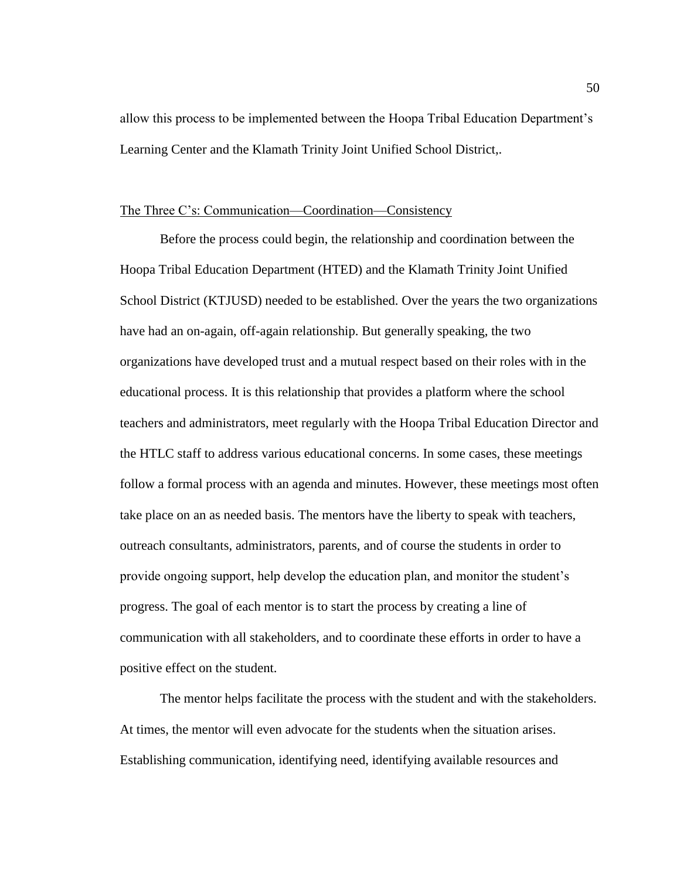allow this process to be implemented between the Hoopa Tribal Education Department's Learning Center and the Klamath Trinity Joint Unified School District,.

<u>The Three C's: Communication—Coordination—Consistency</u>

Before the process could begin, the relationship and coordination between the Hoopa Tribal Education Department (HTED) and the Klamath Trinity Joint Unified School District (KTJUSD) needed to be established. Over the years the two organizations have had an on-again, off-again relationship. But generally speaking, the two organizations have developed trust and a mutual respect based on their roles with in the educational process. It is this relationship that provides a platform where the school teachers and administrators, meet regularly with the Hoopa Tribal Education Director and the HTLC staff to address various educational concerns. In some cases, these meetings follow a formal process with an agenda and minutes. However, these meetings most often take place on an as needed basis. The mentors have the liberty to speak with teachers, outreach consultants, administrators, parents, and of course the students in order to provide ongoing support, help develop the education plan, and monitor the student's progress. The goal of each mentor is to start the process by creating a line of communication with all stakeholders, and to coordinate these efforts in order to have a positive effect on the student.

The mentor helps facilitate the process with the student and with the stakeholders. At times, the mentor will even advocate for the students when the situation arises. Establishing communication, identifying need, identifying available resources and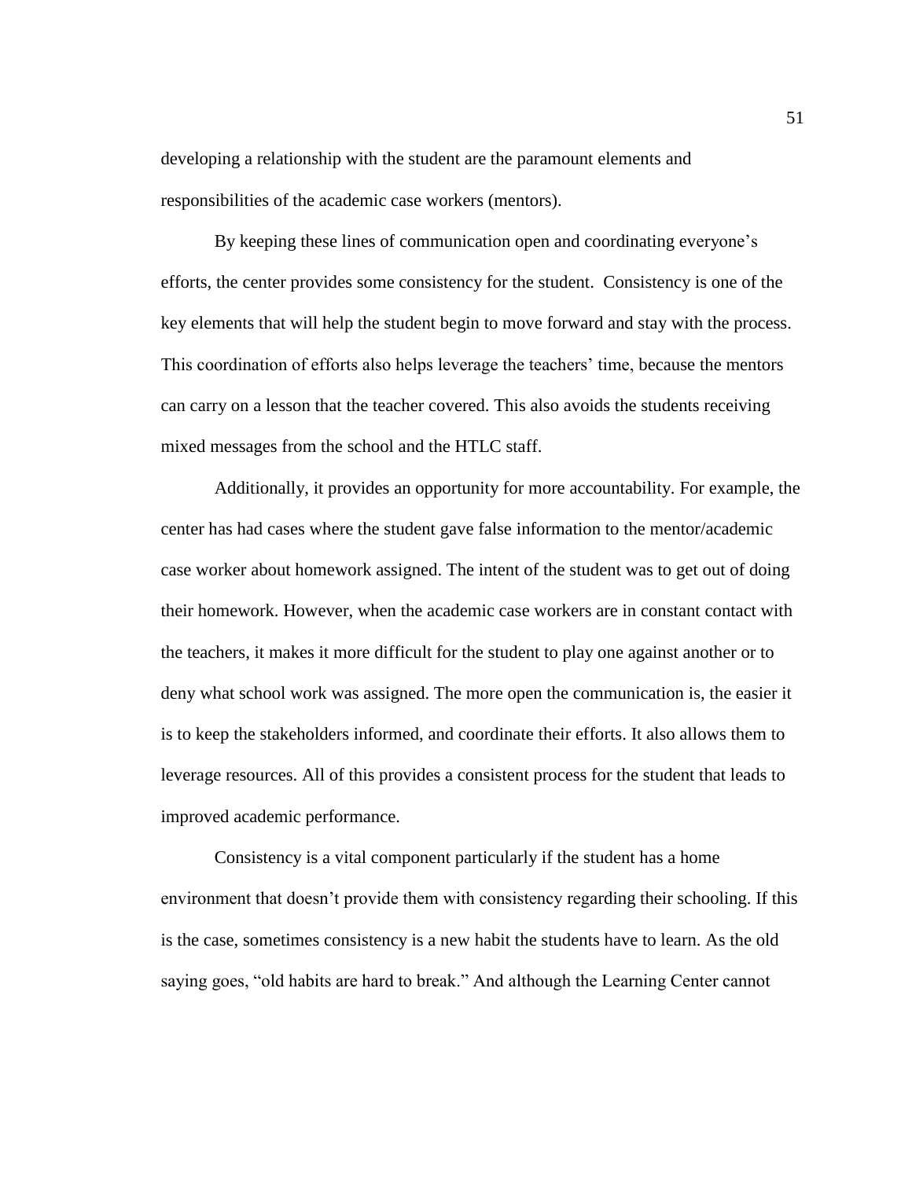developing a relationship with the student are the paramount elements and responsibilities of the academic case workers (mentors).

By keeping these lines of communication open and coordinating everyone's efforts, the center provides some consistency for the student. Consistency is one of the key elements that will help the student begin to move forward and stay with the process. This coordination of efforts also helps leverage the teachers' time, because the mentors can carry on a lesson that the teacher covered. This also avoids the students receiving mixed messages from the school and the HTLC staff.

Additionally, it provides an opportunity for more accountability. For example, the center has had cases where the student gave false information to the mentor/academic case worker about homework assigned. The intent of the student was to get out of doing their homework. However, when the academic case workers are in constant contact with the teachers, it makes it more difficult for the student to play one against another or to deny what school work was assigned. The more open the communication is, the easier it is to keep the stakeholders informed, and coordinate their efforts. It also allows them to leverage resources. All of this provides a consistent process for the student that leads to improved academic performance.

Consistency is a vital component particularly if the student has a home environment that doesn't provide them with consistency regarding their schooling. If this is the case, sometimes consistency is a new habit the students have to learn. As the old saying goes, "old habits are hard to break." And although the Learning Center cannot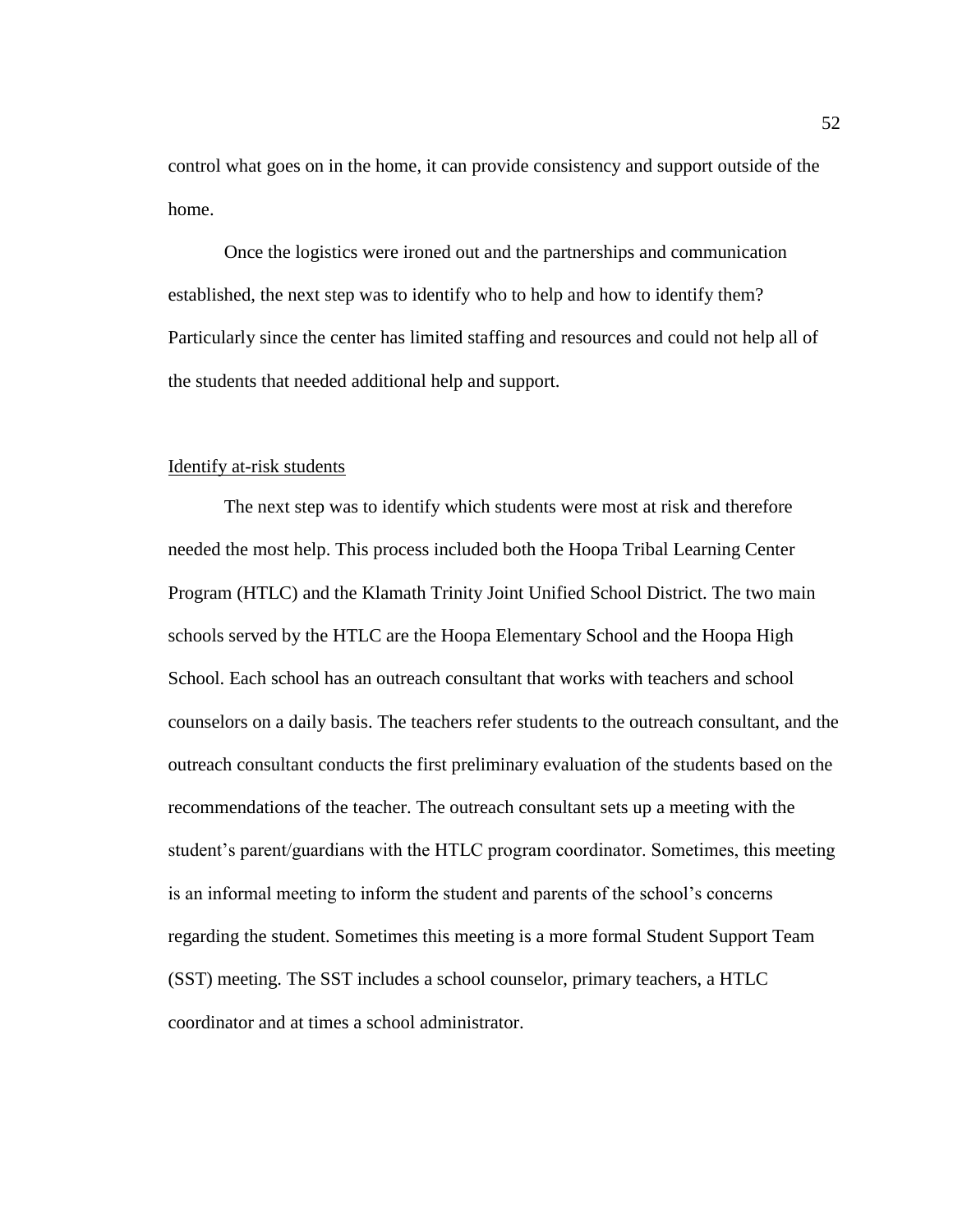control what goes on in the home, it can provide consistency and support outside of the home.

Once the logistics were ironed out and the partnerships and communication established, the next step was to identify who to help and how to identify them? Particularly since the center has limited staffing and resources and could not help all of the students that needed additional help and support.

<u>Identify at-risk students</u>

The next step was to identify which students were most at risk and therefore needed the most help. This process included both the Hoopa Tribal Learning Center Program (HTLC) and the Klamath Trinity Joint Unified School District. The two main schools served by the HTLC are the Hoopa Elementary School and the Hoopa High School. Each school has an outreach consultant that works with teachers and school counselors on a daily basis. The teachers refer students to the outreach consultant, and the outreach consultant conducts the first preliminary evaluation of the students based on the recommendations of the teacher. The outreach consultant sets up a meeting with the student's parent/guardians with the HTLC program coordinator. Sometimes, this meeting is an informal meeting to inform the student and parents of the school's concerns regarding the student. Sometimes this meeting is a more formal Student Support Team (SST) meeting. The SST includes a school counselor, primary teachers, a HTLC coordinator and at times a school administrator.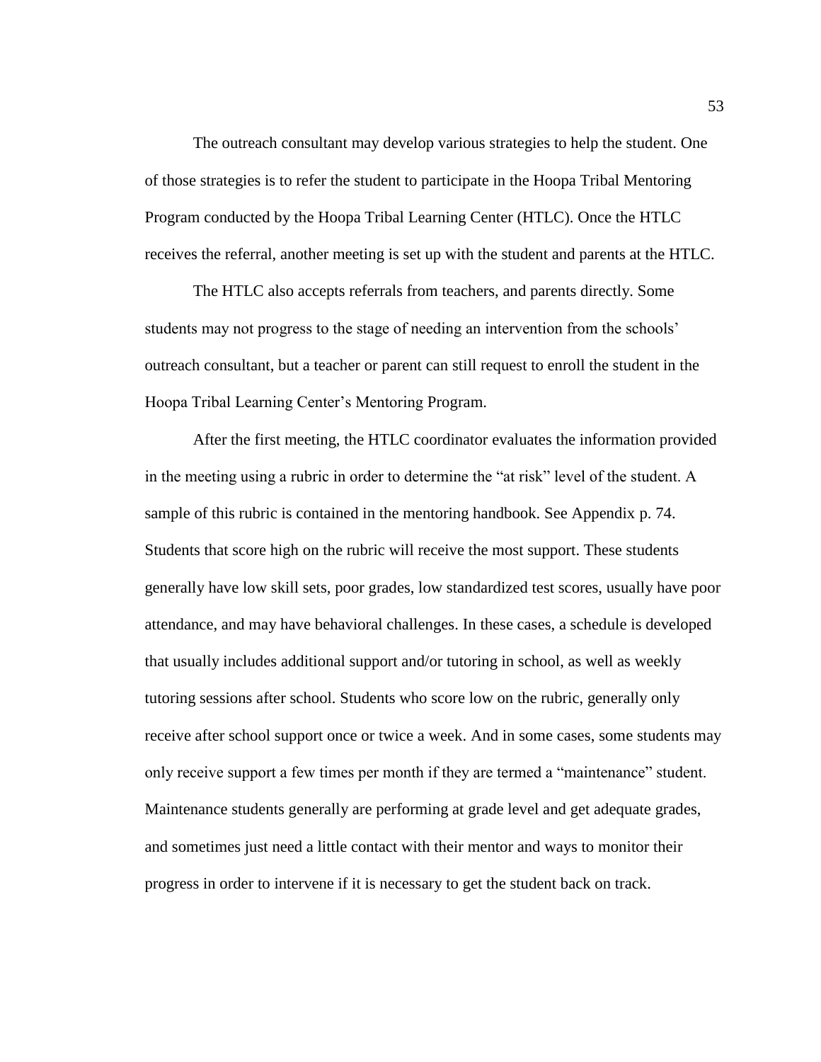The outreach consultant may develop various strategies to help the student. One of those strategies is to refer the student to participate in the Hoopa Tribal Mentoring Program conducted by the Hoopa Tribal Learning Center (HTLC). Once the HTLC receives the referral, another meeting is set up with the student and parents at the HTLC.

The HTLC also accepts referrals from teachers, and parents directly. Some students may not progress to the stage of needing an intervention from the schools' outreach consultant, but a teacher or parent can still request to enroll the student in the Hoopa Tribal Learning Center's Mentoring Program.

After the first meeting, the HTLC coordinator evaluates the information provided in the meeting using a rubric in order to determine the "at risk" level of the student. A sample of this rubric is contained in the mentoring handbook. See Appendix p. 74. Students that score high on the rubric will receive the most support. These students generally have low skill sets, poor grades, low standardized test scores, usually have poor attendance, and may have behavioral challenges. In these cases, a schedule is developed that usually includes additional support and/or tutoring in school, as well as weekly tutoring sessions after school. Students who score low on the rubric, generally only receive after school support once or twice a week. And in some cases, some students may only receive support a few times per month if they are termed a "maintenance" student. Maintenance students generally are performing at grade level and get adequate grades, and sometimes just need a little contact with their mentor and ways to monitor their progress in order to intervene if it is necessary to get the student back on track.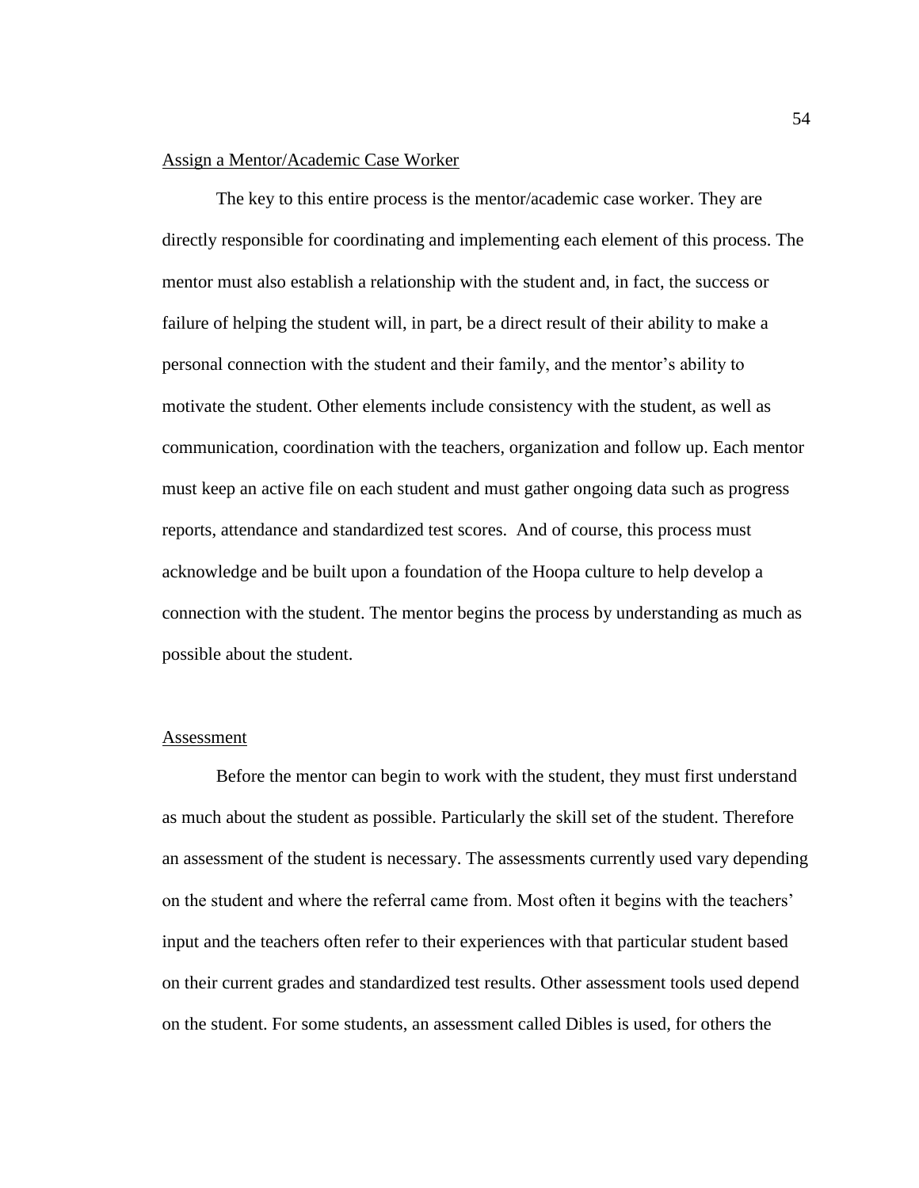<u>Assign a Mentor/Academic Case Worker</u>

The key to this entire process is the mentor/academic case worker. They are directly responsible for coordinating and implementing each element of this process. The mentor must also establish a relationship with the student and, in fact, the success or failure of helping the student will, in part, be a direct result of their ability to make a personal connection with the student and their family, and the mentor's ability to motivate the student. Other elements include consistency with the student, as well as communication, coordination with the teachers, organization and follow up. Each mentor must keep an active file on each student and must gather ongoing data such as progress reports, attendance and standardized test scores. And of course, this process must acknowledge and be built upon a foundation of the Hoopa culture to help develop a connection with the student. The mentor begins the process by understanding as much as possible about the student.

<u>Assessment</u>

Before the mentor can begin to work with the student, they must first understand as much about the student as possible. Particularly the skill set of the student. Therefore an assessment of the student is necessary. The assessments currently used vary depending on the student and where the referral came from. Most often it begins with the teachers' input and the teachers often refer to their experiences with that particular student based on their current grades and standardized test results. Other assessment tools used depend on the student. For some students, an assessment called Dibles is used, for others the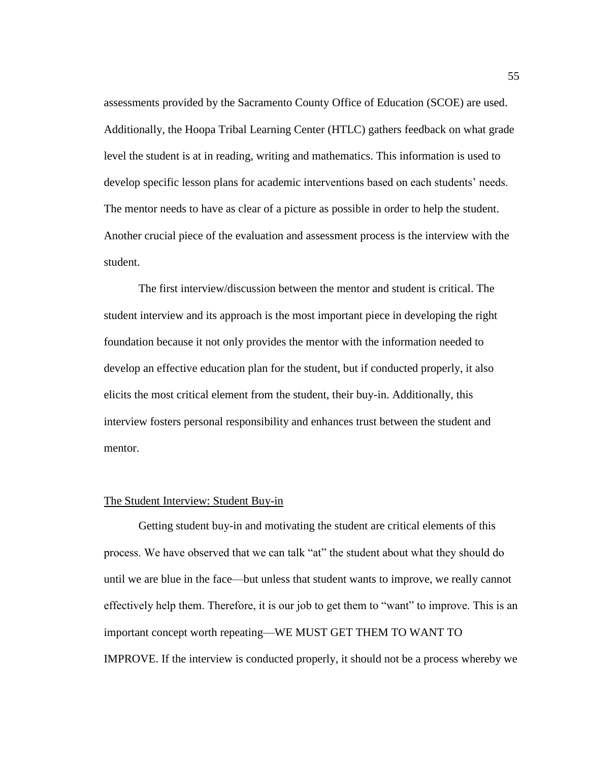assessments provided by the Sacramento County Office of Education (SCOE) are used. Additionally, the Hoopa Tribal Learning Center (HTLC) gathers feedback on what grade level the student is at in reading, writing and mathematics. This information is used to develop specific lesson plans for academic interventions based on each students' needs. The mentor needs to have as clear of a picture as possible in order to help the student. Another crucial piece of the evaluation and assessment process is the interview with the student.

The first interview/discussion between the mentor and student is critical. The student interview and its approach is the most important piece in developing the right foundation because it not only provides the mentor with the information needed to develop an effective education plan for the student, but if conducted properly, it also elicits the most critical element from the student, their buy-in. Additionally, this interview fosters personal responsibility and enhances trust between the student and mentor.

### The Student Interview: Student Buy-in

Getting student buy-in and motivating the student are critical elements of this process. We have observed that we can talk "at" the student about what they should do until we are blue in the face—but unless that student wants to improve, we really cannot effectively help them. Therefore, it is our job to get them to "want" to improve. This is an important concept worth repeating—WE MUST GET THEM TO WANT TO IMPROVE. If the interview is conducted properly, it should not be a process whereby we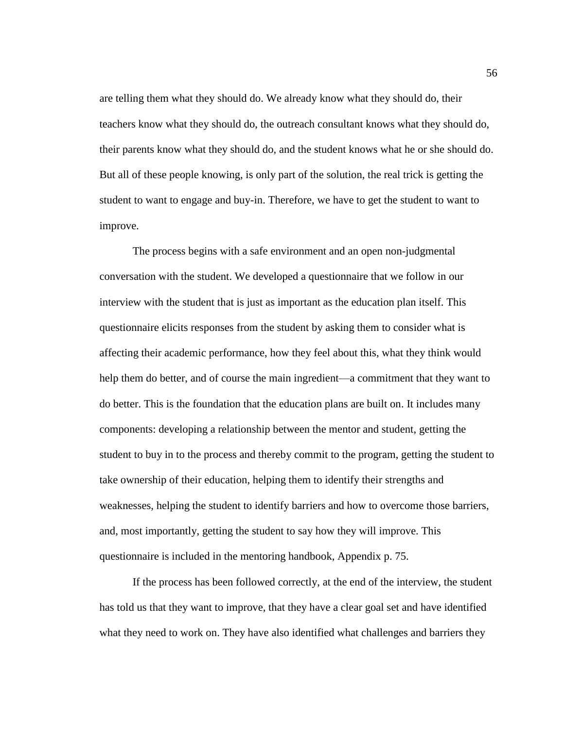are telling them what they should do. We already know what they should do, their teachers know what they should do, the outreach consultant knows what they should do, their parents know what they should do, and the student knows what he or she should do. But all of these people knowing, is only part of the solution, the real trick is getting the student to want to engage and buy-in. Therefore, we have to get the student to want to improve.

The process begins with a safe environment and an open non-judgmental conversation with the student. We developed a questionnaire that we follow in our interview with the student that is just as important as the education plan itself. This questionnaire elicits responses from the student by asking them to consider what is affecting their academic performance, how they feel about this, what they think would help them do better, and of course the main ingredient—a commitment that they want to do better. This is the foundation that the education plans are built on. It includes many components: developing a relationship between the mentor and student, getting the student to buy in to the process and thereby commit to the program, getting the student to take ownership of their education, helping them to identify their strengths and weaknesses, helping the student to identify barriers and how to overcome those barriers, and, most importantly, getting the student to say how they will improve. This questionnaire is included in the mentoring handbook, Appendix p. 75.

If the process has been followed correctly, at the end of the interview, the student has told us that they want to improve, that they have a clear goal set and have identified what they need to work on. They have also identified what challenges and barriers they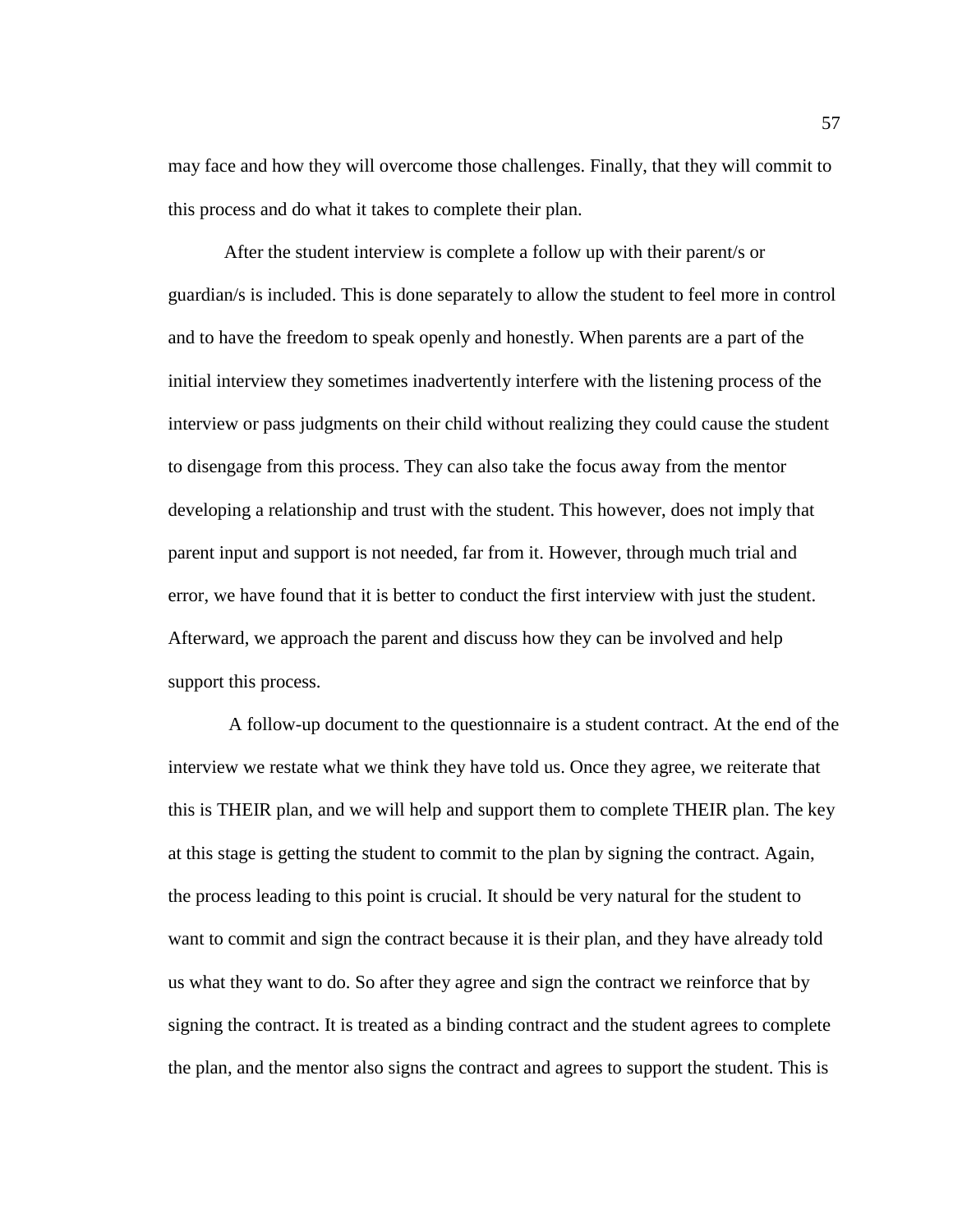may face and how they will overcome those challenges. Finally, that they will commit to this process and do what it takes to complete their plan.

After the student interview is complete a follow up with their parent/s or guardian/s is included. This is done separately to allow the student to feel more in control and to have the freedom to speak openly and honestly. When parents are a part of the initial interview they sometimes inadvertently interfere with the listening process of the interview or pass judgments on their child without realizing they could cause the student to disengage from this process. They can also take the focus away from the mentor developing a relationship and trust with the student. This however, does not imply that parent input and support is not needed, far from it. However, through much trial and error, we have found that it is better to conduct the first interview with just the student. Afterward, we approach the parent and discuss how they can be involved and help support this process.

A follow-up document to the questionnaire is a student contract. At the end of the interview we restate what we think they have told us. Once they agree, we reiterate that this is THEIR plan, and we will help and support them to complete THEIR plan. The key at this stage is getting the student to commit to the plan by signing the contract. Again, the process leading to this point is crucial. It should be very natural for the student to want to commit and sign the contract because it is their plan, and they have already told us what they want to do. So after they agree and sign the contract we reinforce that by signing the contract. It is treated as a binding contract and the student agrees to complete the plan, and the mentor also signs the contract and agrees to support the student. This is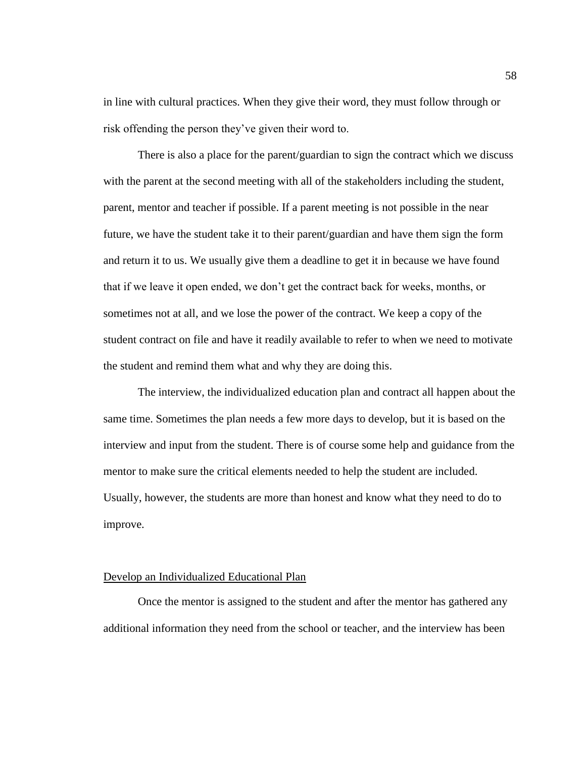in line with cultural practices. When they give their word, they must follow through or risk offending the person they've given their word to.

There is also a place for the parent/guardian to sign the contract which we discuss with the parent at the second meeting with all of the stakeholders including the student, parent, mentor and teacher if possible. If a parent meeting is not possible in the near future, we have the student take it to their parent/guardian and have them sign the form and return it to us. We usually give them a deadline to get it in because we have found that if we leave it open ended, we don't get the contract back for weeks, months, or sometimes not at all, and we lose the power of the contract. We keep a copy of the student contract on file and have it readily available to refer to when we need to motivate the student and remind them what and why they are doing this.

The interview, the individualized education plan and contract all happen about the same time. Sometimes the plan needs a few more days to develop, but it is based on the interview and input from the student. There is of course some help and guidance from the mentor to make sure the critical elements needed to help the student are included. Usually, however, the students are more than honest and know what they need to do to improve.

## Develop an Individualized Educational Plan

Once the mentor is assigned to the student and after the mentor has gathered any additional information they need from the school or teacher, and the interview has been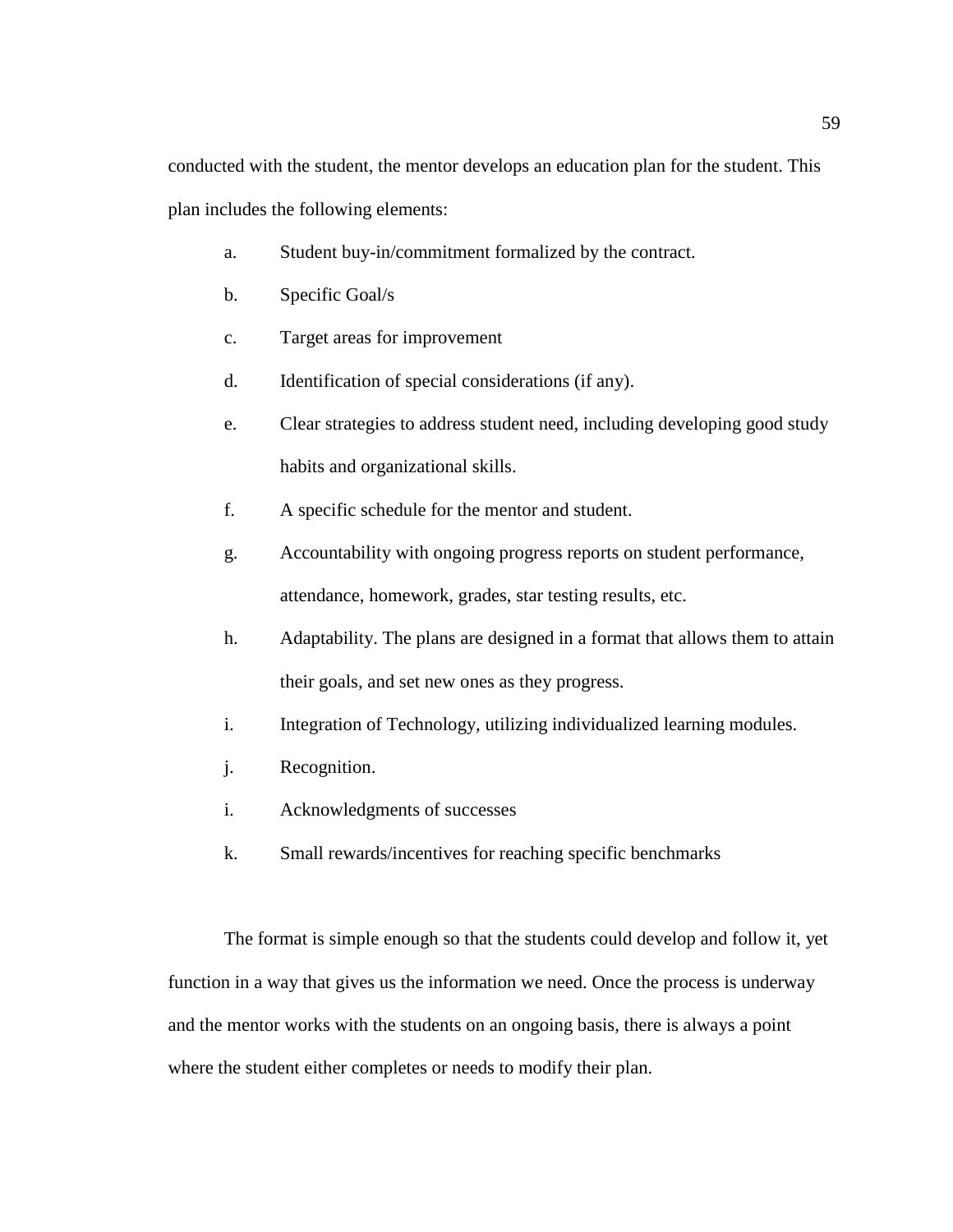conducted with the student, the mentor develops an education plan for the student. This plan includes the following elements:

a. Student buy-in/commitment formalized by the contract.

b. Specific Goal/s

c. Target areas for improvement

d. Identification of special considerations (if any).

e. Clear strategies to address student need, including developing good study habits and organizational skills.

f. A specific schedule for the mentor and student.

g. Accountability with ongoing progress reports on student performance, attendance, homework, grades, star testing results, etc.

h. Adaptability. The plans are designed in a format that allows them to attain their goals, and set new ones as they progress.

i. Integration of Technology, utilizing individualized learning modules.

j. Recognition.

i. Acknowledgments of successes

k. Small rewards/incentives for reaching specific benchmarks

The format is simple enough so that the students could develop and follow it, yet function in a way that gives us the information we need. Once the process is underway and the mentor works with the students on an ongoing basis, there is always a point where the student either completes or needs to modify their plan.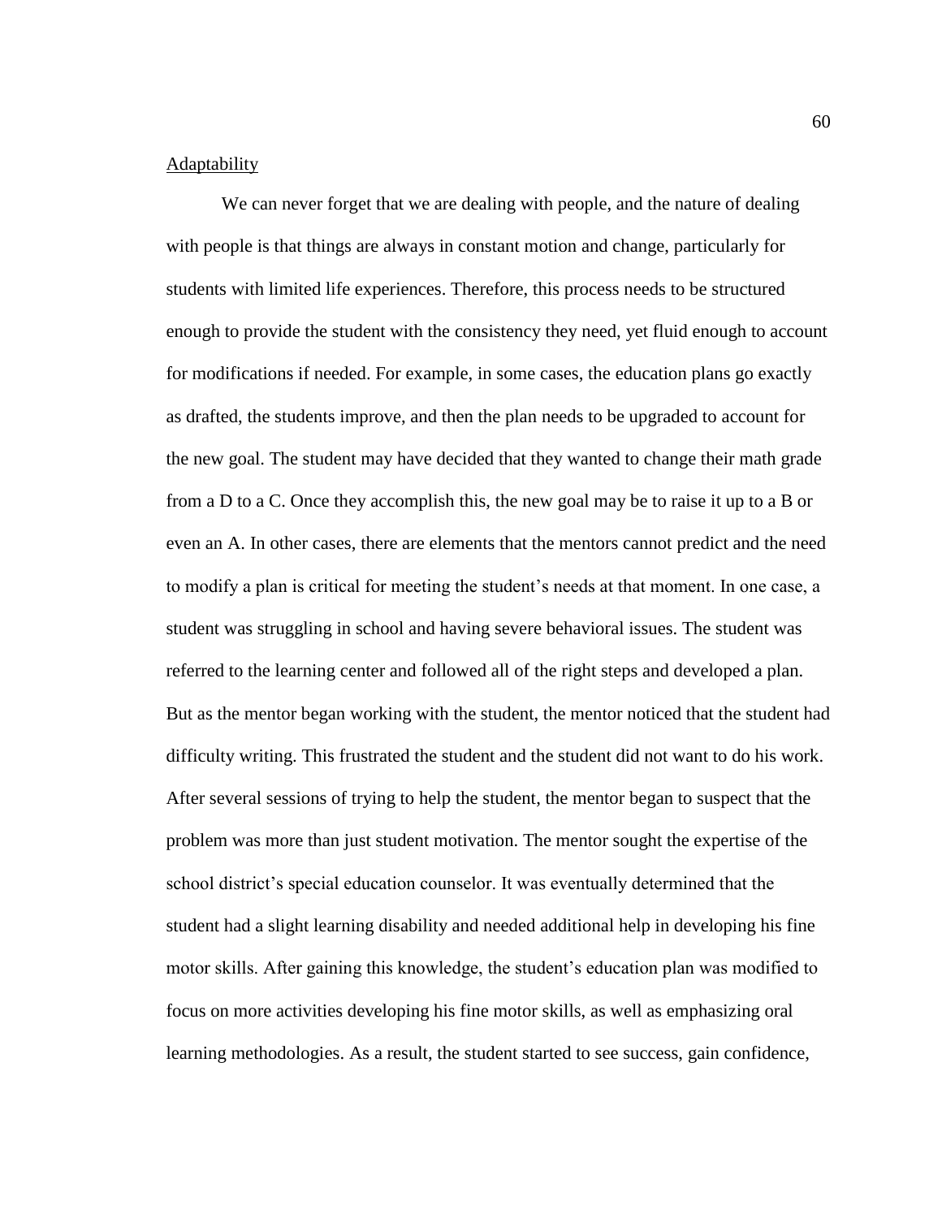Adaptability

We can never forget that we are dealing with people, and the nature of dealing with people is that things are always in constant motion and change, particularly for students with limited life experiences. Therefore, this process needs to be structured enough to provide the student with the consistency they need, yet fluid enough to account for modifications if needed. For example, in some cases, the education plans go exactly as drafted, the students improve, and then the plan needs to be upgraded to account for the new goal. The student may have decided that they wanted to change their math grade from a D to a C. Once they accomplish this, the new goal may be to raise it up to a B or even an A. In other cases, there are elements that the mentors cannot predict and the need to modify a plan is critical for meeting the student's needs at that moment. In one case, a student was struggling in school and having severe behavioral issues. The student was referred to the learning center and followed all of the right steps and developed a plan. But as the mentor began working with the student, the mentor noticed that the student had difficulty writing. This frustrated the student and the student did not want to do his work. After several sessions of trying to help the student, the mentor began to suspect that the problem was more than just student motivation. The mentor sought the expertise of the school district's special education counselor. It was eventually determined that the student had a slight learning disability and needed additional help in developing his fine motor skills. After gaining this knowledge, the student's education plan was modified to focus on more activities developing his fine motor skills, as well as emphasizing oral learning methodologies. As a result, the student started to see success, gain confidence,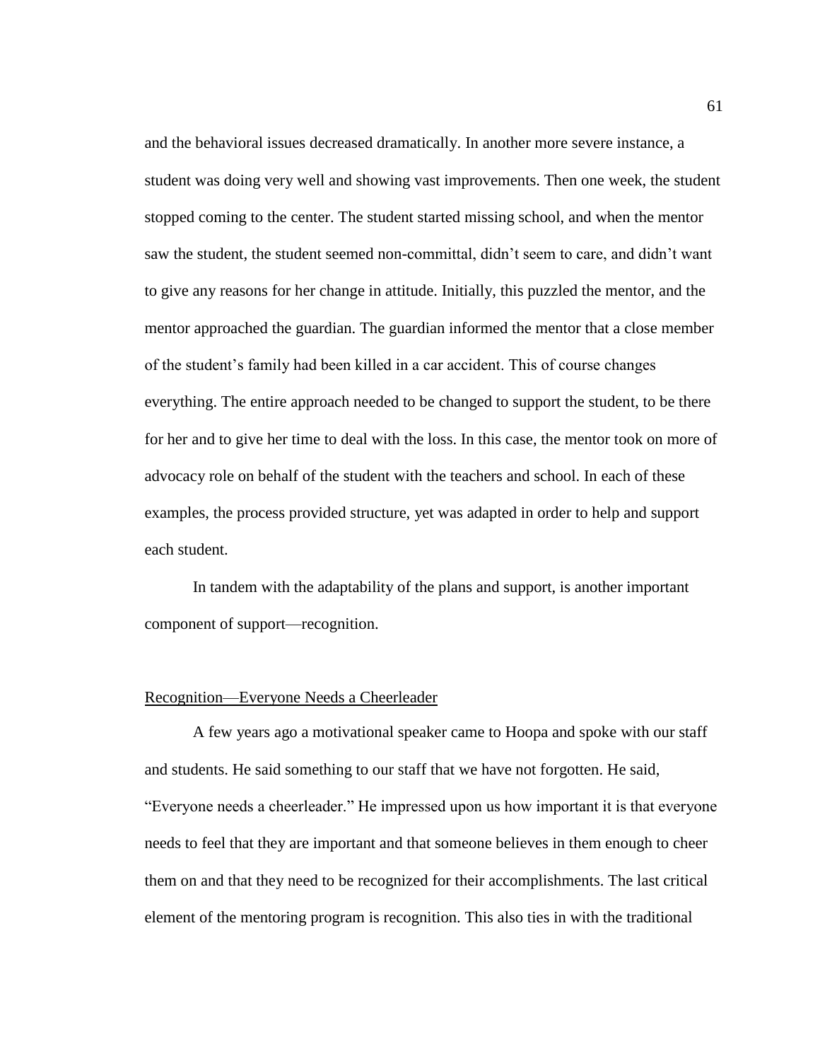and the behavioral issues decreased dramatically. In another more severe instance, a student was doing very well and showing vast improvements. Then one week, the student stopped coming to the center. The student started missing school, and when the mentor saw the student, the student seemed non-committal, didn't seem to care, and didn't want to give any reasons for her change in attitude. Initially, this puzzled the mentor, and the mentor approached the guardian. The guardian informed the mentor that a close member of the student's family had been killed in a car accident. This of course changes everything. The entire approach needed to be changed to support the student, to be there for her and to give her time to deal with the loss. In this case, the mentor took on more of advocacy role on behalf of the student with the teachers and school. In each of these examples, the process provided structure, yet was adapted in order to help and support each student.

In tandem with the adaptability of the plans and support, is another important component of support—recognition.

## Recognition—Everyone Needs a Cheerleader

A few years ago a motivational speaker came to Hoopa and spoke with our staff and students. He said something to our staff that we have not forgotten. He said, "Everyone needs a cheerleader." He impressed upon us how important it is that everyone needs to feel that they are important and that someone believes in them enough to cheer them on and that they need to be recognized for their accomplishments. The last critical element of the mentoring program is recognition. This also ties in with the traditional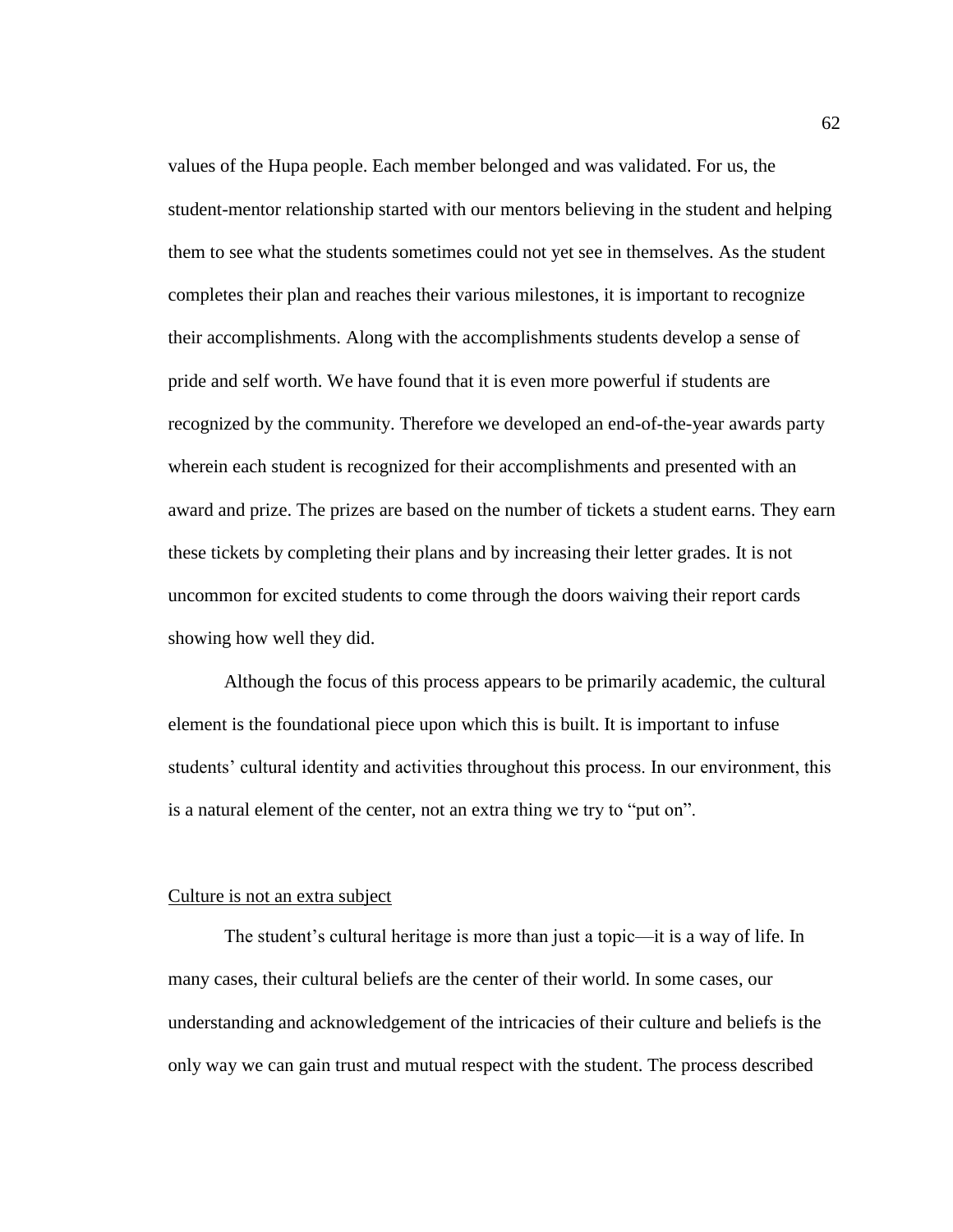values of the Hupa people. Each member belonged and was validated. For us, the student-mentor relationship started with our mentors believing in the student and helping them to see what the students sometimes could not yet see in themselves. As the student completes their plan and reaches their various milestones, it is important to recognize their accomplishments. Along with the accomplishments students develop a sense of pride and self worth. We have found that it is even more powerful if students are recognized by the community. Therefore we developed an end-of-the-year awards party wherein each student is recognized for their accomplishments and presented with an award and prize. The prizes are based on the number of tickets a student earns. They earn these tickets by completing their plans and by increasing their letter grades. It is not uncommon for excited students to come through the doors waiving their report cards showing how well they did.

Although the focus of this process appears to be primarily academic, the cultural element is the foundational piece upon which this is built. It is important to infuse students' cultural identity and activities throughout this process. In our environment, this is a natural element of the center, not an extra thing we try to "put on".

<u>Culture is not an extra subject</u>

The student's cultural heritage is more than just a topic—it is a way of life. In many cases, their cultural beliefs are the center of their world. In some cases, our understanding and acknowledgement of the intricacies of their culture and beliefs is the only way we can gain trust and mutual respect with the student. The process described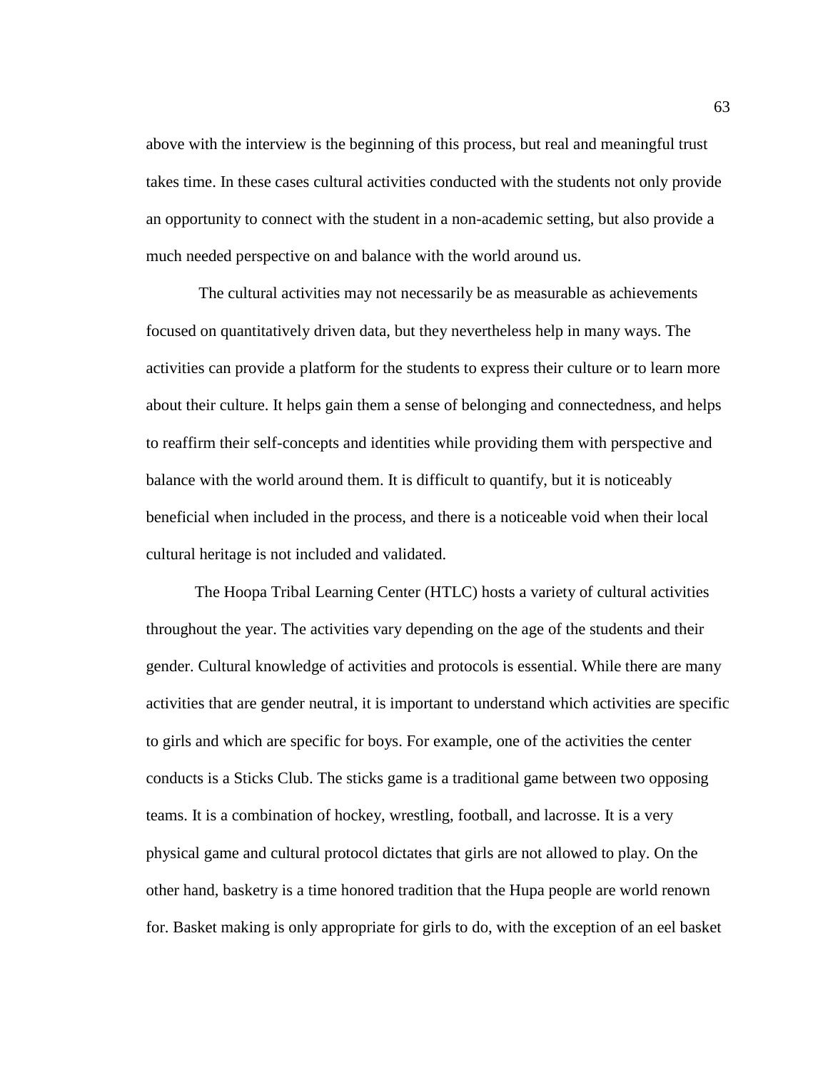above with the interview is the beginning of this process, but real and meaningful trust takes time. In these cases cultural activities conducted with the students not only provide an opportunity to connect with the student in a non-academic setting, but also provide a much needed perspective on and balance with the world around us.

The cultural activities may not necessarily be as measurable as achievements focused on quantitatively driven data, but they nevertheless help in many ways. The activities can provide a platform for the students to express their culture or to learn more about their culture. It helps gain them a sense of belonging and connectedness, and helps to reaffirm their self-concepts and identities while providing them with perspective and balance with the world around them. It is difficult to quantify, but it is noticeably beneficial when included in the process, and there is a noticeable void when their local cultural heritage is not included and validated.

The Hoopa Tribal Learning Center (HTLC) hosts a variety of cultural activities throughout the year. The activities vary depending on the age of the students and their gender. Cultural knowledge of activities and protocols is essential. While there are many activities that are gender neutral, it is important to understand which activities are specific to girls and which are specific for boys. For example, one of the activities the center conducts is a Sticks Club. The sticks game is a traditional game between two opposing teams. It is a combination of hockey, wrestling, football, and lacrosse. It is a very physical game and cultural protocol dictates that girls are not allowed to play. On the other hand, basketry is a time honored tradition that the Hupa people are world renown for. Basket making is only appropriate for girls to do, with the exception of an eel basket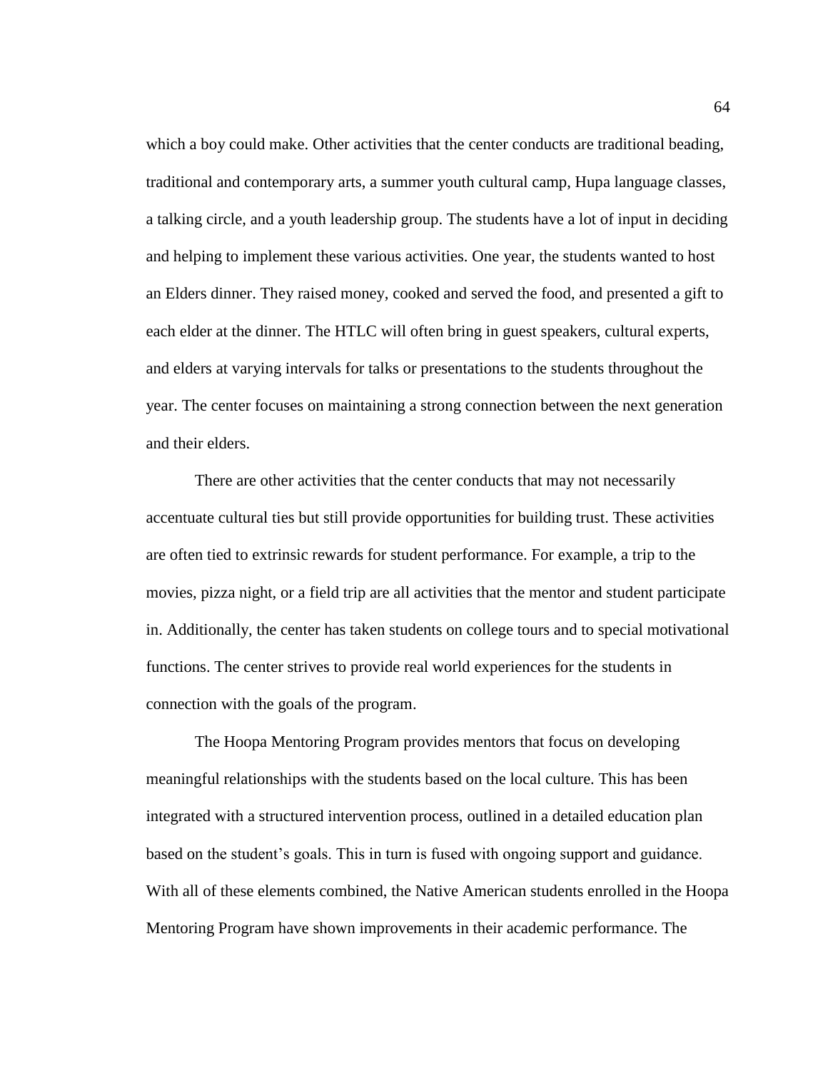which a boy could make. Other activities that the center conducts are traditional beading, traditional and contemporary arts, a summer youth cultural camp, Hupa language classes, a talking circle, and a youth leadership group. The students have a lot of input in deciding and helping to implement these various activities. One year, the students wanted to host an Elders dinner. They raised money, cooked and served the food, and presented a gift to each elder at the dinner. The HTLC will often bring in guest speakers, cultural experts, and elders at varying intervals for talks or presentations to the students throughout the year. The center focuses on maintaining a strong connection between the next generation and their elders.

There are other activities that the center conducts that may not necessarily accentuate cultural ties but still provide opportunities for building trust. These activities are often tied to extrinsic rewards for student performance. For example, a trip to the movies, pizza night, or a field trip are all activities that the mentor and student participate in. Additionally, the center has taken students on college tours and to special motivational functions. The center strives to provide real world experiences for the students in connection with the goals of the program.

The Hoopa Mentoring Program provides mentors that focus on developing meaningful relationships with the students based on the local culture. This has been integrated with a structured intervention process, outlined in a detailed education plan based on the student's goals. This in turn is fused with ongoing support and guidance. With all of these elements combined, the Native American students enrolled in the Hoopa Mentoring Program have shown improvements in their academic performance. The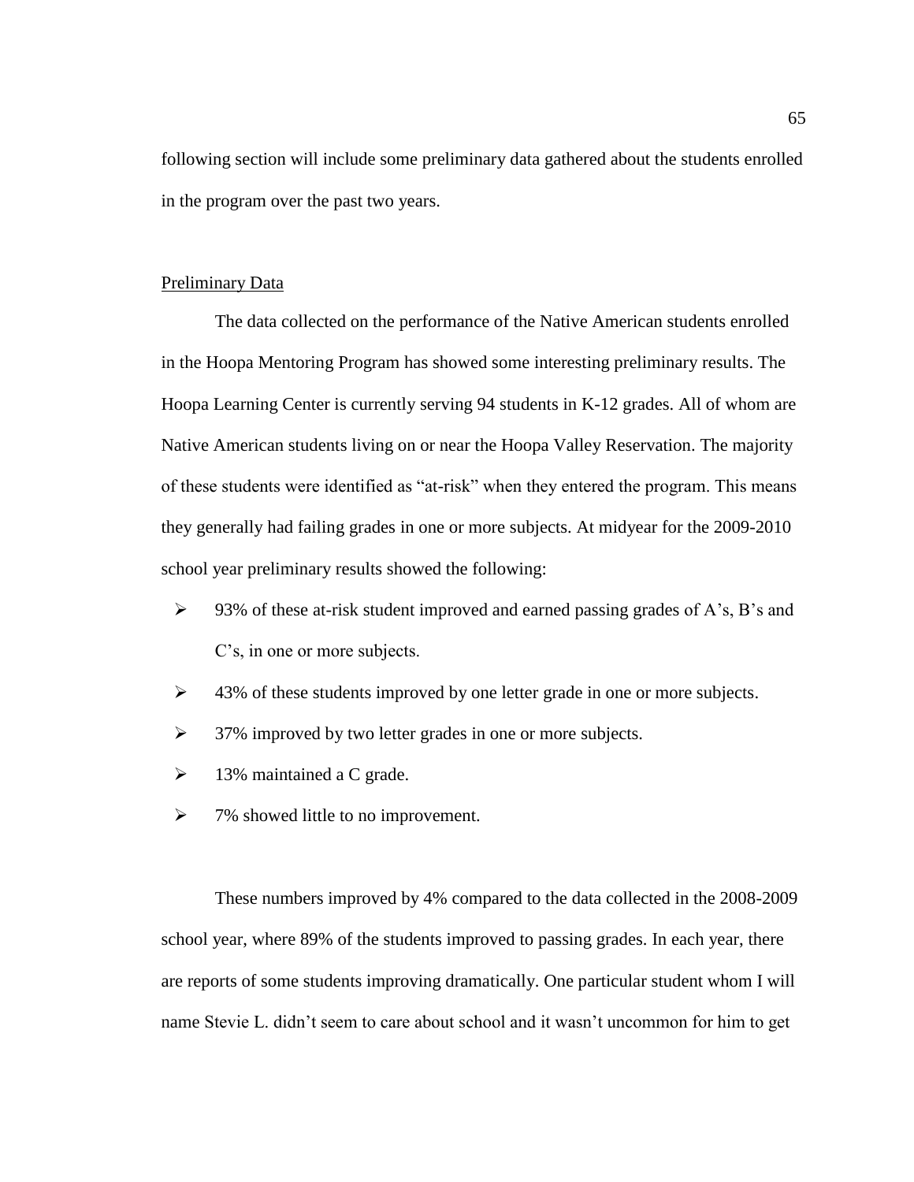following section will include some preliminary data gathered about the students enrolled in the program over the past two years.

## Preliminary Data

The data collected on the performance of the Native American students enrolled in the Hoopa Mentoring Program has showed some interesting preliminary results. The Hoopa Learning Center is currently serving 94 students in K-12 grades. All of whom are Native American students living on or near the Hoopa Valley Reservation. The majority of these students were identified as "at-risk" when they entered the program. This means they generally had failing grades in one or more subjects. At midyear for the 2009-2010 school year preliminary results showed the following:

- 93% of these at-risk student improved and earned passing grades of A's, B's and C's, in one or more subjects.
- 43% of these students improved by one letter grade in one or more subjects.
- 37% improved by two letter grades in one or more subjects.
- 13% maintained a C grade.
- 7% showed little to no improvement.

These numbers improved by 4% compared to the data collected in the 2008-2009 school year, where 89% of the students improved to passing grades. In each year, there are reports of some students improving dramatically. One particular student whom I will name Stevie L. didn't seem to care about school and it wasn't uncommon for him to get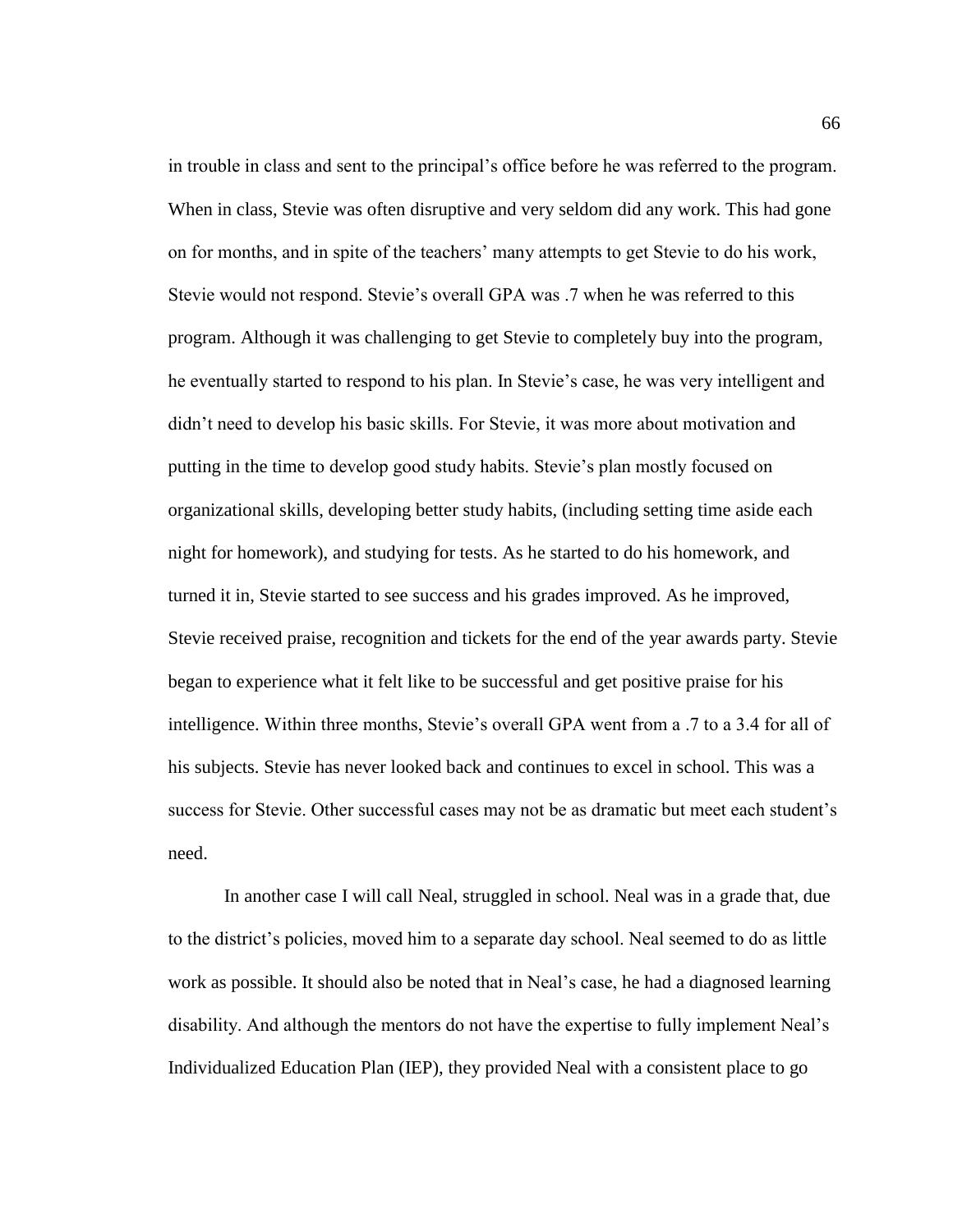in trouble in class and sent to the principal's office before he was referred to the program. When in class, Stevie was often disruptive and very seldom did any work. This had gone on for months, and in spite of the teachers' many attempts to get Stevie to do his work, Stevie would not respond. Stevie's overall GPA was .7 when he was referred to this program. Although it was challenging to get Stevie to completely buy into the program, he eventually started to respond to his plan. In Stevie's case, he was very intelligent and didn't need to develop his basic skills. For Stevie, it was more about motivation and putting in the time to develop good study habits. Stevie's plan mostly focused on organizational skills, developing better study habits, (including setting time aside each night for homework), and studying for tests. As he started to do his homework, and turned it in, Stevie started to see success and his grades improved. As he improved, Stevie received praise, recognition and tickets for the end of the year awards party. Stevie began to experience what it felt like to be successful and get positive praise for his intelligence. Within three months, Stevie's overall GPA went from a .7 to a 3.4 for all of his subjects. Stevie has never looked back and continues to excel in school. This was a success for Stevie. Other successful cases may not be as dramatic but meet each student's need.

In another case I will call Neal, struggled in school. Neal was in a grade that, due to the district's policies, moved him to a separate day school. Neal seemed to do as little work as possible. It should also be noted that in Neal's case, he had a diagnosed learning disability. And although the mentors do not have the expertise to fully implement Neal's Individualized Education Plan (IEP), they provided Neal with a consistent place to go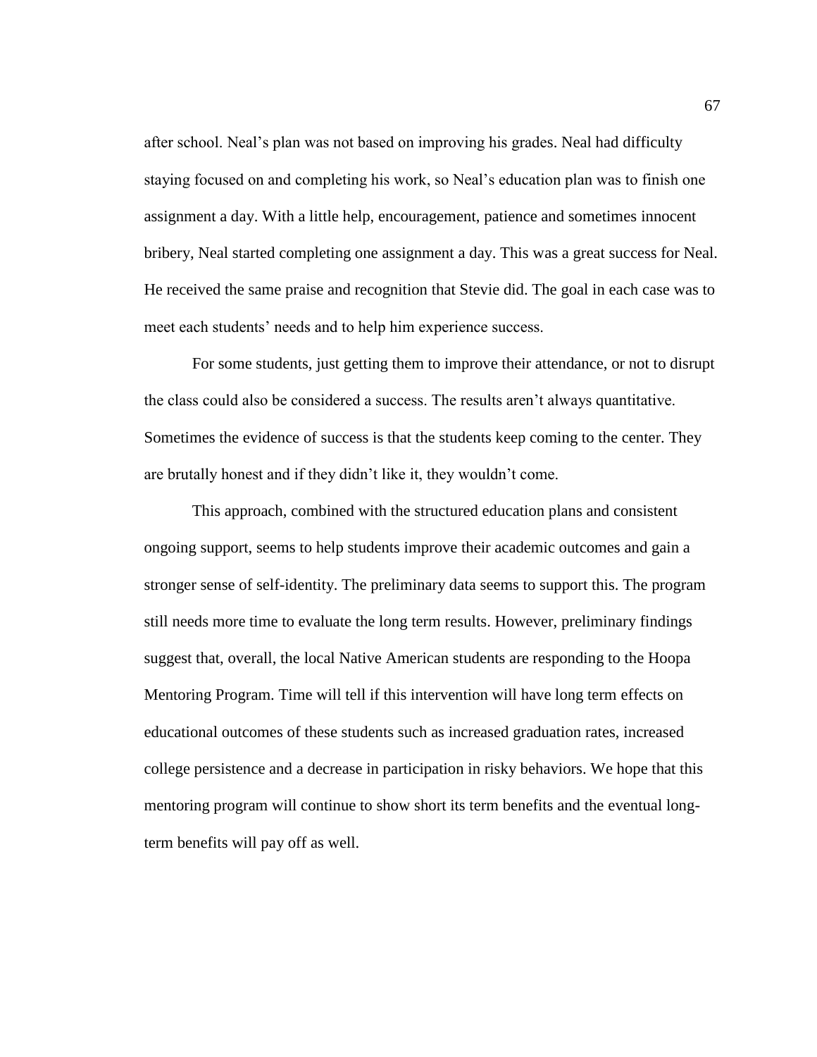after school. Neal's plan was not based on improving his grades. Neal had difficulty staying focused on and completing his work, so Neal's education plan was to finish one assignment a day. With a little help, encouragement, patience and sometimes innocent bribery, Neal started completing one assignment a day. This was a great success for Neal. He received the same praise and recognition that Stevie did. The goal in each case was to meet each students' needs and to help him experience success.

For some students, just getting them to improve their attendance, or not to disrupt the class could also be considered a success. The results aren't always quantitative. Sometimes the evidence of success is that the students keep coming to the center. They are brutally honest and if they didn't like it, they wouldn't come.

This approach, combined with the structured education plans and consistent ongoing support, seems to help students improve their academic outcomes and gain a stronger sense of self-identity. The preliminary data seems to support this. The program still needs more time to evaluate the long term results. However, preliminary findings suggest that, overall, the local Native American students are responding to the Hoopa Mentoring Program. Time will tell if this intervention will have long term effects on educational outcomes of these students such as increased graduation rates, increased college persistence and a decrease in participation in risky behaviors. We hope that this mentoring program will continue to show short its term benefits and the eventual long-term benefits will pay off as well.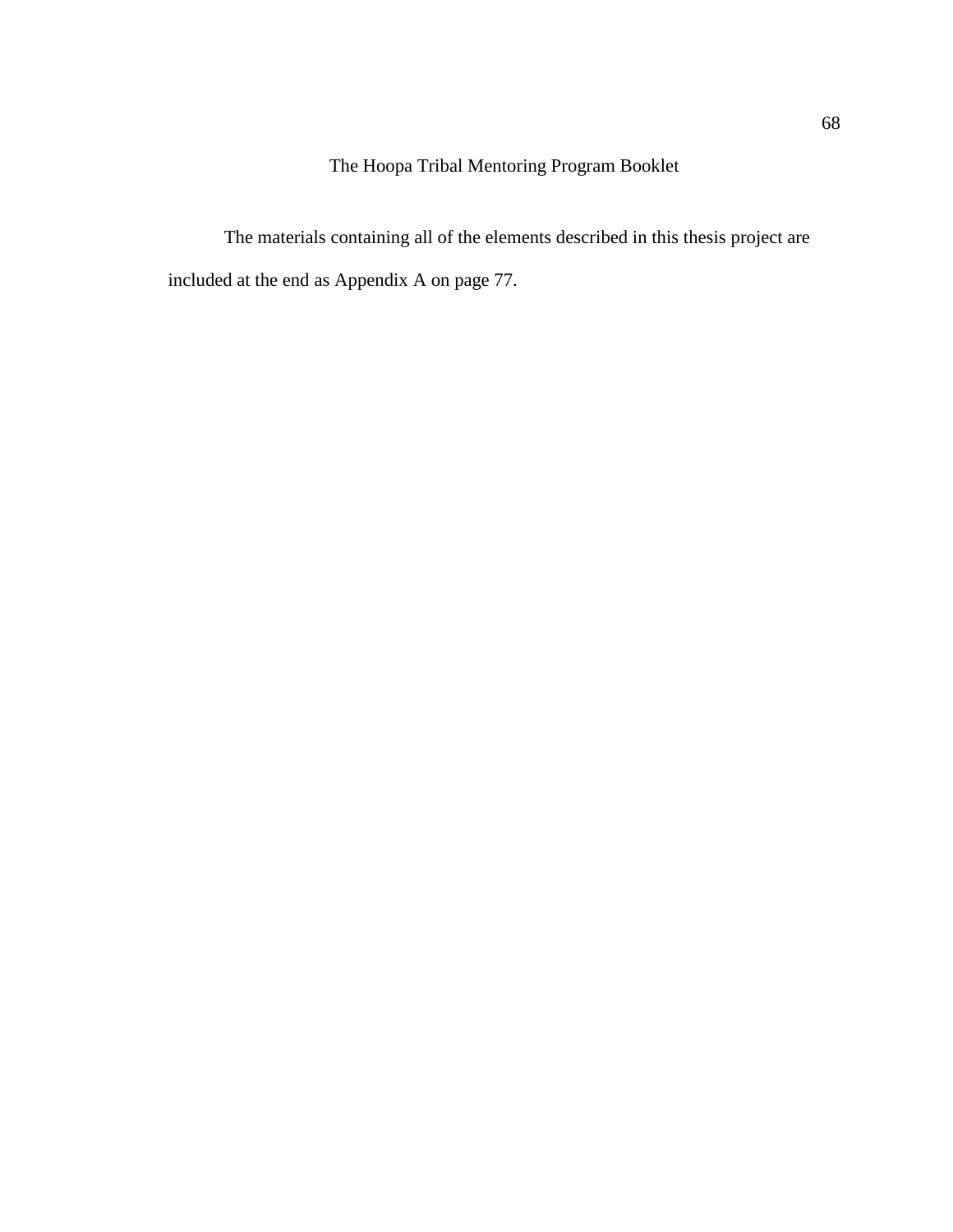# The Hoopa Tribal Mentoring Program Booklet

The materials containing all of the elements described in this thesis project are included at the end as Appendix A on page 77.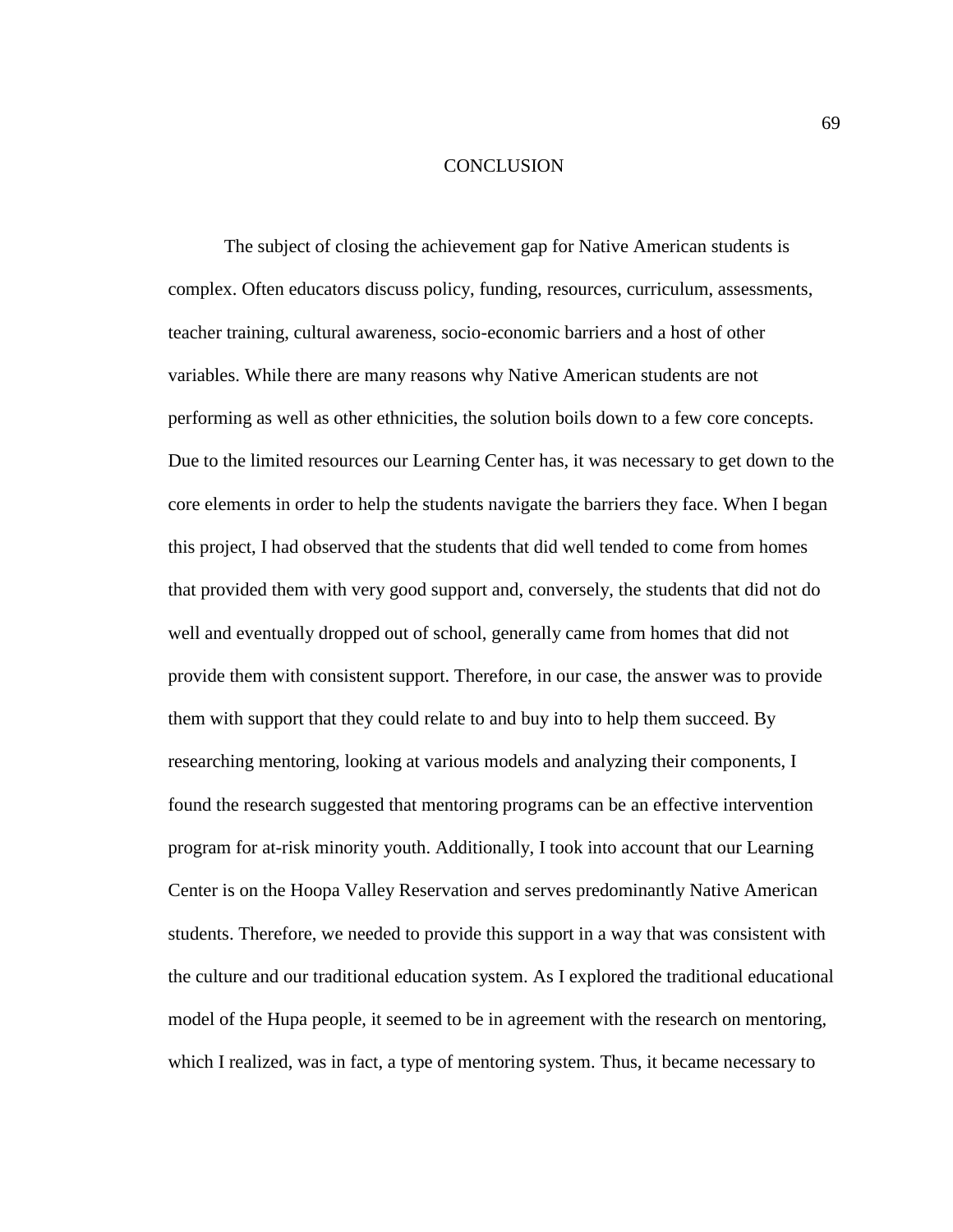# CONCLUSION

The subject of closing the achievement gap for Native American students is complex. Often educators discuss policy, funding, resources, curriculum, assessments, teacher training, cultural awareness, socio-economic barriers and a host of other variables. While there are many reasons why Native American students are not performing as well as other ethnicities, the solution boils down to a few core concepts. Due to the limited resources our Learning Center has, it was necessary to get down to the core elements in order to help the students navigate the barriers they face. When I began this project, I had observed that the students that did well tended to come from homes that provided them with very good support and, conversely, the students that did not do well and eventually dropped out of school, generally came from homes that did not provide them with consistent support. Therefore, in our case, the answer was to provide them with support that they could relate to and buy into to help them succeed. By researching mentoring, looking at various models and analyzing their components, I found the research suggested that mentoring programs can be an effective intervention program for at-risk minority youth. Additionally, I took into account that our Learning Center is on the Hoopa Valley Reservation and serves predominantly Native American students. Therefore, we needed to provide this support in a way that was consistent with the culture and our traditional education system. As I explored the traditional educational model of the Hupa people, it seemed to be in agreement with the research on mentoring, which I realized, was in fact, a type of mentoring system. Thus, it became necessary to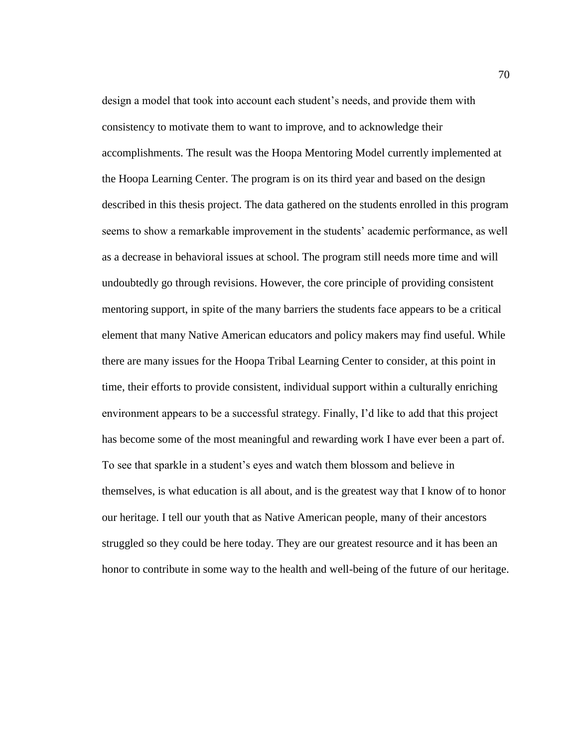design a model that took into account each student's needs, and provide them with consistency to motivate them to want to improve, and to acknowledge their accomplishments. The result was the Hoopa Mentoring Model currently implemented at the Hoopa Learning Center. The program is on its third year and based on the design described in this thesis project. The data gathered on the students enrolled in this program seems to show a remarkable improvement in the students' academic performance, as well as a decrease in behavioral issues at school. The program still needs more time and will undoubtedly go through revisions. However, the core principle of providing consistent mentoring support, in spite of the many barriers the students face appears to be a critical element that many Native American educators and policy makers may find useful. While there are many issues for the Hoopa Tribal Learning Center to consider, at this point in time, their efforts to provide consistent, individual support within a culturally enriching environment appears to be a successful strategy. Finally, I'd like to add that this project has become some of the most meaningful and rewarding work I have ever been a part of. To see that sparkle in a student's eyes and watch them blossom and believe in themselves, is what education is all about, and is the greatest way that I know of to honor our heritage. I tell our youth that as Native American people, many of their ancestors struggled so they could be here today. They are our greatest resource and it has been an honor to contribute in some way to the health and well-being of the future of our heritage.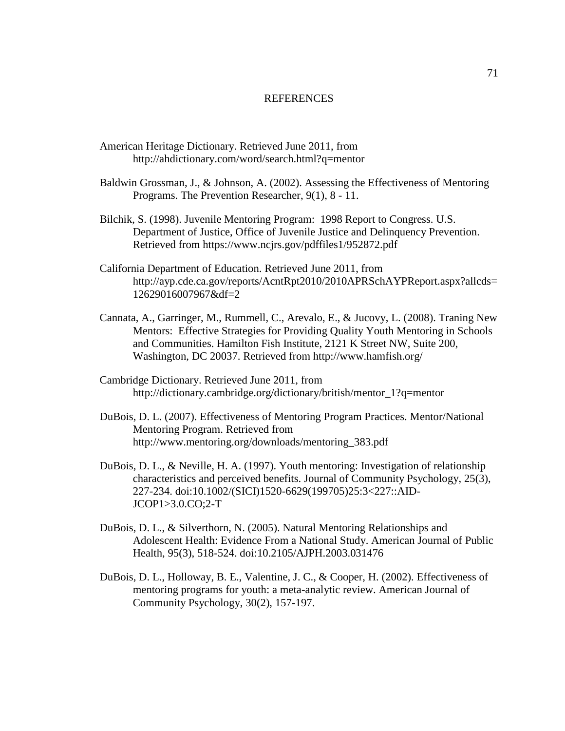# REFERENCES

American Heritage Dictionary. Retrieved June 2011, from http://ahdictionary.com/word/search.html?q=mentor

Baldwin Grossman, J., & Johnson, A. (2002). Assessing the Effectiveness of Mentoring Programs. The Prevention Researcher, 9(1), 8 - 11.

Bilchik, S. (1998). Juvenile Mentoring Program: 1998 Report to Congress. U.S. Department of Justice, Office of Juvenile Justice and Delinquency Prevention. Retrieved from https://www.ncjrs.gov/pdffiles1/952872.pdf

California Department of Education. Retrieved June 2011, from http://ayp.cde.ca.gov/reports/AcntRpt2010/2010APRSchAYPReport.aspx?allcds=12629016007967&df=2

Cannata, A., Garringer, M., Rummell, C., Arevalo, E., & Jucovy, L. (2008). Traning New Mentors: Effective Strategies for Providing Quality Youth Mentoring in Schools and Communities. Hamilton Fish Institute, 2121 K Street NW, Suite 200, Washington, DC 20037. Retrieved from http://www.hamfish.org/

Cambridge Dictionary. Retrieved June 2011, from http://dictionary.cambridge.org/dictionary/british/mentor_1?q=mentor

DuBois, D. L. (2007). Effectiveness of Mentoring Program Practices. Mentor/National Mentoring Program. Retrieved from http://www.mentoring.org/downloads/mentoring_383.pdf

DuBois, D. L., & Neville, H. A. (1997). Youth mentoring: Investigation of relationship characteristics and perceived benefits. Journal of Community Psychology, 25(3), 227-234. doi:10.1002/(SICI)1520-6629(199705)25:3<227::AID-JCOP1>3.0.CO;2-T

DuBois, D. L., & Silverthorn, N. (2005). Natural Mentoring Relationships and Adolescent Health: Evidence From a National Study. American Journal of Public Health, 95(3), 518-524. doi:10.2105/AJPH.2003.031476

DuBois, D. L., Holloway, B. E., Valentine, J. C., & Cooper, H. (2002). Effectiveness of mentoring programs for youth: a meta-analytic review. American Journal of Community Psychology, 30(2), 157-197.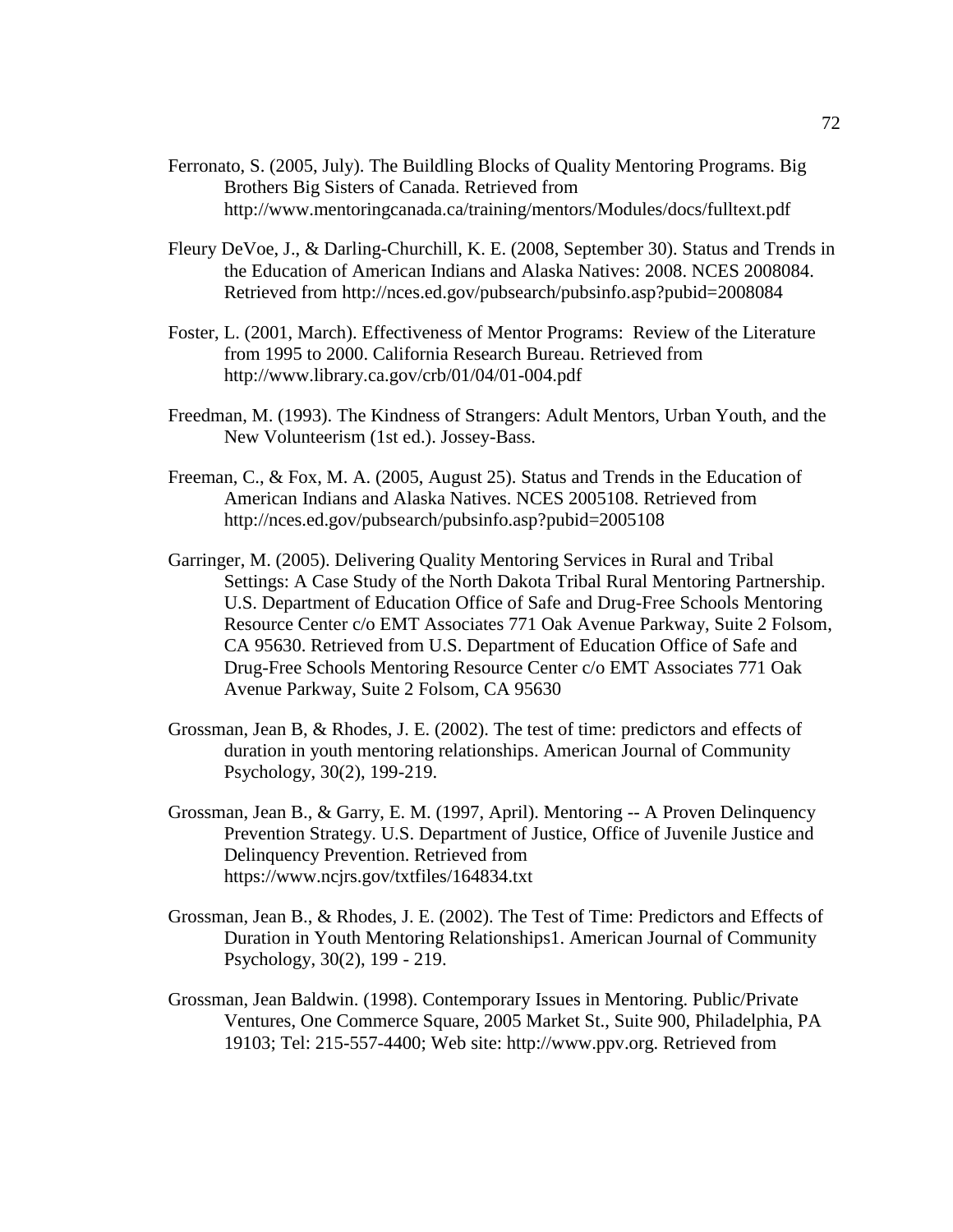Ferronato, S. (2005, July). The Buildling Blocks of Quality Mentoring Programs. Big Brothers Big Sisters of Canada. Retrieved from http://www.mentoringcanada.ca/training/mentors/Modules/docs/fulltext.pdf

Fleury DeVoe, J., & Darling-Churchill, K. E. (2008, September 30). Status and Trends in the Education of American Indians and Alaska Natives: 2008. NCES 2008084. Retrieved from http://nces.ed.gov/pubsearch/pubsinfo.asp?pubid=2008084

Foster, L. (2001, March). Effectiveness of Mentor Programs: Review of the Literature from 1995 to 2000. California Research Bureau. Retrieved from http://www.library.ca.gov/crb/01/04/01-004.pdf

Freedman, M. (1993). The Kindness of Strangers: Adult Mentors, Urban Youth, and the New Volunteerism (1st ed.). Jossey-Bass.

Freeman, C., & Fox, M. A. (2005, August 25). Status and Trends in the Education of American Indians and Alaska Natives. NCES 2005108. Retrieved from http://nces.ed.gov/pubsearch/pubsinfo.asp?pubid=2005108

Garringer, M. (2005). Delivering Quality Mentoring Services in Rural and Tribal Settings: A Case Study of the North Dakota Tribal Rural Mentoring Partnership. U.S. Department of Education Office of Safe and Drug-Free Schools Mentoring Resource Center c/o EMT Associates 771 Oak Avenue Parkway, Suite 2 Folsom, CA 95630. Retrieved from U.S. Department of Education Office of Safe and Drug-Free Schools Mentoring Resource Center c/o EMT Associates 771 Oak Avenue Parkway, Suite 2 Folsom, CA 95630

Grossman, Jean B, & Rhodes, J. E. (2002). The test of time: predictors and effects of duration in youth mentoring relationships. American Journal of Community Psychology, 30(2), 199-219.

Grossman, Jean B., & Garry, E. M. (1997, April). Mentoring -- A Proven Delinquency Prevention Strategy. U.S. Department of Justice, Office of Juvenile Justice and Delinquency Prevention. Retrieved from https://www.ncjrs.gov/txtfiles/164834.txt

Grossman, Jean B., & Rhodes, J. E. (2002). The Test of Time: Predictors and Effects of Duration in Youth Mentoring Relationships1. American Journal of Community Psychology, 30(2), 199 - 219.

Grossman, Jean Baldwin. (1998). Contemporary Issues in Mentoring. Public/Private Ventures, One Commerce Square, 2005 Market St., Suite 900, Philadelphia, PA 19103; Tel: 215-557-4400; Web site: http://www.ppv.org. Retrieved from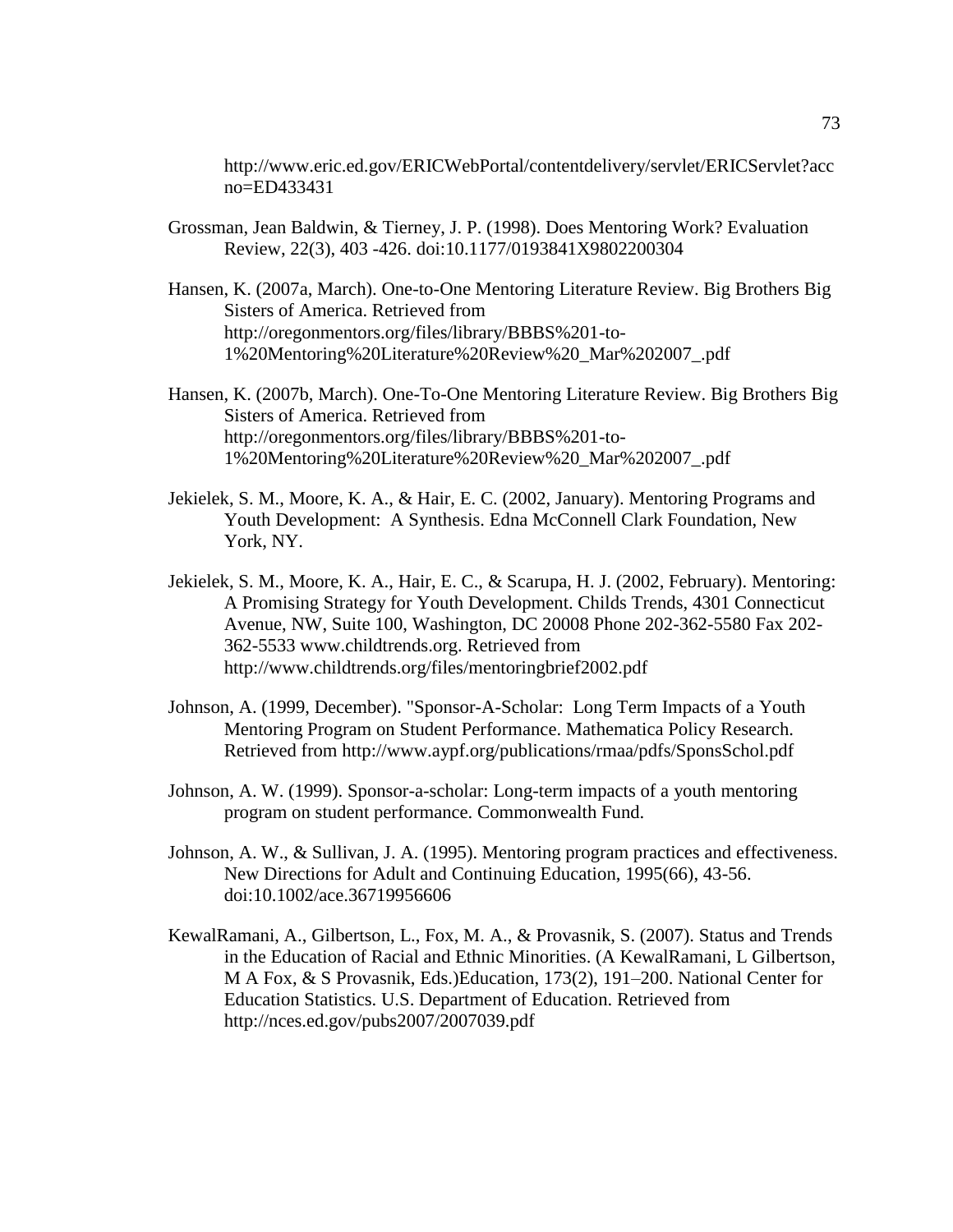http://www.eric.ed.gov/ERICWebPortal/contentdelivery/servlet/ERICServlet?accno=ED433431

Grossman, Jean Baldwin, & Tierney, J. P. (1998). Does Mentoring Work? Evaluation Review, 22(3), 403 -426. doi:10.1177/0193841X9802200304

Hansen, K. (2007a, March). One-to-One Mentoring Literature Review. Big Brothers Big Sisters of America. Retrieved from http://oregonmentors.org/files/library/BBBS%201-to-1%20Mentoring%20Literature%20Review%20_Mar%202007_.pdf

Hansen, K. (2007b, March). One-To-One Mentoring Literature Review. Big Brothers Big Sisters of America. Retrieved from http://oregonmentors.org/files/library/BBBS%201-to-1%20Mentoring%20Literature%20Review%20_Mar%202007_.pdf

Jekielek, S. M., Moore, K. A., & Hair, E. C. (2002, January). Mentoring Programs and Youth Development: A Synthesis. Edna McConnell Clark Foundation, New York, NY.

Jekielek, S. M., Moore, K. A., Hair, E. C., & Scarupa, H. J. (2002, February). Mentoring: A Promising Strategy for Youth Development. Childs Trends, 4301 Connecticut Avenue, NW, Suite 100, Washington, DC 20008 Phone 202-362-5580 Fax 202-362-5533 www.childtrends.org. Retrieved from http://www.childtrends.org/files/mentoringbrief2002.pdf

Johnson, A. (1999, December). "Sponsor-A-Scholar: Long Term Impacts of a Youth Mentoring Program on Student Performance. Mathematica Policy Research. Retrieved from http://www.aypf.org/publications/rmaa/pdfs/SponsSchol.pdf

Johnson, A. W. (1999). Sponsor-a-scholar: Long-term impacts of a youth mentoring program on student performance. Commonwealth Fund.

Johnson, A. W., & Sullivan, J. A. (1995). Mentoring program practices and effectiveness. New Directions for Adult and Continuing Education, 1995(66), 43-56. doi:10.1002/ace.36719956606

KewalRamani, A., Gilbertson, L., Fox, M. A., & Provasnik, S. (2007). Status and Trends in the Education of Racial and Ethnic Minorities. (A KewalRamani, L Gilbertson, M A Fox, & S Provasnik, Eds.)Education, 173(2), 191–200. National Center for Education Statistics. U.S. Department of Education. Retrieved from http://nces.ed.gov/pubs2007/2007039.pdf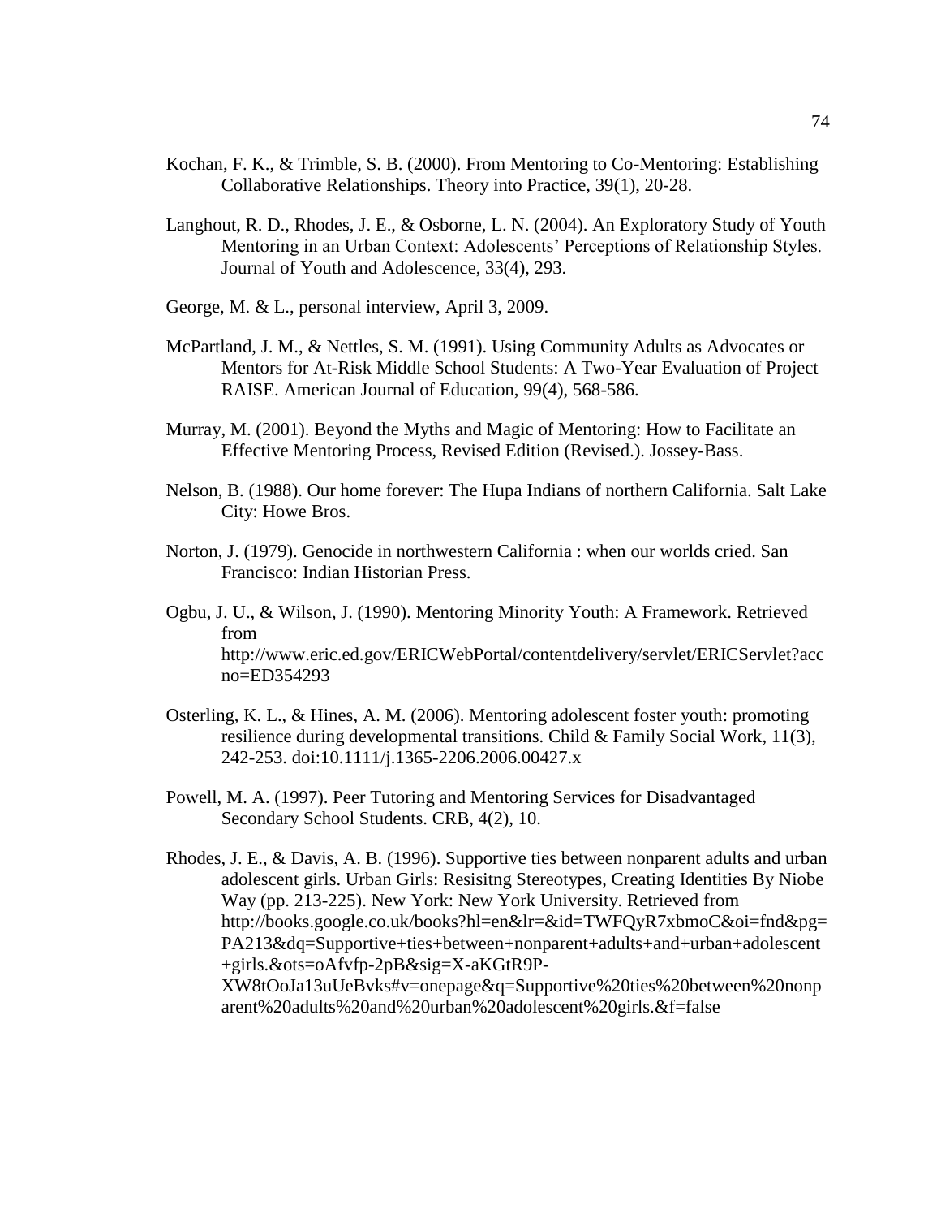Kochan, F. K., & Trimble, S. B. (2000). From Mentoring to Co-Mentoring: Establishing Collaborative Relationships. Theory into Practice, 39(1), 20-28.

Langhout, R. D., Rhodes, J. E., & Osborne, L. N. (2004). An Exploratory Study of Youth Mentoring in an Urban Context: Adolescents' Perceptions of Relationship Styles. Journal of Youth and Adolescence, 33(4), 293.

George, M. & L., personal interview, April 3, 2009.

McPartland, J. M., & Nettles, S. M. (1991). Using Community Adults as Advocates or Mentors for At-Risk Middle School Students: A Two-Year Evaluation of Project RAISE. American Journal of Education, 99(4), 568-586.

Murray, M. (2001). Beyond the Myths and Magic of Mentoring: How to Facilitate an Effective Mentoring Process, Revised Edition (Revised.). Jossey-Bass.

Nelson, B. (1988). Our home forever: The Hupa Indians of northern California. Salt Lake City: Howe Bros.

Norton, J. (1979). Genocide in northwestern California : when our worlds cried. San Francisco: Indian Historian Press.

Ogbu, J. U., & Wilson, J. (1990). Mentoring Minority Youth: A Framework. Retrieved from http://www.eric.ed.gov/ERICWebPortal/contentdelivery/servlet/ERICServlet?accno=ED354293

Osterling, K. L., & Hines, A. M. (2006). Mentoring adolescent foster youth: promoting resilience during developmental transitions. Child & Family Social Work, 11(3), 242-253. doi:10.1111/j.1365-2206.2006.00427.x

Powell, M. A. (1997). Peer Tutoring and Mentoring Services for Disadvantaged Secondary School Students. CRB, 4(2), 10.

Rhodes, J. E., & Davis, A. B. (1996). Supportive ties between nonparent adults and urban adolescent girls. Urban Girls: Resisitng Stereotypes, Creating Identities By Niobe Way (pp. 213-225). New York: New York University. Retrieved from http://books.google.co.uk/books?hl=en&lr=&id=TWFQyR7xbmoC&oi=fnd&pg=PA213&dq=Supportive+ties+between+nonparent+adults+and+urban+adolescent+girls.&ots=oAfvfp-2pB&sig=X-aKGtR9P-XW8tOoJa13uUeBvks#v=onepage&q=Supportive%20ties%20between%20nonparent%20adults%20and%20urban%20adolescent%20girls.&f=false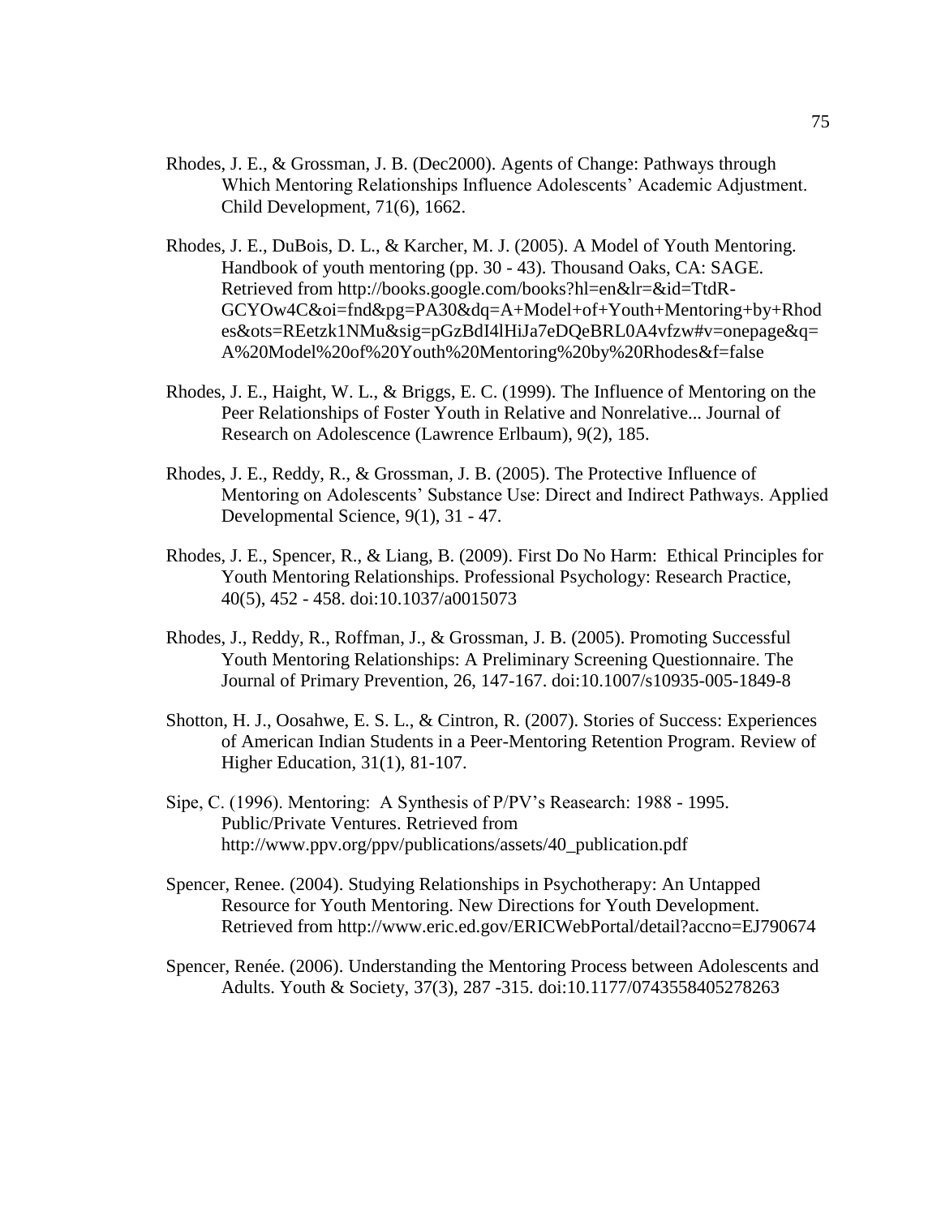Rhodes, J. E., & Grossman, J. B. (Dec2000). Agents of Change: Pathways through Which Mentoring Relationships Influence Adolescents' Academic Adjustment. Child Development, 71(6), 1662.

Rhodes, J. E., DuBois, D. L., & Karcher, M. J. (2005). A Model of Youth Mentoring. Handbook of youth mentoring (pp. 30 - 43). Thousand Oaks, CA: SAGE. Retrieved from http://books.google.com/books?hl=en&lr=&id=TtdR-GCYOw4C&oi=fnd&pg=PA30&dq=A+Model+of+Youth+Mentoring+by+Rhodes&ots=REetzk1NMu&sig=pGzBdI4lHiJa7eDQeBRL0A4vfzw#v=onepage&q=A%20Model%20of%20Youth%20Mentoring%20by%20Rhodes&f=false

Rhodes, J. E., Haight, W. L., & Briggs, E. C. (1999). The Influence of Mentoring on the Peer Relationships of Foster Youth in Relative and Nonrelative... Journal of Research on Adolescence (Lawrence Erlbaum), 9(2), 185.

Rhodes, J. E., Reddy, R., & Grossman, J. B. (2005). The Protective Influence of Mentoring on Adolescents' Substance Use: Direct and Indirect Pathways. Applied Developmental Science, 9(1), 31 - 47.

Rhodes, J. E., Spencer, R., & Liang, B. (2009). First Do No Harm: Ethical Principles for Youth Mentoring Relationships. Professional Psychology: Research Practice, 40(5), 452 - 458. doi:10.1037/a0015073

Rhodes, J., Reddy, R., Roffman, J., & Grossman, J. B. (2005). Promoting Successful Youth Mentoring Relationships: A Preliminary Screening Questionnaire. The Journal of Primary Prevention, 26, 147-167. doi:10.1007/s10935-005-1849-8

Shotton, H. J., Oosahwe, E. S. L., & Cintron, R. (2007). Stories of Success: Experiences of American Indian Students in a Peer-Mentoring Retention Program. Review of Higher Education, 31(1), 81-107.

Sipe, C. (1996). Mentoring: A Synthesis of P/PV's Reasearch: 1988 - 1995. Public/Private Ventures. Retrieved from http://www.ppv.org/ppv/publications/assets/40_publication.pdf

Spencer, Renee. (2004). Studying Relationships in Psychotherapy: An Untapped Resource for Youth Mentoring. New Directions for Youth Development. Retrieved from http://www.eric.ed.gov/ERICWebPortal/detail?accno=EJ790674

Spencer, Renée. (2006). Understanding the Mentoring Process between Adolescents and Adults. Youth & Society, 37(3), 287 -315. doi:10.1177/0743558405278263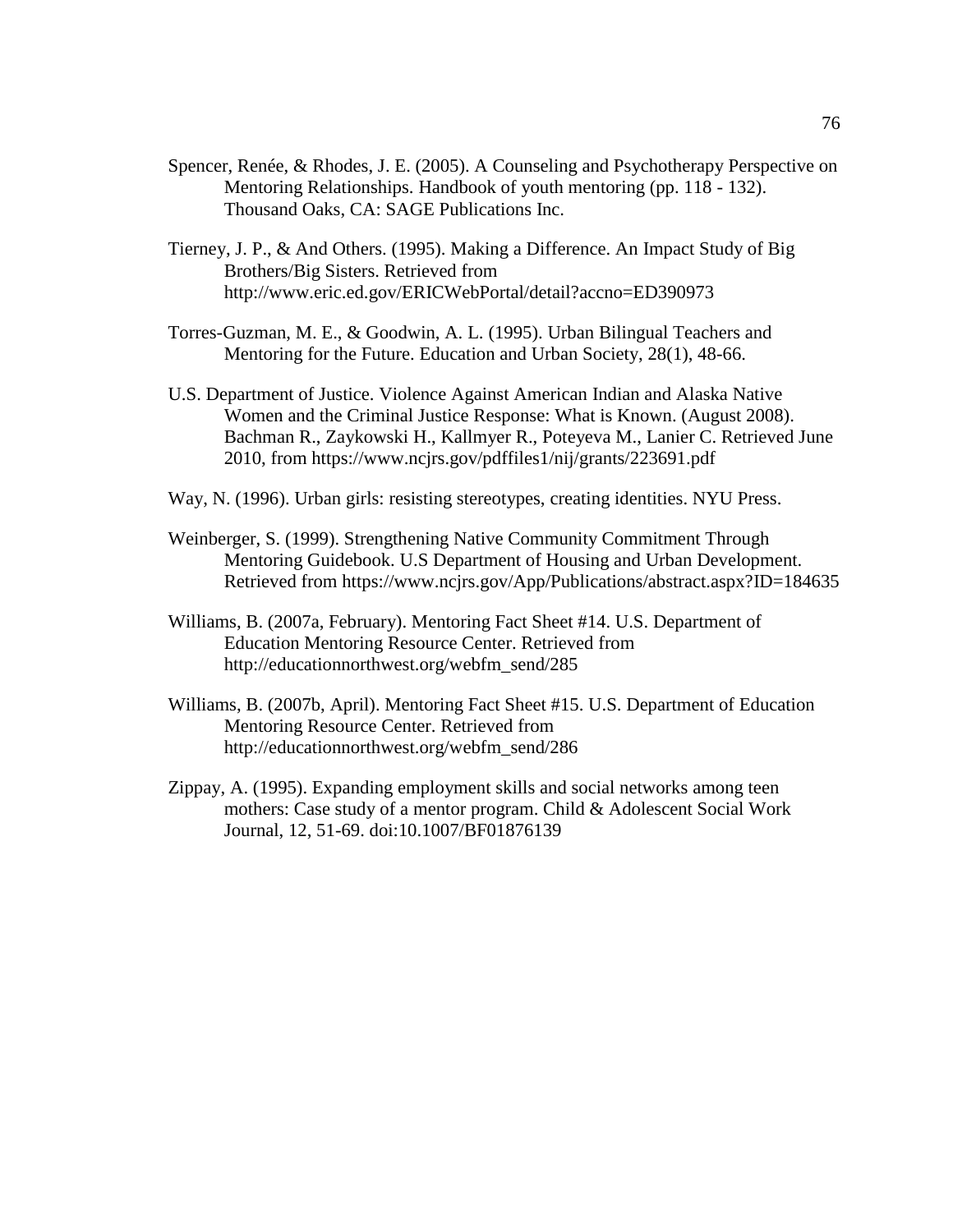Spencer, Renée, & Rhodes, J. E. (2005). A Counseling and Psychotherapy Perspective on Mentoring Relationships. Handbook of youth mentoring (pp. 118 - 132). Thousand Oaks, CA: SAGE Publications Inc.

Tierney, J. P., & And Others. (1995). Making a Difference. An Impact Study of Big Brothers/Big Sisters. Retrieved from http://www.eric.ed.gov/ERICWebPortal/detail?accno=ED390973

Torres-Guzman, M. E., & Goodwin, A. L. (1995). Urban Bilingual Teachers and Mentoring for the Future. Education and Urban Society, 28(1), 48-66.

U.S. Department of Justice. Violence Against American Indian and Alaska Native Women and the Criminal Justice Response: What is Known. (August 2008). Bachman R., Zaykowski H., Kallmyer R., Poteyeva M., Lanier C. Retrieved June 2010, from https://www.ncjrs.gov/pdffiles1/nij/grants/223691.pdf

Way, N. (1996). Urban girls: resisting stereotypes, creating identities. NYU Press.

Weinberger, S. (1999). Strengthening Native Community Commitment Through Mentoring Guidebook. U.S Department of Housing and Urban Development. Retrieved from https://www.ncjrs.gov/App/Publications/abstract.aspx?ID=184635

Williams, B. (2007a, February). Mentoring Fact Sheet #14. U.S. Department of Education Mentoring Resource Center. Retrieved from http://educationnorthwest.org/webfm_send/285

Williams, B. (2007b, April). Mentoring Fact Sheet #15. U.S. Department of Education Mentoring Resource Center. Retrieved from http://educationnorthwest.org/webfm_send/286

Zippay, A. (1995). Expanding employment skills and social networks among teen mothers: Case study of a mentor program. Child & Adolescent Social Work Journal, 12, 51-69. doi:10.1007/BF01876139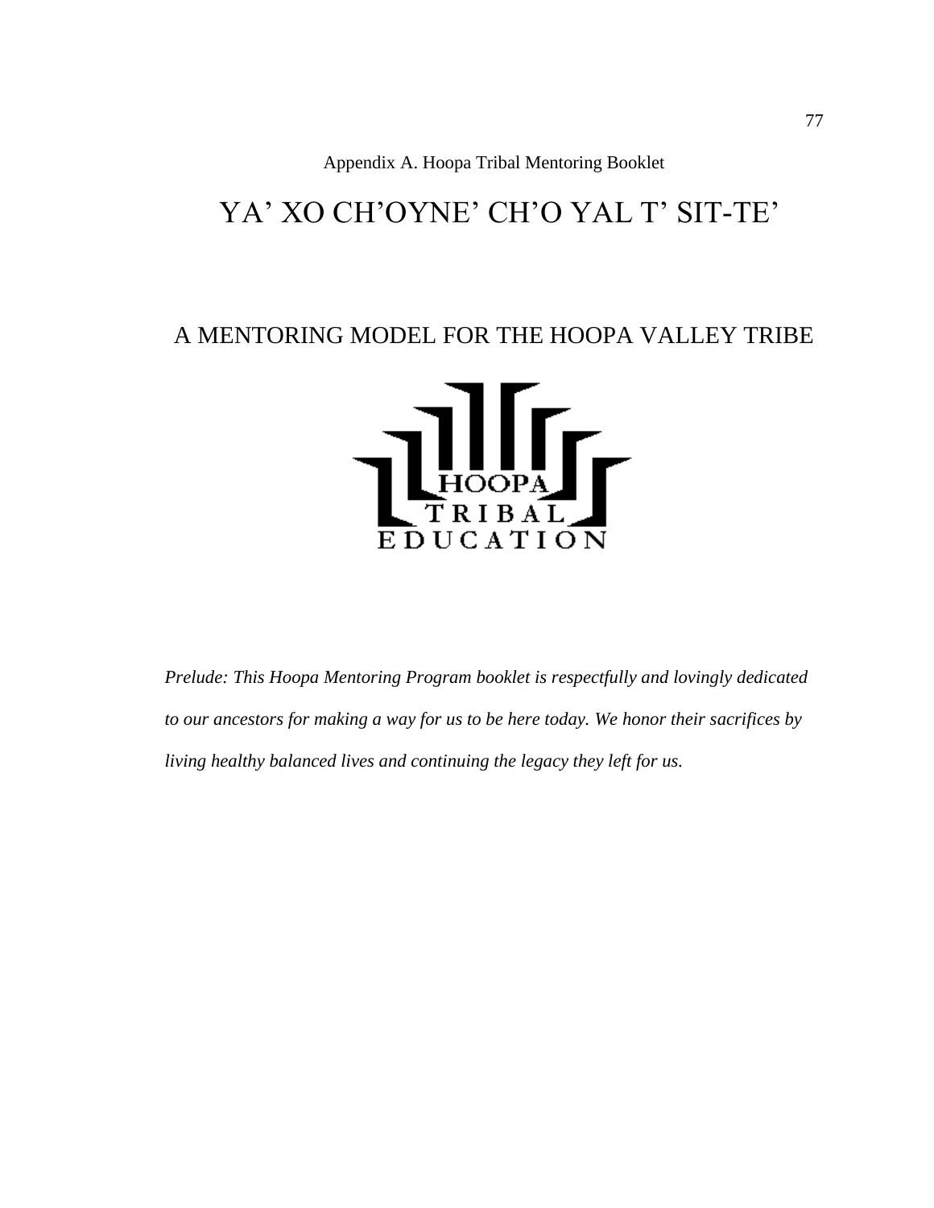Appendix A. Hoopa Tribal Mentoring Booklet

# YA' XO CH'OYNE' CH'O YAL T' SIT-TE'

## A MENTORING MODEL FOR THE HOOPA VALLEY TRIBE

HOOPA TRIBAL EDUCATION

*Prelude: This Hoopa Mentoring Program booklet is respectfully and lovingly dedicated to our ancestors for making a way for us to be here today. We honor their sacrifices by living healthy balanced lives and continuing the legacy they left for us.*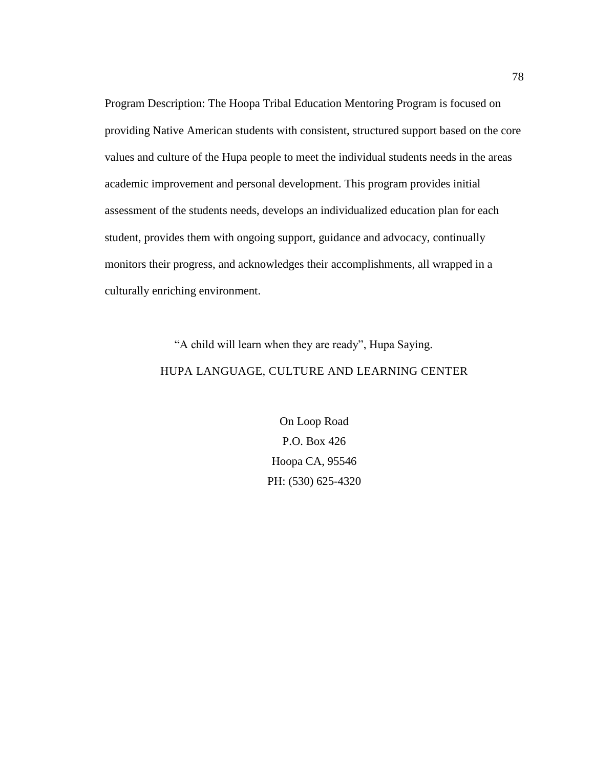Program Description: The Hoopa Tribal Education Mentoring Program is focused on providing Native American students with consistent, structured support based on the core values and culture of the Hupa people to meet the individual students needs in the areas academic improvement and personal development. This program provides initial assessment of the students needs, develops an individualized education plan for each student, provides them with ongoing support, guidance and advocacy, continually monitors their progress, and acknowledges their accomplishments, all wrapped in a culturally enriching environment.

"A child will learn when they are ready", Hupa Saying.

HUPA LANGUAGE, CULTURE AND LEARNING CENTER

On Loop Road
P.O. Box 426
Hoopa CA, 95546
PH: (530) 625-4320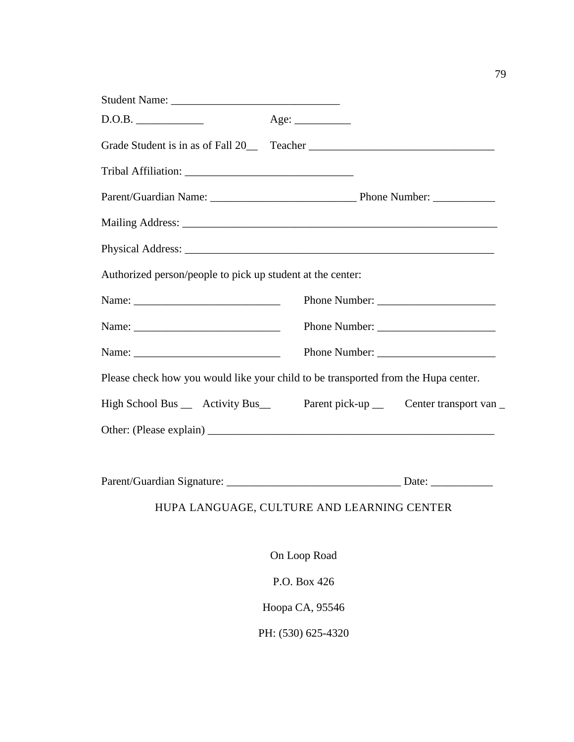Student Name: ______________________________

D.O.B. ____________                    Age: __________

Grade Student is in as of Fall 20__    Teacher _________________________________

Tribal Affiliation: ______________________________

Parent/Guardian Name: _________________________ Phone Number: ___________

Mailing Address: _________________________________________________________

Physical Address: ________________________________________________________

Authorized person/people to pick up student at the center:

Name: __________________________    Phone Number: _____________________

Name: __________________________    Phone Number: _____________________

Name: __________________________    Phone Number: _____________________

Please check how you would like your child to be transported from the Hupa center.

High School Bus __    Activity Bus__    Parent pick-up __    Center transport van _

Other: (Please explain) ___________________________________________________

Parent/Guardian Signature: ______________________________ Date: ___________

HUPA LANGUAGE, CULTURE AND LEARNING CENTER

On Loop Road

P.O. Box 426

Hoopa CA, 95546

PH: (530) 625-4320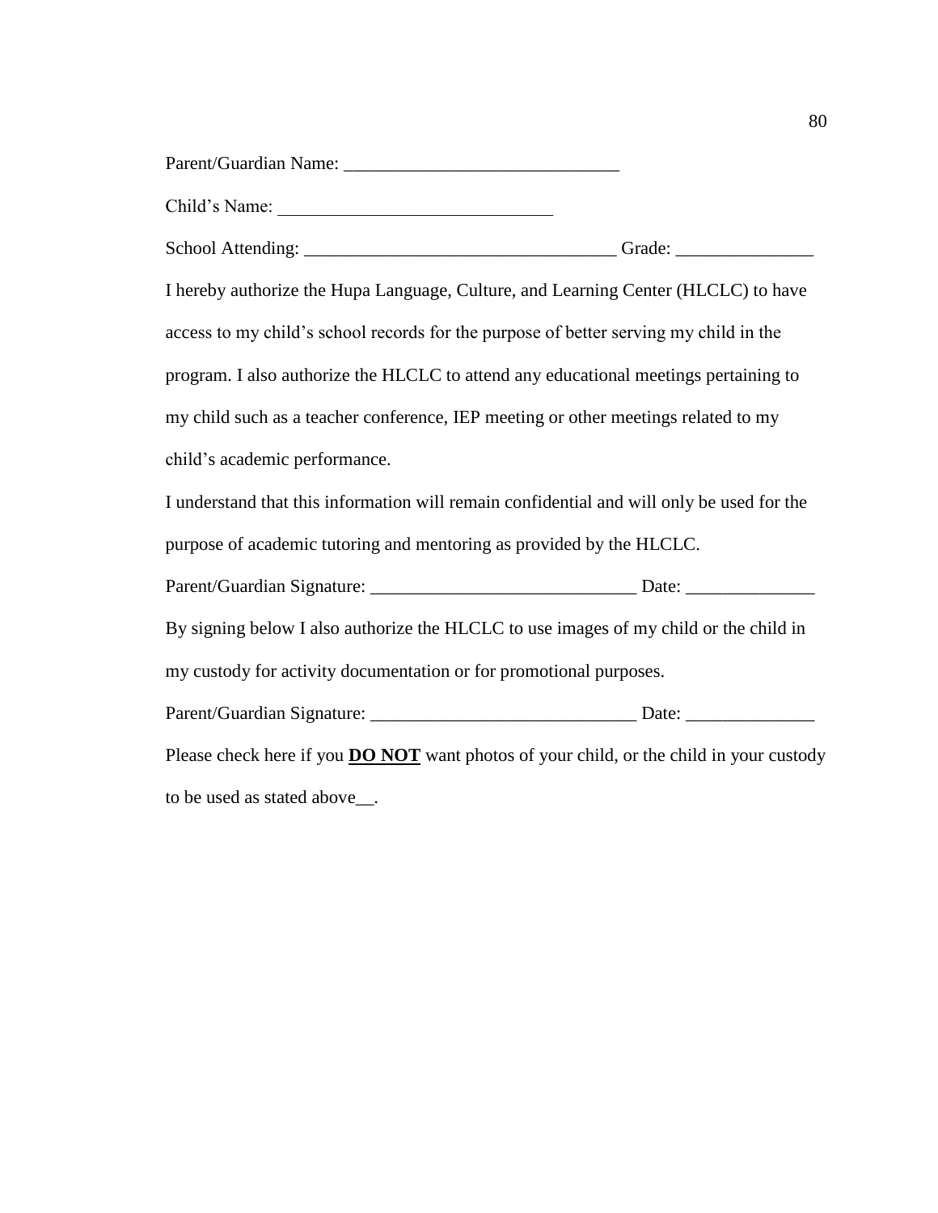Parent/Guardian Name: ______________________________

Child's Name: ______________________________

School Attending: _________________________________ Grade: _______________

I hereby authorize the Hupa Language, Culture, and Learning Center (HLCLC) to have access to my child's school records for the purpose of better serving my child in the program. I also authorize the HLCLC to attend any educational meetings pertaining to my child such as a teacher conference, IEP meeting or other meetings related to my child's academic performance.

I understand that this information will remain confidential and will only be used for the purpose of academic tutoring and mentoring as provided by the HLCLC.

Parent/Guardian Signature: _____________________________ Date: ______________

By signing below I also authorize the HLCLC to use images of my child or the child in my custody for activity documentation or for promotional purposes.

Parent/Guardian Signature: _____________________________ Date: ______________

Please check here if you **DO NOT** want photos of your child, or the child in your custody to be used as stated above__.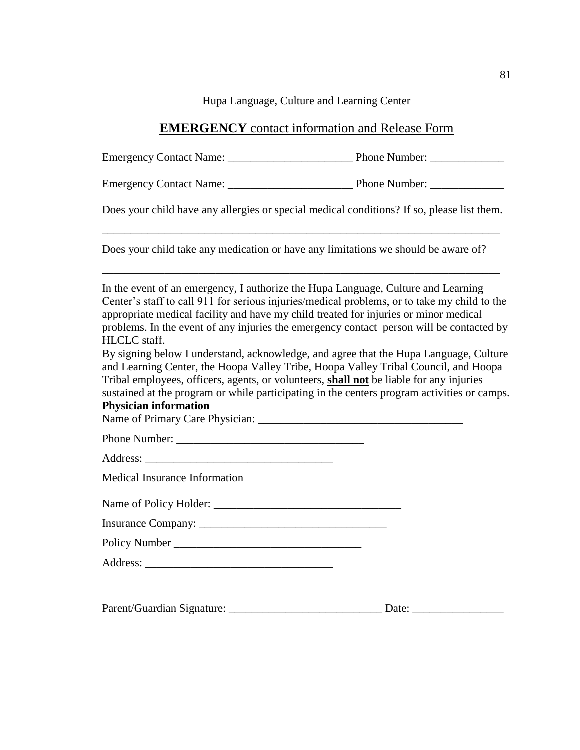Hupa Language, Culture and Learning Center

## **EMERGENCY** contact information and Release Form

Emergency Contact Name: ______________________ Phone Number: _____________

Emergency Contact Name: ______________________ Phone Number: _____________

Does your child have any allergies or special medical conditions? If so, please list them.

________________________________________________________________________

Does your child take any medication or have any limitations we should be aware of?

________________________________________________________________________

In the event of an emergency, I authorize the Hupa Language, Culture and Learning Center's staff to call 911 for serious injuries/medical problems, or to take my child to the appropriate medical facility and have my child treated for injuries or minor medical problems. In the event of any injuries the emergency contact person will be contacted by HLCLC staff.

By signing below I understand, acknowledge, and agree that the Hupa Language, Culture and Learning Center, the Hoopa Valley Tribe, Hoopa Valley Tribal Council, and Hoopa Tribal employees, officers, agents, or volunteers, **shall not** be liable for any injuries sustained at the program or while participating in the centers program activities or camps.

**Physician information**

Name of Primary Care Physician: ____________________________________

Phone Number: _________________________________

Address: _________________________________

Medical Insurance Information

Name of Policy Holder: _________________________________

Insurance Company: _________________________________

Policy Number _________________________________

Address: _________________________________

Parent/Guardian Signature: ___________________________ Date: ________________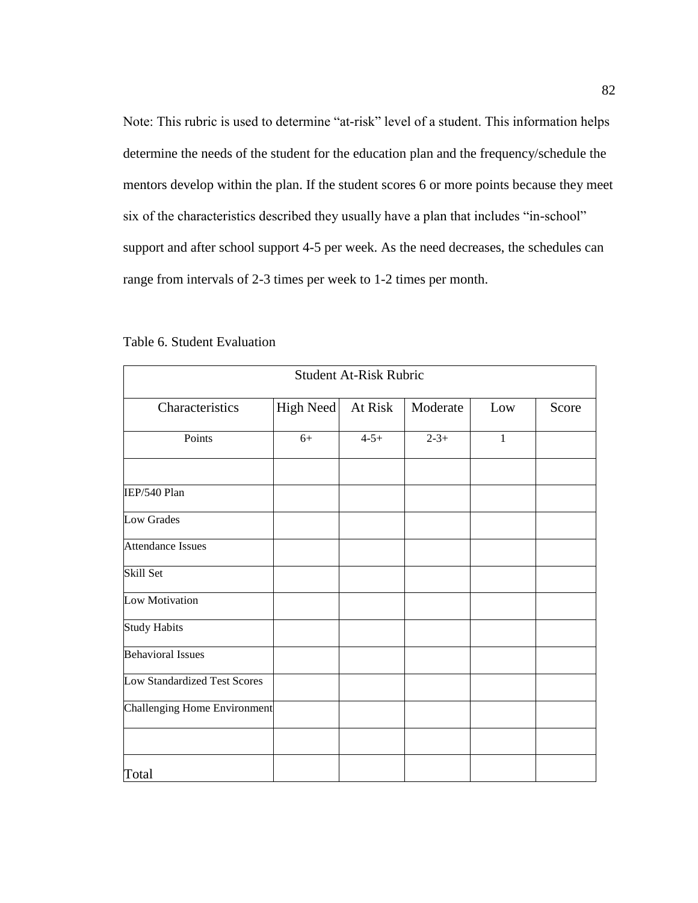Note: This rubric is used to determine "at-risk" level of a student. This information helps determine the needs of the student for the education plan and the frequency/schedule the mentors develop within the plan. If the student scores 6 or more points because they meet six of the characteristics described they usually have a plan that includes "in-school" support and after school support 4-5 per week. As the need decreases, the schedules can range from intervals of 2-3 times per week to 1-2 times per month.

Table 6. Student Evaluation

| Student At-Risk Rubric | | | | | |
|---|---|---|---|---|---|
| Characteristics | High Need | At Risk | Moderate | Low | Score |
| Points | 6+ | 4-5+ | 2-3+ | 1 | |
| | | | | | |
| IEP/540 Plan | | | | | |
| Low Grades | | | | | |
| Attendance Issues | | | | | |
| Skill Set | | | | | |
| Low Motivation | | | | | |
| Study Habits | | | | | |
| Behavioral Issues | | | | | |
| Low Standardized Test Scores | | | | | |
| Challenging Home Environment | | | | | |
| | | | | | |
| Total | | | | | |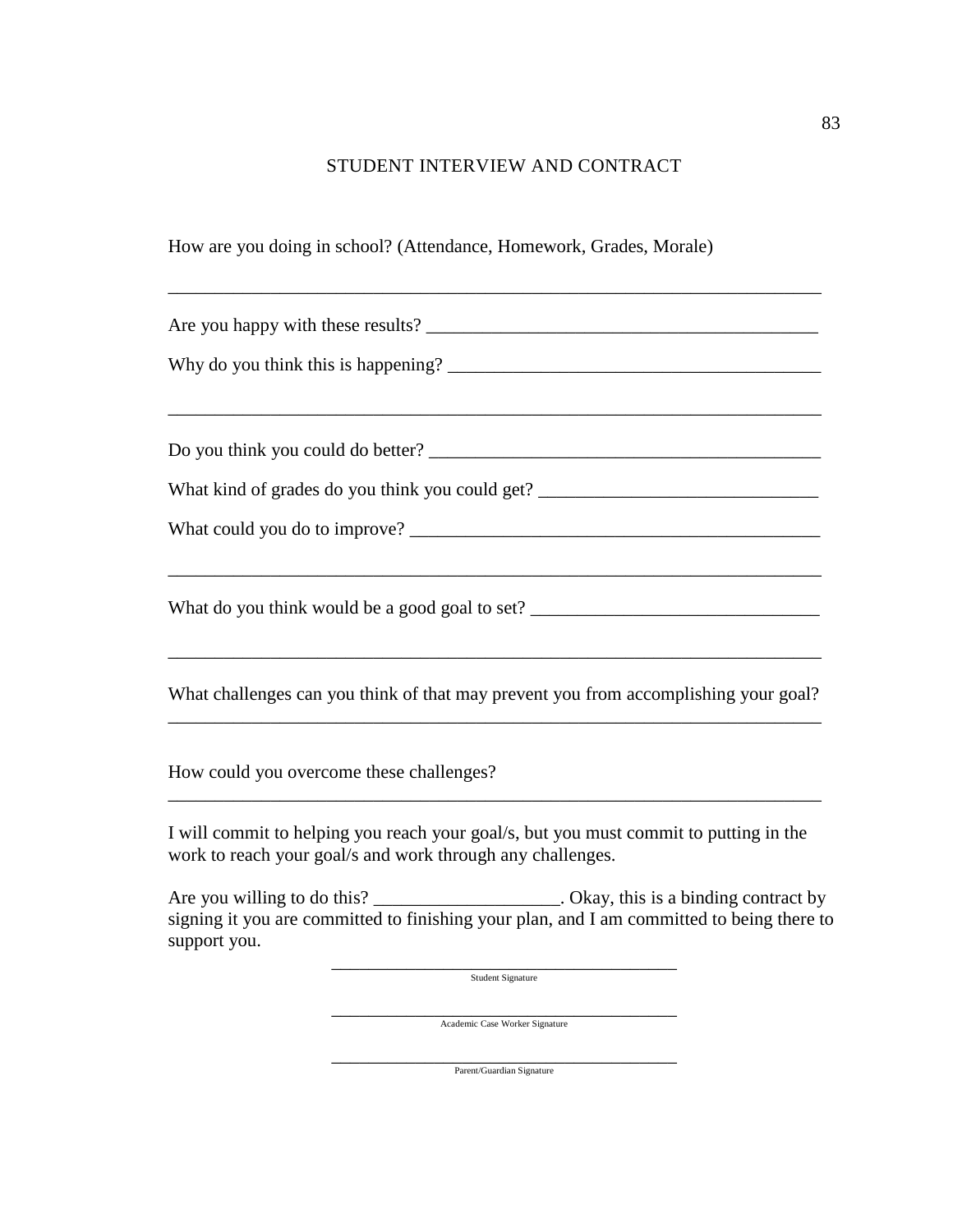# STUDENT INTERVIEW AND CONTRACT

How are you doing in school? (Attendance, Homework, Grades, Morale)

________________________________________________________________________

Are you happy with these results? ___________________________________________

Why do you think this is happening? _________________________________________

________________________________________________________________________

Do you think you could do better? ___________________________________________

What kind of grades do you think you could get? ______________________________

What could you do to improve? _____________________________________________

________________________________________________________________________

What do you think would be a good goal to set? _______________________________

________________________________________________________________________

What challenges can you think of that may prevent you from accomplishing your goal?
________________________________________________________________________

How could you overcome these challenges?
________________________________________________________________________

I will commit to helping you reach your goal/s, but you must commit to putting in the work to reach your goal/s and work through any challenges.

Are you willing to do this? ____________________. Okay, this is a binding contract by signing it you are committed to finishing your plan, and I am committed to being there to support you.

________________________________________
Student Signature

________________________________________
Academic Case Worker Signature

________________________________________
Parent/Guardian Signature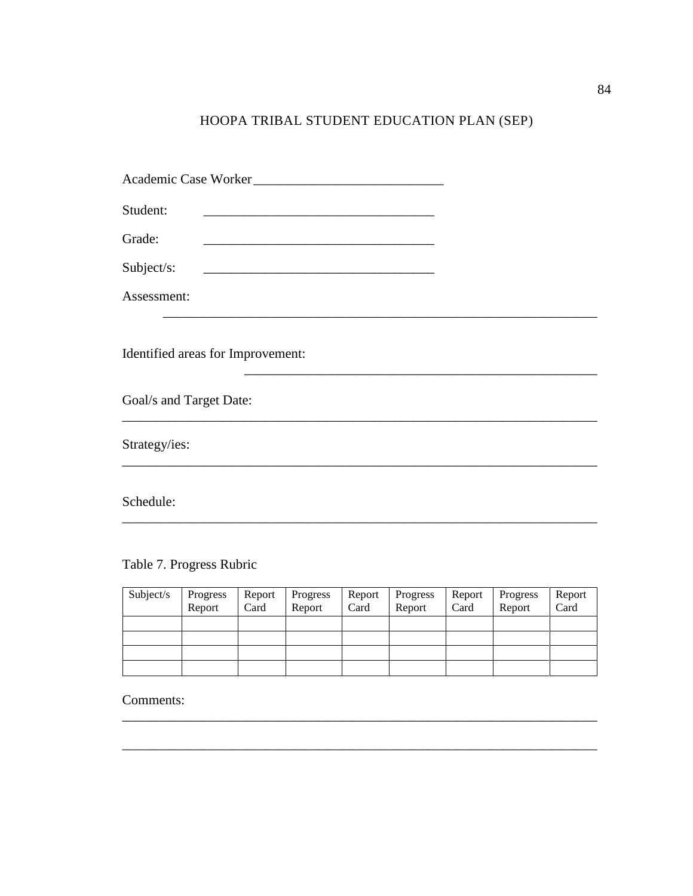# HOOPA TRIBAL STUDENT EDUCATION PLAN (SEP)

Academic Case Worker ____________________________

Student: __________________________________

Grade: __________________________________

Subject/s: __________________________________

Assessment:

_________________________________________________________________

Identified areas for Improvement:

_____________________________________________________

Goal/s and Target Date:

_______________________________________________________________________

Strategy/ies:

_______________________________________________________________________

Schedule:

_______________________________________________________________________

Table 7. Progress Rubric

| Subject/s | Progress Report | Report Card | Progress Report | Report Card | Progress Report | Report Card | Progress Report | Report Card |
|---|---|---|---|---|---|---|---|---|
| | | | | | | | | |
| | | | | | | | | |
| | | | | | | | | |
| | | | | | | | | |

Comments:

_______________________________________________________________________

_______________________________________________________________________